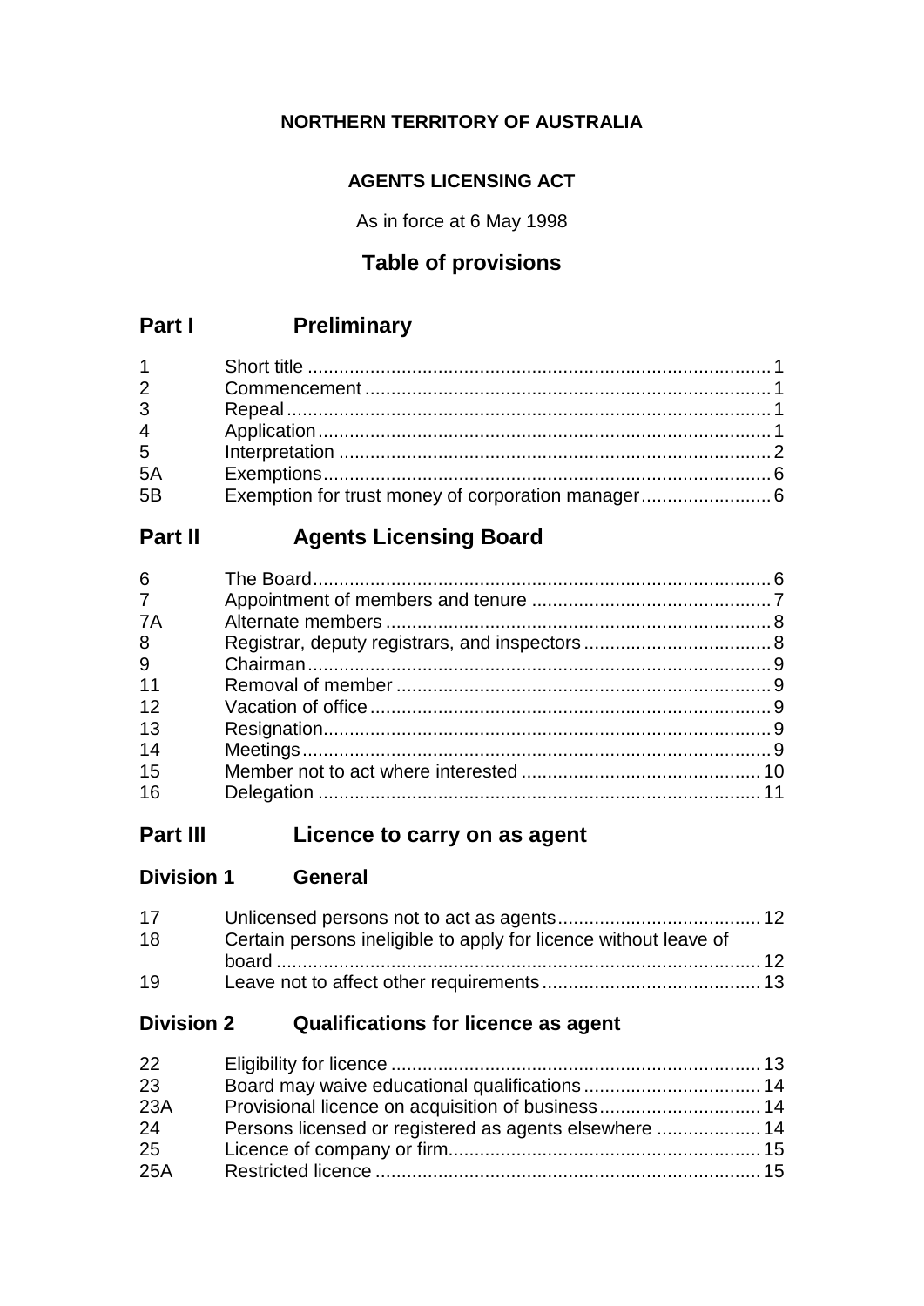**NORTHERN TERRITORY OF AUSTRALIA**

**AGENTS LICENSING ACT**

As in force at 6 May 1998

## Table of provisions

## Part I Preliminary

| | | |
|---|---|---|
| 1 | Short title | 1 |
| 2 | Commencement | 1 |
| 3 | Repeal | 1 |
| 4 | Application | 1 |
| 5 | Interpretation | 2 |
| 5A | Exemptions | 6 |
| 5B | Exemption for trust money of corporation manager | 6 |

## Part II Agents Licensing Board

| | | |
|---|---|---|
| 6 | The Board | 6 |
| 7 | Appointment of members and tenure | 7 |
| 7A | Alternate members | 8 |
| 8 | Registrar, deputy registrars, and inspectors | 8 |
| 9 | Chairman | 9 |
| 11 | Removal of member | 9 |
| 12 | Vacation of office | 9 |
| 13 | Resignation | 9 |
| 14 | Meetings | 9 |
| 15 | Member not to act where interested | 10 |
| 16 | Delegation | 11 |

## Part III Licence to carry on as agent

### Division 1 General

| | | |
|---|---|---|
| 17 | Unlicensed persons not to act as agents | 12 |
| 18 | Certain persons ineligible to apply for licence without leave of board | 12 |
| 19 | Leave not to affect other requirements | 13 |

### Division 2 Qualifications for licence as agent

| | | |
|---|---|---|
| 22 | Eligibility for licence | 13 |
| 23 | Board may waive educational qualifications | 14 |
| 23A | Provisional licence on acquisition of business | 14 |
| 24 | Persons licensed or registered as agents elsewhere | 14 |
| 25 | Licence of company or firm | 15 |
| 25A | Restricted licence | 15 |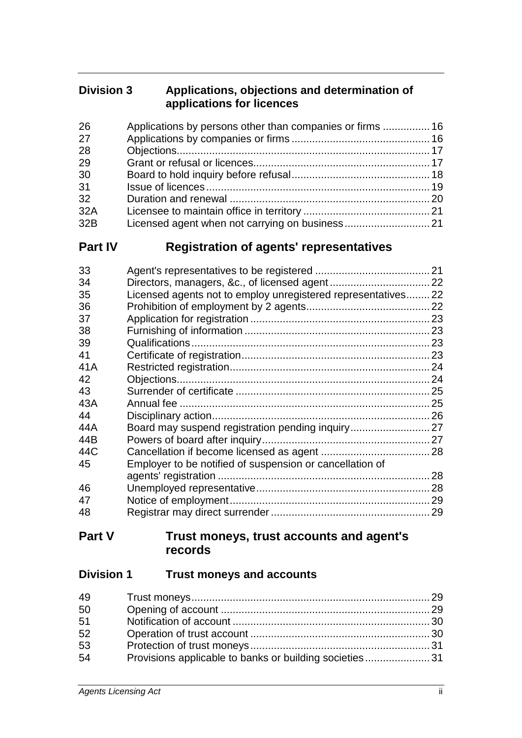### Division 3 Applications, objections and determination of applications for licences

| | | |
|---|---|---|
| 26 | Applications by persons other than companies or firms | 16 |
| 27 | Applications by companies or firms | 16 |
| 28 | Objections | 17 |
| 29 | Grant or refusal or licences | 17 |
| 30 | Board to hold inquiry before refusal | 18 |
| 31 | Issue of licences | 19 |
| 32 | Duration and renewal | 20 |
| 32A | Licensee to maintain office in territory | 21 |
| 32B | Licensed agent when not carrying on business | 21 |

## Part IV Registration of agents' representatives

| | | |
|---|---|---|
| 33 | Agent's representatives to be registered | 21 |
| 34 | Directors, managers, &c., of licensed agent | 22 |
| 35 | Licensed agents not to employ unregistered representatives | 22 |
| 36 | Prohibition of employment by 2 agents | 22 |
| 37 | Application for registration | 23 |
| 38 | Furnishing of information | 23 |
| 39 | Qualifications | 23 |
| 41 | Certificate of registration | 23 |
| 41A | Restricted registration | 24 |
| 42 | Objections | 24 |
| 43 | Surrender of certificate | 25 |
| 43A | Annual fee | 25 |
| 44 | Disciplinary action | 26 |
| 44A | Board may suspend registration pending inquiry | 27 |
| 44B | Powers of board after inquiry | 27 |
| 44C | Cancellation if become licensed as agent | 28 |
| 45 | Employer to be notified of suspension or cancellation of agents' registration | 28 |
| 46 | Unemployed representative | 28 |
| 47 | Notice of employment | 29 |
| 48 | Registrar may direct surrender | 29 |

## Part V Trust moneys, trust accounts and agent's records

### Division 1 Trust moneys and accounts

| | | |
|---|---|---|
| 49 | Trust moneys | 29 |
| 50 | Opening of account | 29 |
| 51 | Notification of account | 30 |
| 52 | Operation of trust account | 30 |
| 53 | Protection of trust moneys | 31 |
| 54 | Provisions applicable to banks or building societies | 31 |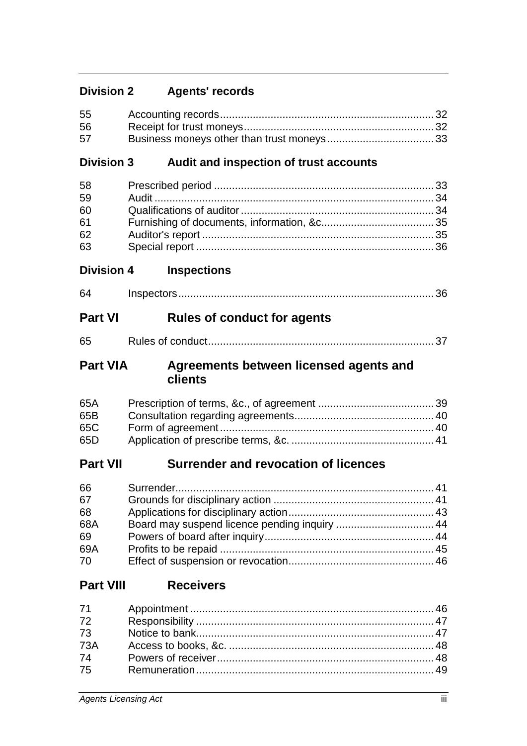## Division 2 Agents' records

| | | |
|---|---|---|
| 55 | Accounting records | 32 |
| 56 | Receipt for trust moneys | 32 |
| 57 | Business moneys other than trust moneys | 33 |

## Division 3 Audit and inspection of trust accounts

| | | |
|---|---|---|
| 58 | Prescribed period | 33 |
| 59 | Audit | 34 |
| 60 | Qualifications of auditor | 34 |
| 61 | Furnishing of documents, information, &c. | 35 |
| 62 | Auditor's report | 35 |
| 63 | Special report | 36 |

## Division 4 Inspections

| | | |
|---|---|---|
| 64 | Inspectors | 36 |

# Part VI Rules of conduct for agents

| | | |
|---|---|---|
| 65 | Rules of conduct | 37 |

# Part VIA Agreements between licensed agents and clients

| | | |
|---|---|---|
| 65A | Prescription of terms, &c., of agreement | 39 |
| 65B | Consultation regarding agreements | 40 |
| 65C | Form of agreement | 40 |
| 65D | Application of prescribe terms, &c. | 41 |

# Part VII Surrender and revocation of licences

| | | |
|---|---|---|
| 66 | Surrender | 41 |
| 67 | Grounds for disciplinary action | 41 |
| 68 | Applications for disciplinary action | 43 |
| 68A | Board may suspend licence pending inquiry | 44 |
| 69 | Powers of board after inquiry | 44 |
| 69A | Profits to be repaid | 45 |
| 70 | Effect of suspension or revocation | 46 |

# Part VIII Receivers

| | | |
|---|---|---|
| 71 | Appointment | 46 |
| 72 | Responsibility | 47 |
| 73 | Notice to bank | 47 |
| 73A | Access to books, &c. | 48 |
| 74 | Powers of receiver | 48 |
| 75 | Remuneration | 49 |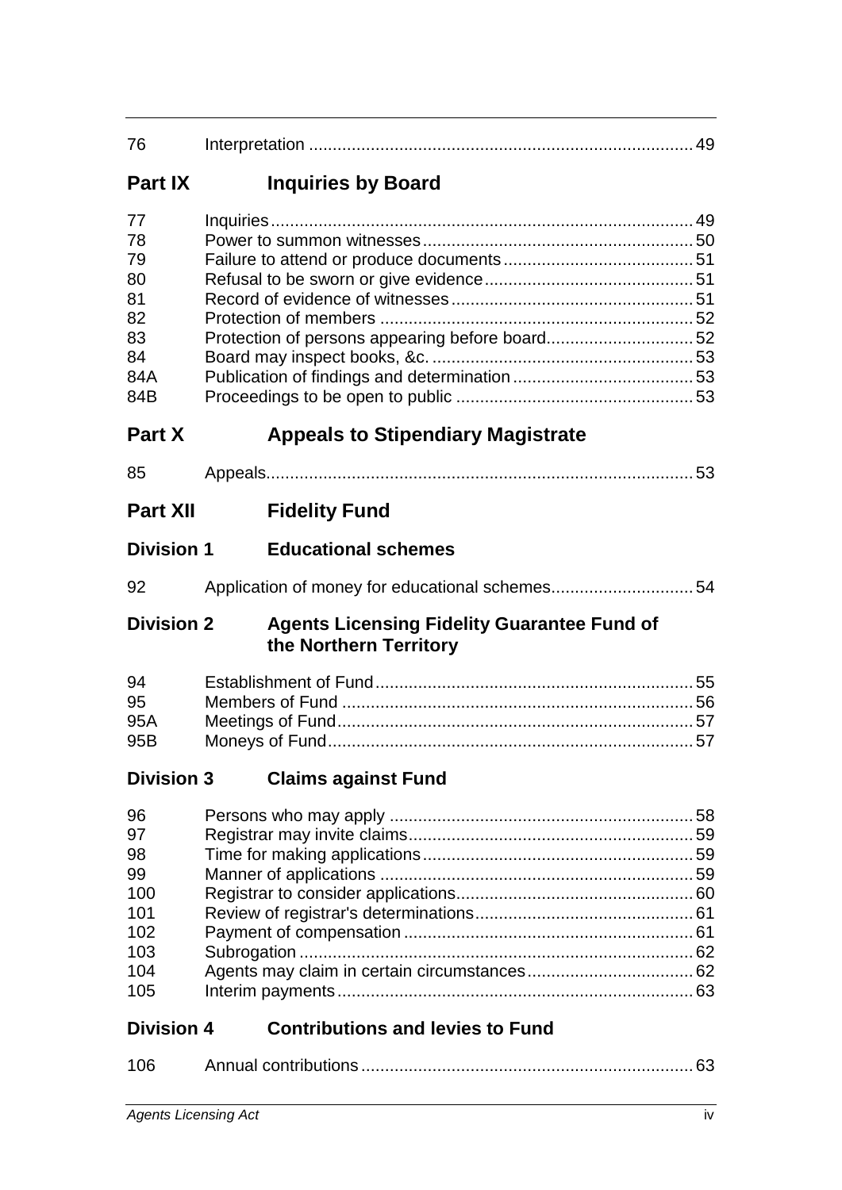| | | |
|---|---|---|
| 76 | Interpretation | 49 |

## Part IX Inquiries by Board

| | | |
|---|---|---|
| 77 | Inquiries | 49 |
| 78 | Power to summon witnesses | 50 |
| 79 | Failure to attend or produce documents | 51 |
| 80 | Refusal to be sworn or give evidence | 51 |
| 81 | Record of evidence of witnesses | 51 |
| 82 | Protection of members | 52 |
| 83 | Protection of persons appearing before board | 52 |
| 84 | Board may inspect books, &c. | 53 |
| 84A | Publication of findings and determination | 53 |
| 84B | Proceedings to be open to public | 53 |

## Part X Appeals to Stipendiary Magistrate

| | | |
|---|---|---|
| 85 | Appeals | 53 |

## Part XII Fidelity Fund

### Division 1 Educational schemes

| | | |
|---|---|---|
| 92 | Application of money for educational schemes | 54 |

### Division 2 Agents Licensing Fidelity Guarantee Fund of the Northern Territory

| | | |
|---|---|---|
| 94 | Establishment of Fund | 55 |
| 95 | Members of Fund | 56 |
| 95A | Meetings of Fund | 57 |
| 95B | Moneys of Fund | 57 |

### Division 3 Claims against Fund

| | | |
|---|---|---|
| 96 | Persons who may apply | 58 |
| 97 | Registrar may invite claims | 59 |
| 98 | Time for making applications | 59 |
| 99 | Manner of applications | 59 |
| 100 | Registrar to consider applications | 60 |
| 101 | Review of registrar's determinations | 61 |
| 102 | Payment of compensation | 61 |
| 103 | Subrogation | 62 |
| 104 | Agents may claim in certain circumstances | 62 |
| 105 | Interim payments | 63 |

### Division 4 Contributions and levies to Fund

| | | |
|---|---|---|
| 106 | Annual contributions | 63 |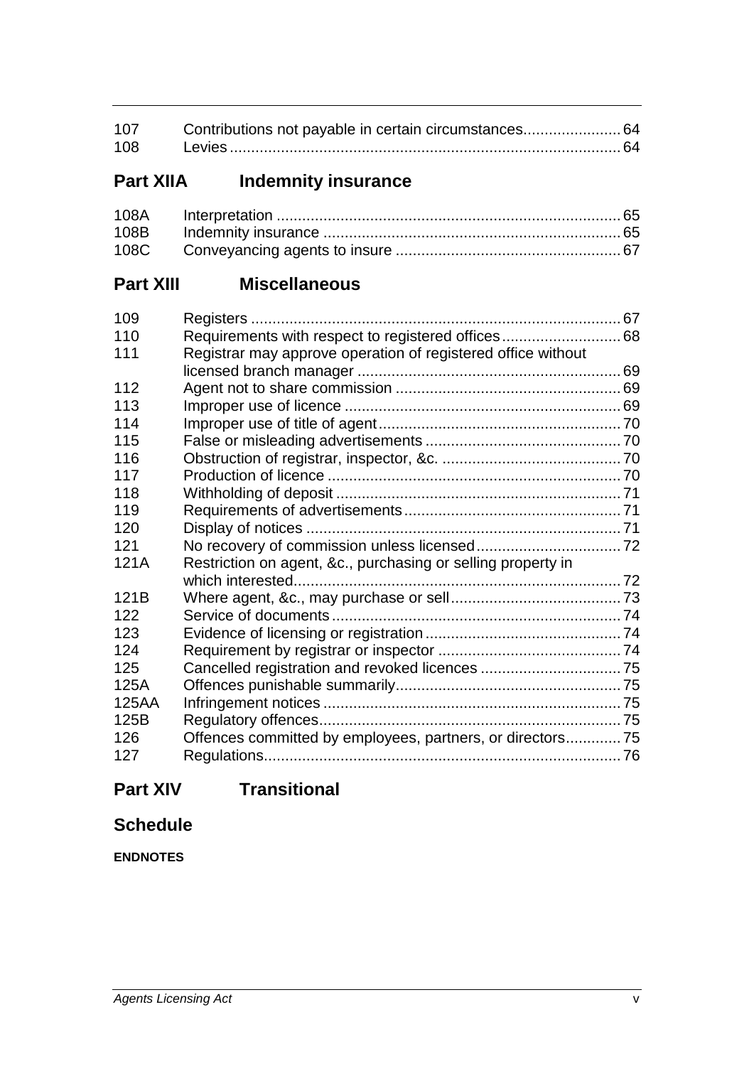| | | |
|---|---|---|
| 107 | Contributions not payable in certain circumstances | 64 |
| 108 | Levies | 64 |

## Part XIIA Indemnity insurance

| | | |
|---|---|---|
| 108A | Interpretation | 65 |
| 108B | Indemnity insurance | 65 |
| 108C | Conveyancing agents to insure | 67 |

## Part XIII Miscellaneous

| | | |
|---|---|---|
| 109 | Registers | 67 |
| 110 | Requirements with respect to registered offices | 68 |
| 111 | Registrar may approve operation of registered office without licensed branch manager | 69 |
| 112 | Agent not to share commission | 69 |
| 113 | Improper use of licence | 69 |
| 114 | Improper use of title of agent | 70 |
| 115 | False or misleading advertisements | 70 |
| 116 | Obstruction of registrar, inspector, &c. | 70 |
| 117 | Production of licence | 70 |
| 118 | Withholding of deposit | 71 |
| 119 | Requirements of advertisements | 71 |
| 120 | Display of notices | 71 |
| 121 | No recovery of commission unless licensed | 72 |
| 121A | Restriction on agent, &c., purchasing or selling property in which interested | 72 |
| 121B | Where agent, &c., may purchase or sell | 73 |
| 122 | Service of documents | 74 |
| 123 | Evidence of licensing or registration | 74 |
| 124 | Requirement by registrar or inspector | 74 |
| 125 | Cancelled registration and revoked licences | 75 |
| 125A | Offences punishable summarily | 75 |
| 125AA | Infringement notices | 75 |
| 125B | Regulatory offences | 75 |
| 126 | Offences committed by employees, partners, or directors | 75 |
| 127 | Regulations | 76 |

## Part XIV Transitional

## Schedule

**ENDNOTES**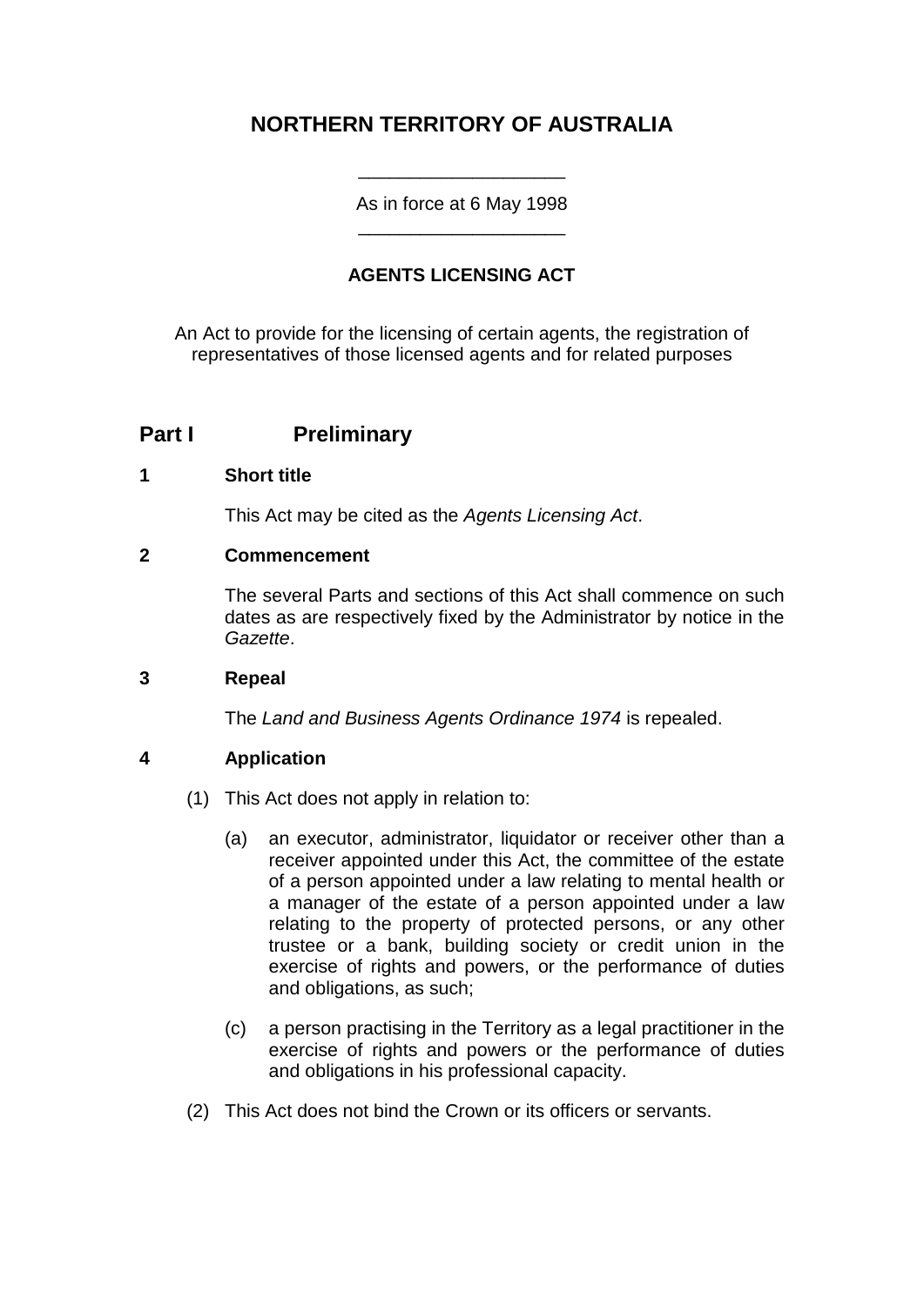# NORTHERN TERRITORY OF AUSTRALIA

As in force at 6 May 1998

## AGENTS LICENSING ACT

An Act to provide for the licensing of certain agents, the registration of representatives of those licensed agents and for related purposes

## Part I Preliminary

### 1 Short title

This Act may be cited as the *Agents Licensing Act*.

### 2 Commencement

The several Parts and sections of this Act shall commence on such dates as are respectively fixed by the Administrator by notice in the *Gazette*.

### 3 Repeal

The *Land and Business Agents Ordinance 1974* is repealed.

### 4 Application

(1) This Act does not apply in relation to:

(a) an executor, administrator, liquidator or receiver other than a receiver appointed under this Act, the committee of the estate of a person appointed under a law relating to mental health or a manager of the estate of a person appointed under a law relating to the property of protected persons, or any other trustee or a bank, building society or credit union in the exercise of rights and powers, or the performance of duties and obligations, as such;

(c) a person practising in the Territory as a legal practitioner in the exercise of rights and powers or the performance of duties and obligations in his professional capacity.

(2) This Act does not bind the Crown or its officers or servants.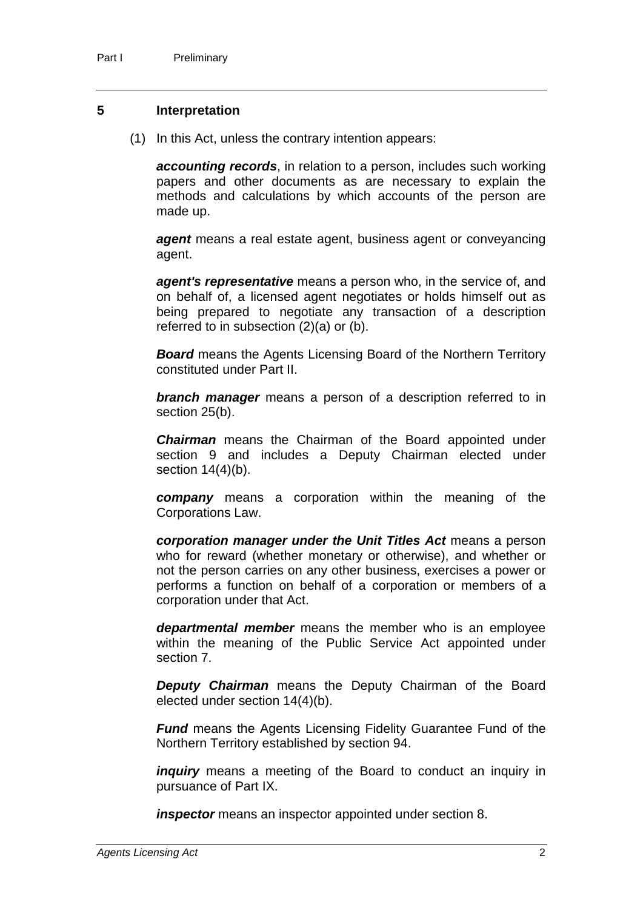## 5 Interpretation

(1) In this Act, unless the contrary intention appears:

***accounting records***, in relation to a person, includes such working papers and other documents as are necessary to explain the methods and calculations by which accounts of the person are made up.

***agent*** means a real estate agent, business agent or conveyancing agent.

***agent's representative*** means a person who, in the service of, and on behalf of, a licensed agent negotiates or holds himself out as being prepared to negotiate any transaction of a description referred to in subsection (2)(a) or (b).

***Board*** means the Agents Licensing Board of the Northern Territory constituted under Part II.

***branch manager*** means a person of a description referred to in section 25(b).

***Chairman*** means the Chairman of the Board appointed under section 9 and includes a Deputy Chairman elected under section 14(4)(b).

***company*** means a corporation within the meaning of the Corporations Law.

***corporation manager under the Unit Titles Act*** means a person who for reward (whether monetary or otherwise), and whether or not the person carries on any other business, exercises a power or performs a function on behalf of a corporation or members of a corporation under that Act.

***departmental member*** means the member who is an employee within the meaning of the Public Service Act appointed under section 7.

***Deputy Chairman*** means the Deputy Chairman of the Board elected under section 14(4)(b).

***Fund*** means the Agents Licensing Fidelity Guarantee Fund of the Northern Territory established by section 94.

***inquiry*** means a meeting of the Board to conduct an inquiry in pursuance of Part IX.

***inspector*** means an inspector appointed under section 8.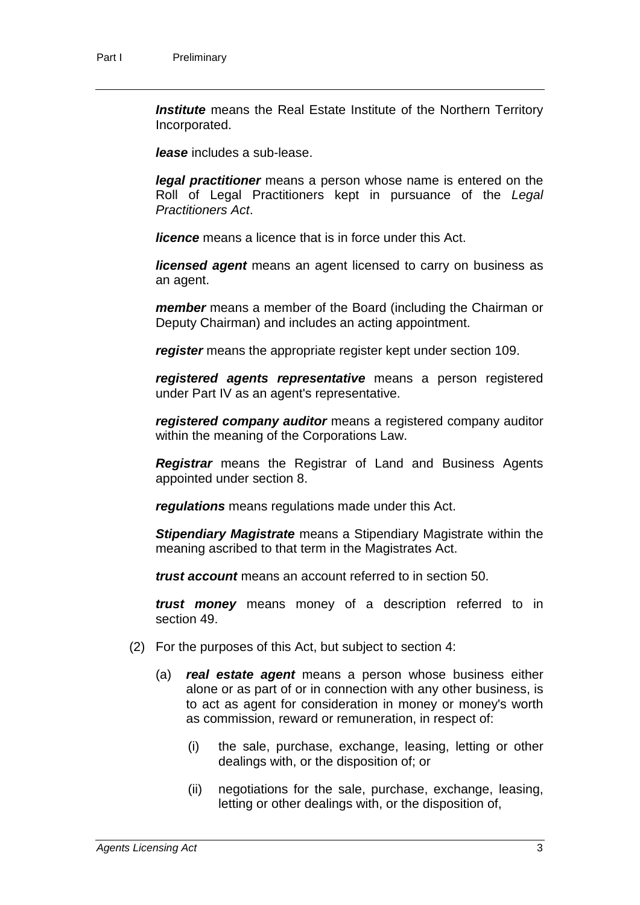***Institute*** means the Real Estate Institute of the Northern Territory Incorporated.

***lease*** includes a sub-lease.

***legal practitioner*** means a person whose name is entered on the Roll of Legal Practitioners kept in pursuance of the *Legal Practitioners Act*.

***licence*** means a licence that is in force under this Act.

***licensed agent*** means an agent licensed to carry on business as an agent.

***member*** means a member of the Board (including the Chairman or Deputy Chairman) and includes an acting appointment.

***register*** means the appropriate register kept under section 109.

***registered agents representative*** means a person registered under Part IV as an agent's representative.

***registered company auditor*** means a registered company auditor within the meaning of the Corporations Law.

***Registrar*** means the Registrar of Land and Business Agents appointed under section 8.

***regulations*** means regulations made under this Act.

***Stipendiary Magistrate*** means a Stipendiary Magistrate within the meaning ascribed to that term in the Magistrates Act.

***trust account*** means an account referred to in section 50.

***trust money*** means money of a description referred to in section 49.

(2) For the purposes of this Act, but subject to section 4:

(a) ***real estate agent*** means a person whose business either alone or as part of or in connection with any other business, is to act as agent for consideration in money or money's worth as commission, reward or remuneration, in respect of:

(i) the sale, purchase, exchange, leasing, letting or other dealings with, or the disposition of; or

(ii) negotiations for the sale, purchase, exchange, leasing, letting or other dealings with, or the disposition of,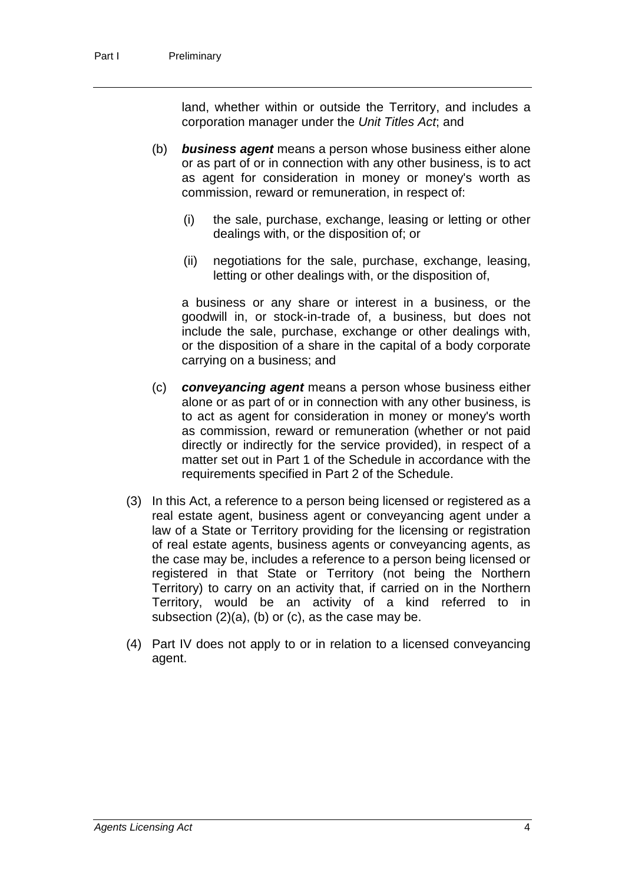land, whether within or outside the Territory, and includes a corporation manager under the *Unit Titles Act*; and

(b) ***business agent*** means a person whose business either alone or as part of or in connection with any other business, is to act as agent for consideration in money or money's worth as commission, reward or remuneration, in respect of:

(i) the sale, purchase, exchange, leasing or letting or other dealings with, or the disposition of; or

(ii) negotiations for the sale, purchase, exchange, leasing, letting or other dealings with, or the disposition of,

a business or any share or interest in a business, or the goodwill in, or stock-in-trade of, a business, but does not include the sale, purchase, exchange or other dealings with, or the disposition of a share in the capital of a body corporate carrying on a business; and

(c) ***conveyancing agent*** means a person whose business either alone or as part of or in connection with any other business, is to act as agent for consideration in money or money's worth as commission, reward or remuneration (whether or not paid directly or indirectly for the service provided), in respect of a matter set out in Part 1 of the Schedule in accordance with the requirements specified in Part 2 of the Schedule.

(3) In this Act, a reference to a person being licensed or registered as a real estate agent, business agent or conveyancing agent under a law of a State or Territory providing for the licensing or registration of real estate agents, business agents or conveyancing agents, as the case may be, includes a reference to a person being licensed or registered in that State or Territory (not being the Northern Territory) to carry on an activity that, if carried on in the Northern Territory, would be an activity of a kind referred to in subsection (2)(a), (b) or (c), as the case may be.

(4) Part IV does not apply to or in relation to a licensed conveyancing agent.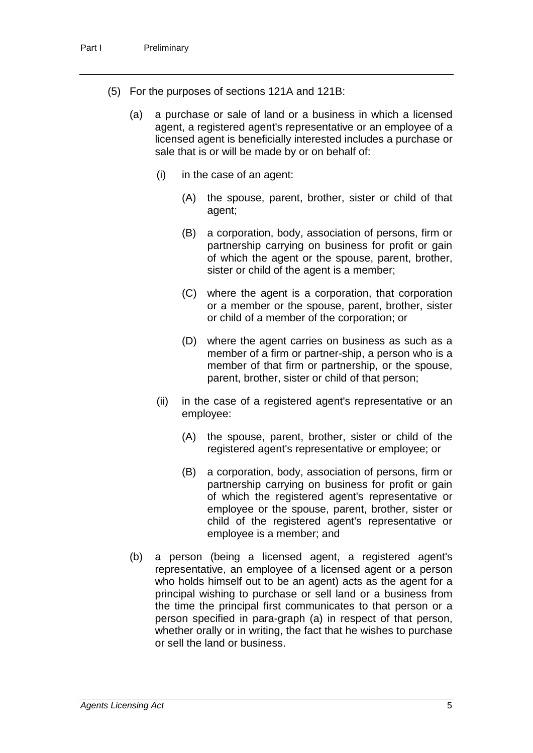(5) For the purposes of sections 121A and 121B:

(a) a purchase or sale of land or a business in which a licensed agent, a registered agent's representative or an employee of a licensed agent is beneficially interested includes a purchase or sale that is or will be made by or on behalf of:

(i) in the case of an agent:

(A) the spouse, parent, brother, sister or child of that agent;

(B) a corporation, body, association of persons, firm or partnership carrying on business for profit or gain of which the agent or the spouse, parent, brother, sister or child of the agent is a member;

(C) where the agent is a corporation, that corporation or a member or the spouse, parent, brother, sister or child of a member of the corporation; or

(D) where the agent carries on business as such as a member of a firm or partner-ship, a person who is a member of that firm or partnership, or the spouse, parent, brother, sister or child of that person;

(ii) in the case of a registered agent's representative or an employee:

(A) the spouse, parent, brother, sister or child of the registered agent's representative or employee; or

(B) a corporation, body, association of persons, firm or partnership carrying on business for profit or gain of which the registered agent's representative or employee or the spouse, parent, brother, sister or child of the registered agent's representative or employee is a member; and

(b) a person (being a licensed agent, a registered agent's representative, an employee of a licensed agent or a person who holds himself out to be an agent) acts as the agent for a principal wishing to purchase or sell land or a business from the time the principal first communicates to that person or a person specified in para-graph (a) in respect of that person, whether orally or in writing, the fact that he wishes to purchase or sell the land or business.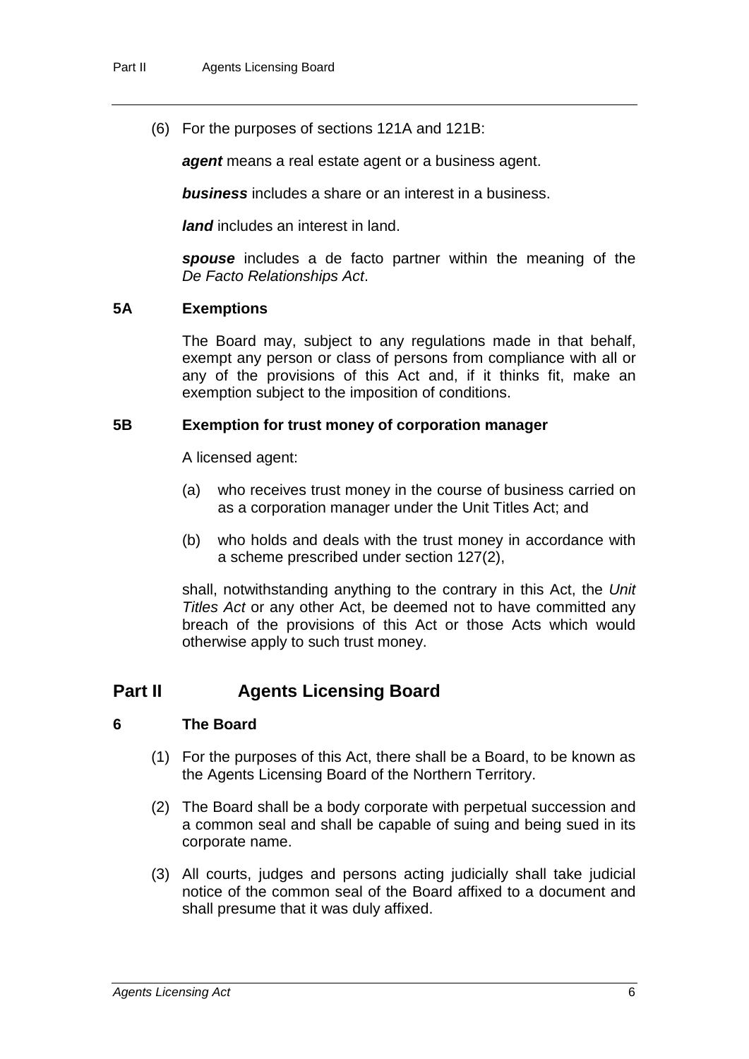(6) For the purposes of sections 121A and 121B:

***agent*** means a real estate agent or a business agent.

***business*** includes a share or an interest in a business.

***land*** includes an interest in land.

***spouse*** includes a de facto partner within the meaning of the *De Facto Relationships Act*.

### 5A Exemptions

The Board may, subject to any regulations made in that behalf, exempt any person or class of persons from compliance with all or any of the provisions of this Act and, if it thinks fit, make an exemption subject to the imposition of conditions.

### 5B Exemption for trust money of corporation manager

A licensed agent:

(a) who receives trust money in the course of business carried on as a corporation manager under the Unit Titles Act; and

(b) who holds and deals with the trust money in accordance with a scheme prescribed under section 127(2),

shall, notwithstanding anything to the contrary in this Act, the *Unit Titles Act* or any other Act, be deemed not to have committed any breach of the provisions of this Act or those Acts which would otherwise apply to such trust money.

## Part II Agents Licensing Board

### 6 The Board

(1) For the purposes of this Act, there shall be a Board, to be known as the Agents Licensing Board of the Northern Territory.

(2) The Board shall be a body corporate with perpetual succession and a common seal and shall be capable of suing and being sued in its corporate name.

(3) All courts, judges and persons acting judicially shall take judicial notice of the common seal of the Board affixed to a document and shall presume that it was duly affixed.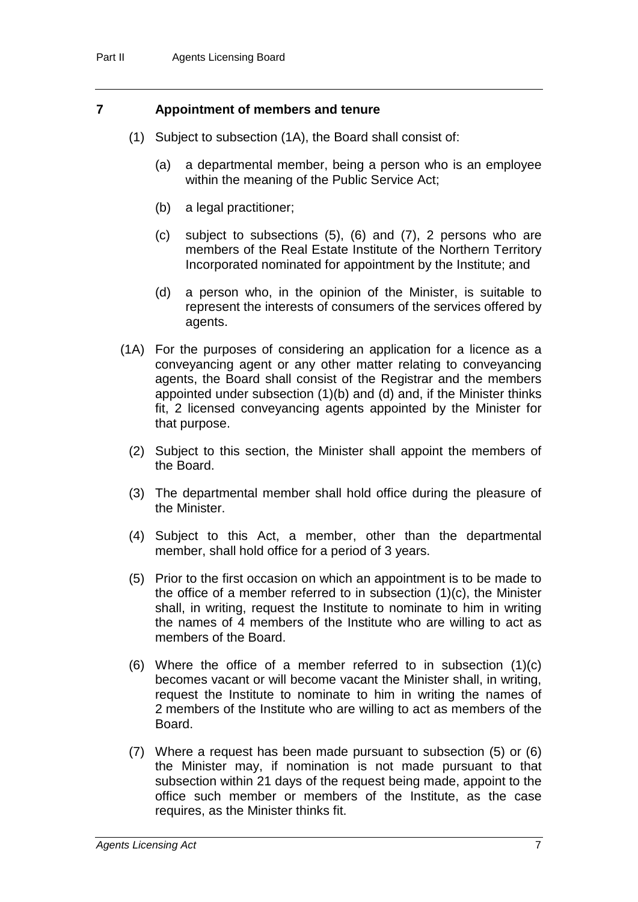## 7 Appointment of members and tenure

(1) Subject to subsection (1A), the Board shall consist of:

(a) a departmental member, being a person who is an employee within the meaning of the Public Service Act;

(b) a legal practitioner;

(c) subject to subsections (5), (6) and (7), 2 persons who are members of the Real Estate Institute of the Northern Territory Incorporated nominated for appointment by the Institute; and

(d) a person who, in the opinion of the Minister, is suitable to represent the interests of consumers of the services offered by agents.

(1A) For the purposes of considering an application for a licence as a conveyancing agent or any other matter relating to conveyancing agents, the Board shall consist of the Registrar and the members appointed under subsection (1)(b) and (d) and, if the Minister thinks fit, 2 licensed conveyancing agents appointed by the Minister for that purpose.

(2) Subject to this section, the Minister shall appoint the members of the Board.

(3) The departmental member shall hold office during the pleasure of the Minister.

(4) Subject to this Act, a member, other than the departmental member, shall hold office for a period of 3 years.

(5) Prior to the first occasion on which an appointment is to be made to the office of a member referred to in subsection (1)(c), the Minister shall, in writing, request the Institute to nominate to him in writing the names of 4 members of the Institute who are willing to act as members of the Board.

(6) Where the office of a member referred to in subsection (1)(c) becomes vacant or will become vacant the Minister shall, in writing, request the Institute to nominate to him in writing the names of 2 members of the Institute who are willing to act as members of the Board.

(7) Where a request has been made pursuant to subsection (5) or (6) the Minister may, if nomination is not made pursuant to that subsection within 21 days of the request being made, appoint to the office such member or members of the Institute, as the case requires, as the Minister thinks fit.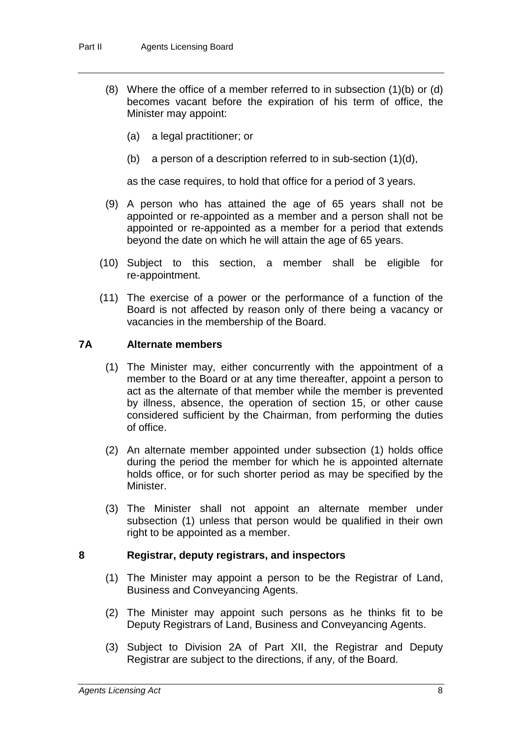(8) Where the office of a member referred to in subsection (1)(b) or (d) becomes vacant before the expiration of his term of office, the Minister may appoint:

- (a) a legal practitioner; or
- (b) a person of a description referred to in sub-section (1)(d),

as the case requires, to hold that office for a period of 3 years.

(9) A person who has attained the age of 65 years shall not be appointed or re-appointed as a member and a person shall not be appointed or re-appointed as a member for a period that extends beyond the date on which he will attain the age of 65 years.

(10) Subject to this section, a member shall be eligible for re-appointment.

(11) The exercise of a power or the performance of a function of the Board is not affected by reason only of there being a vacancy or vacancies in the membership of the Board.

### 7A Alternate members

(1) The Minister may, either concurrently with the appointment of a member to the Board or at any time thereafter, appoint a person to act as the alternate of that member while the member is prevented by illness, absence, the operation of section 15, or other cause considered sufficient by the Chairman, from performing the duties of office.

(2) An alternate member appointed under subsection (1) holds office during the period the member for which he is appointed alternate holds office, or for such shorter period as may be specified by the Minister.

(3) The Minister shall not appoint an alternate member under subsection (1) unless that person would be qualified in their own right to be appointed as a member.

### 8 Registrar, deputy registrars, and inspectors

(1) The Minister may appoint a person to be the Registrar of Land, Business and Conveyancing Agents.

(2) The Minister may appoint such persons as he thinks fit to be Deputy Registrars of Land, Business and Conveyancing Agents.

(3) Subject to Division 2A of Part XII, the Registrar and Deputy Registrar are subject to the directions, if any, of the Board.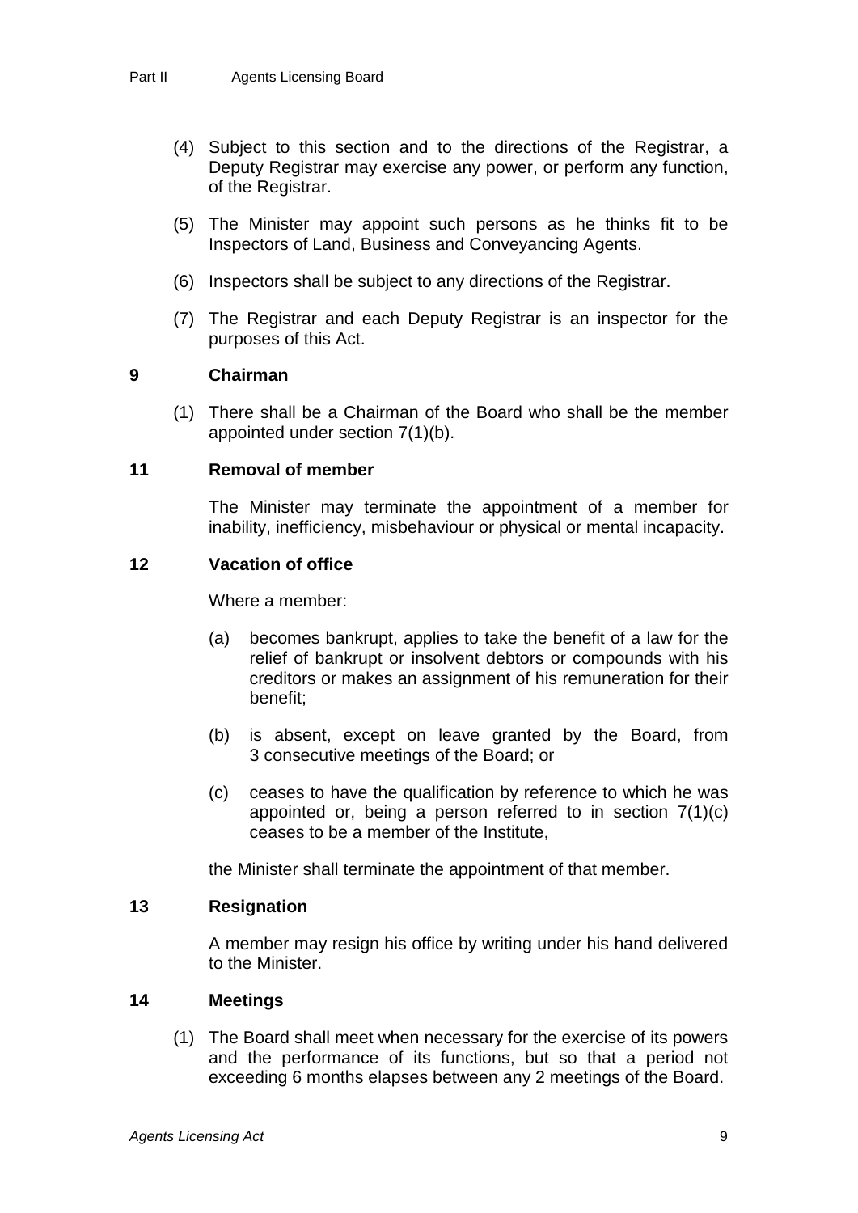(4) Subject to this section and to the directions of the Registrar, a Deputy Registrar may exercise any power, or perform any function, of the Registrar.

(5) The Minister may appoint such persons as he thinks fit to be Inspectors of Land, Business and Conveyancing Agents.

(6) Inspectors shall be subject to any directions of the Registrar.

(7) The Registrar and each Deputy Registrar is an inspector for the purposes of this Act.

### 9 Chairman

(1) There shall be a Chairman of the Board who shall be the member appointed under section 7(1)(b).

### 11 Removal of member

The Minister may terminate the appointment of a member for inability, inefficiency, misbehaviour or physical or mental incapacity.

### 12 Vacation of office

Where a member:

(a) becomes bankrupt, applies to take the benefit of a law for the relief of bankrupt or insolvent debtors or compounds with his creditors or makes an assignment of his remuneration for their benefit;

(b) is absent, except on leave granted by the Board, from 3 consecutive meetings of the Board; or

(c) ceases to have the qualification by reference to which he was appointed or, being a person referred to in section 7(1)(c) ceases to be a member of the Institute,

the Minister shall terminate the appointment of that member.

### 13 Resignation

A member may resign his office by writing under his hand delivered to the Minister.

### 14 Meetings

(1) The Board shall meet when necessary for the exercise of its powers and the performance of its functions, but so that a period not exceeding 6 months elapses between any 2 meetings of the Board.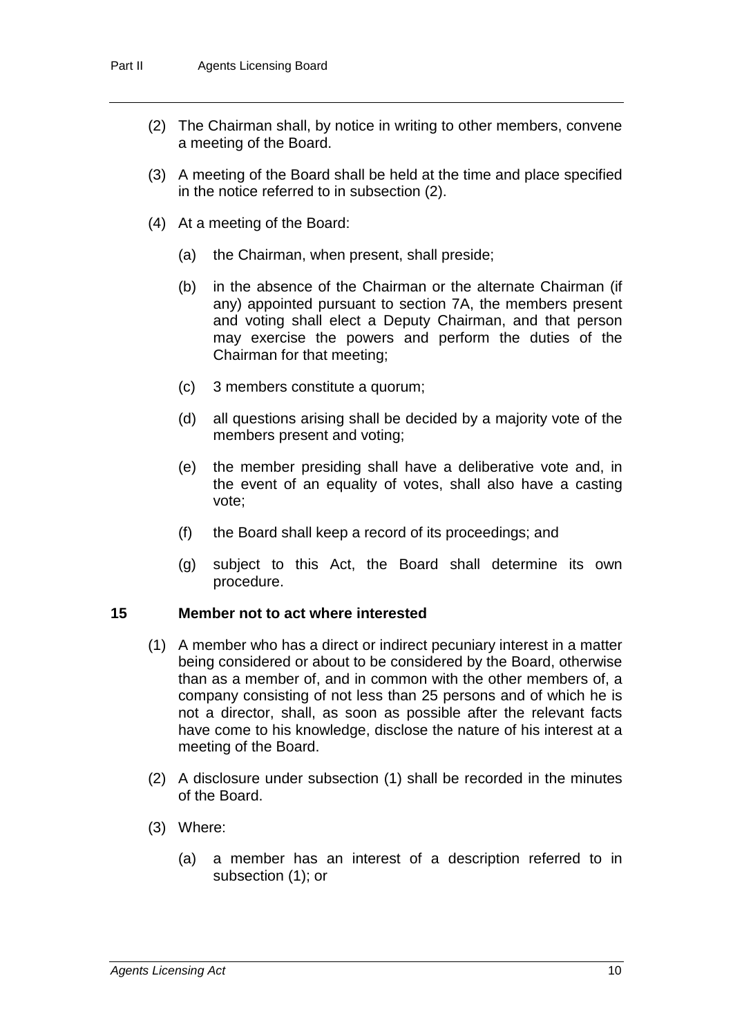(2) The Chairman shall, by notice in writing to other members, convene a meeting of the Board.

(3) A meeting of the Board shall be held at the time and place specified in the notice referred to in subsection (2).

(4) At a meeting of the Board:

(a) the Chairman, when present, shall preside;

(b) in the absence of the Chairman or the alternate Chairman (if any) appointed pursuant to section 7A, the members present and voting shall elect a Deputy Chairman, and that person may exercise the powers and perform the duties of the Chairman for that meeting;

(c) 3 members constitute a quorum;

(d) all questions arising shall be decided by a majority vote of the members present and voting;

(e) the member presiding shall have a deliberative vote and, in the event of an equality of votes, shall also have a casting vote;

(f) the Board shall keep a record of its proceedings; and

(g) subject to this Act, the Board shall determine its own procedure.

### 15 Member not to act where interested

(1) A member who has a direct or indirect pecuniary interest in a matter being considered or about to be considered by the Board, otherwise than as a member of, and in common with the other members of, a company consisting of not less than 25 persons and of which he is not a director, shall, as soon as possible after the relevant facts have come to his knowledge, disclose the nature of his interest at a meeting of the Board.

(2) A disclosure under subsection (1) shall be recorded in the minutes of the Board.

(3) Where:

(a) a member has an interest of a description referred to in subsection (1); or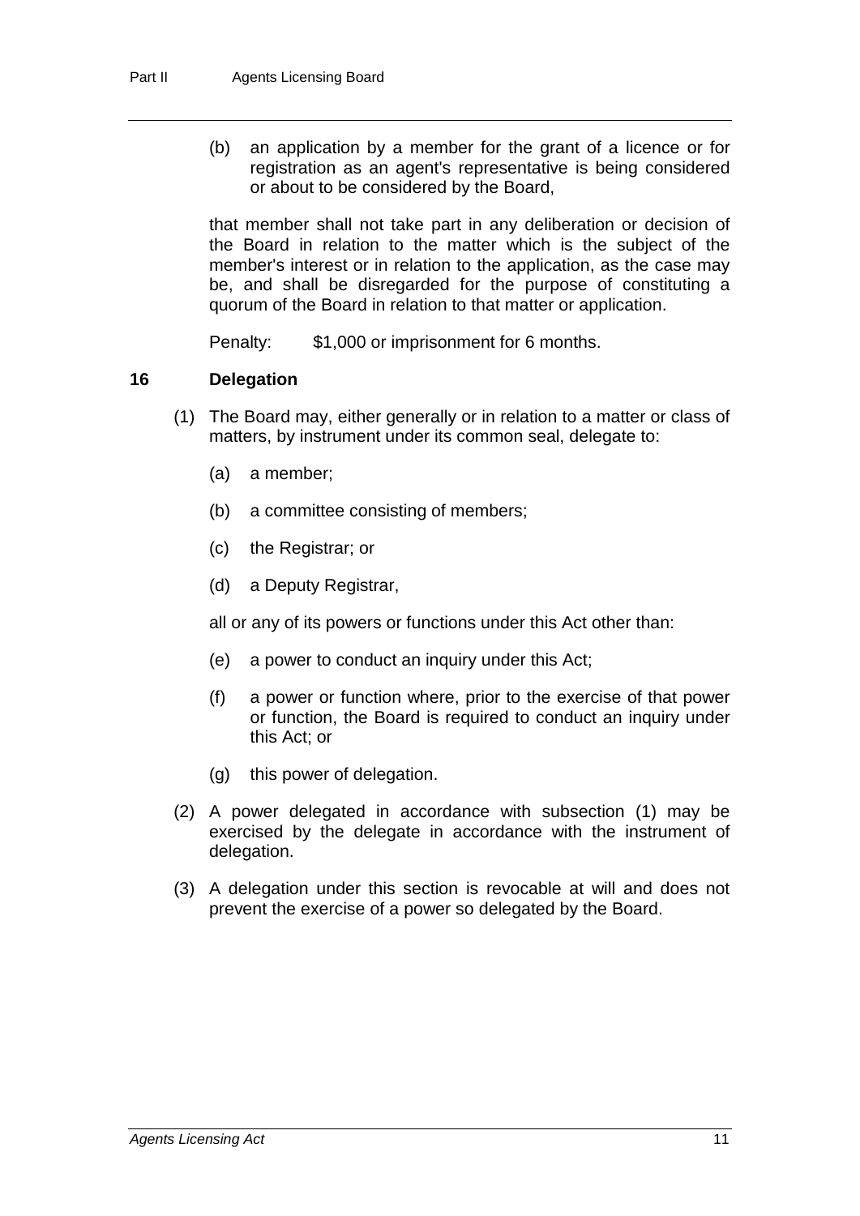(b) an application by a member for the grant of a licence or for registration as an agent's representative is being considered or about to be considered by the Board,

that member shall not take part in any deliberation or decision of the Board in relation to the matter which is the subject of the member's interest or in relation to the application, as the case may be, and shall be disregarded for the purpose of constituting a quorum of the Board in relation to that matter or application.

Penalty: $1,000 or imprisonment for 6 months.

## 16 Delegation

(1) The Board may, either generally or in relation to a matter or class of matters, by instrument under its common seal, delegate to:

(a) a member;

(b) a committee consisting of members;

(c) the Registrar; or

(d) a Deputy Registrar,

all or any of its powers or functions under this Act other than:

(e) a power to conduct an inquiry under this Act;

(f) a power or function where, prior to the exercise of that power or function, the Board is required to conduct an inquiry under this Act; or

(g) this power of delegation.

(2) A power delegated in accordance with subsection (1) may be exercised by the delegate in accordance with the instrument of delegation.

(3) A delegation under this section is revocable at will and does not prevent the exercise of a power so delegated by the Board.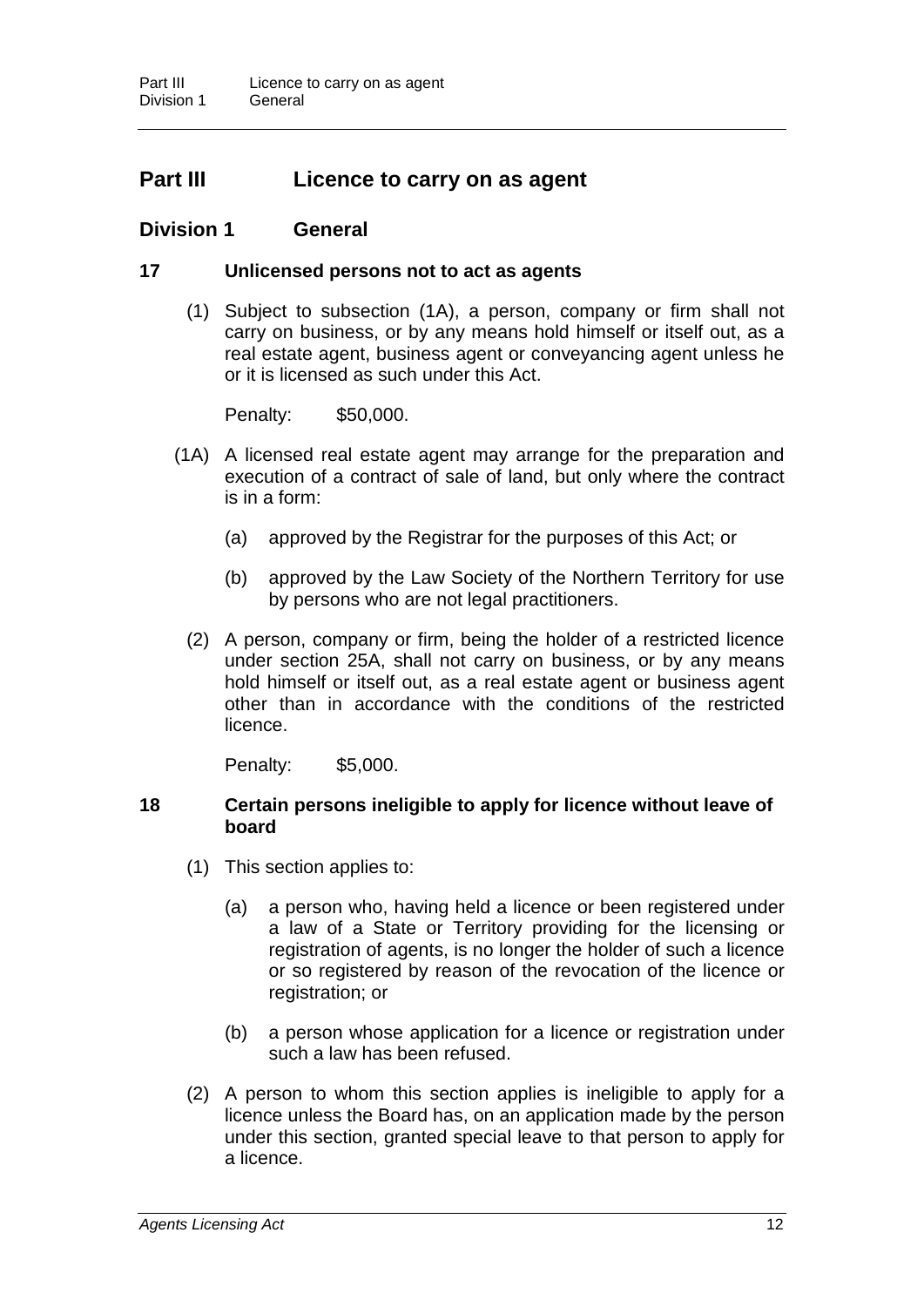# Part III Licence to carry on as agent

## Division 1 General

### 17 Unlicensed persons not to act as agents

(1) Subject to subsection (1A), a person, company or firm shall not carry on business, or by any means hold himself or itself out, as a real estate agent, business agent or conveyancing agent unless he or it is licensed as such under this Act.

Penalty: $50,000.

(1A) A licensed real estate agent may arrange for the preparation and execution of a contract of sale of land, but only where the contract is in a form:

(a) approved by the Registrar for the purposes of this Act; or

(b) approved by the Law Society of the Northern Territory for use by persons who are not legal practitioners.

(2) A person, company or firm, being the holder of a restricted licence under section 25A, shall not carry on business, or by any means hold himself or itself out, as a real estate agent or business agent other than in accordance with the conditions of the restricted licence.

Penalty: $5,000.

### 18 Certain persons ineligible to apply for licence without leave of board

(1) This section applies to:

(a) a person who, having held a licence or been registered under a law of a State or Territory providing for the licensing or registration of agents, is no longer the holder of such a licence or so registered by reason of the revocation of the licence or registration; or

(b) a person whose application for a licence or registration under such a law has been refused.

(2) A person to whom this section applies is ineligible to apply for a licence unless the Board has, on an application made by the person under this section, granted special leave to that person to apply for a licence.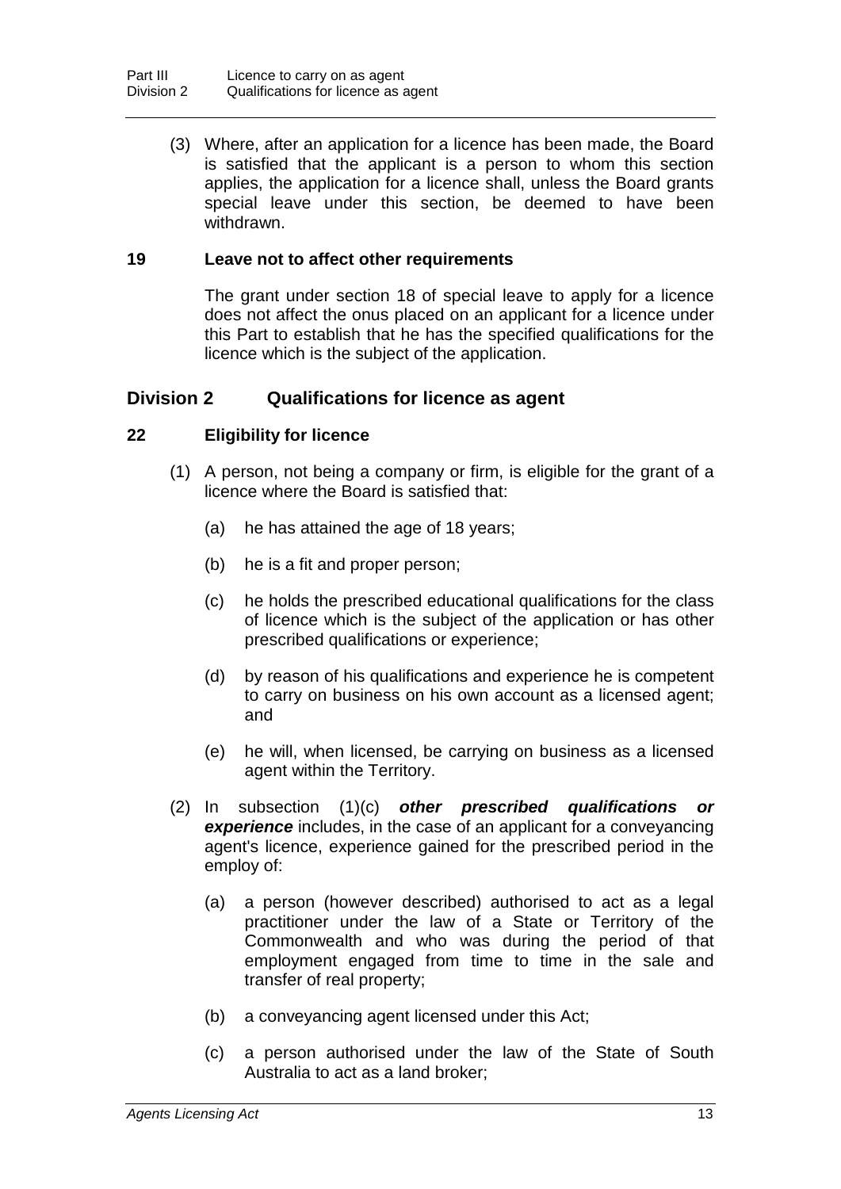(3) Where, after an application for a licence has been made, the Board is satisfied that the applicant is a person to whom this section applies, the application for a licence shall, unless the Board grants special leave under this section, be deemed to have been withdrawn.

### 19 Leave not to affect other requirements

The grant under section 18 of special leave to apply for a licence does not affect the onus placed on an applicant for a licence under this Part to establish that he has the specified qualifications for the licence which is the subject of the application.

## Division 2 Qualifications for licence as agent

### 22 Eligibility for licence

(1) A person, not being a company or firm, is eligible for the grant of a licence where the Board is satisfied that:

(a) he has attained the age of 18 years;

(b) he is a fit and proper person;

(c) he holds the prescribed educational qualifications for the class of licence which is the subject of the application or has other prescribed qualifications or experience;

(d) by reason of his qualifications and experience he is competent to carry on business on his own account as a licensed agent; and

(e) he will, when licensed, be carrying on business as a licensed agent within the Territory.

(2) In subsection (1)(c) ***other prescribed qualifications or experience*** includes, in the case of an applicant for a conveyancing agent's licence, experience gained for the prescribed period in the employ of:

(a) a person (however described) authorised to act as a legal practitioner under the law of a State or Territory of the Commonwealth and who was during the period of that employment engaged from time to time in the sale and transfer of real property;

(b) a conveyancing agent licensed under this Act;

(c) a person authorised under the law of the State of South Australia to act as a land broker;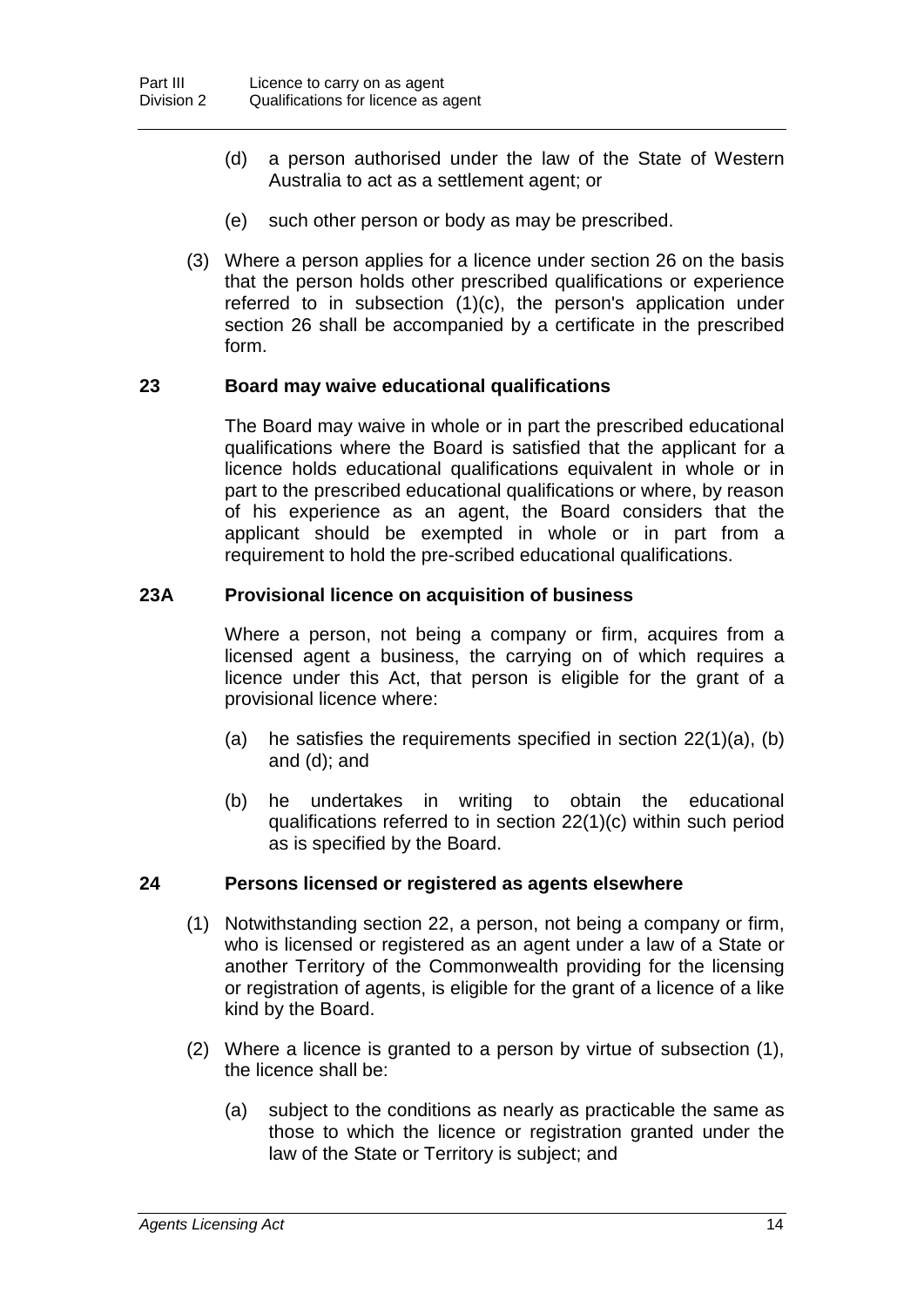(d) a person authorised under the law of the State of Western Australia to act as a settlement agent; or

(e) such other person or body as may be prescribed.

(3) Where a person applies for a licence under section 26 on the basis that the person holds other prescribed qualifications or experience referred to in subsection (1)(c), the person's application under section 26 shall be accompanied by a certificate in the prescribed form.

### 23 Board may waive educational qualifications

The Board may waive in whole or in part the prescribed educational qualifications where the Board is satisfied that the applicant for a licence holds educational qualifications equivalent in whole or in part to the prescribed educational qualifications or where, by reason of his experience as an agent, the Board considers that the applicant should be exempted in whole or in part from a requirement to hold the pre-scribed educational qualifications.

### 23A Provisional licence on acquisition of business

Where a person, not being a company or firm, acquires from a licensed agent a business, the carrying on of which requires a licence under this Act, that person is eligible for the grant of a provisional licence where:

(a) he satisfies the requirements specified in section 22(1)(a), (b) and (d); and

(b) he undertakes in writing to obtain the educational qualifications referred to in section 22(1)(c) within such period as is specified by the Board.

### 24 Persons licensed or registered as agents elsewhere

(1) Notwithstanding section 22, a person, not being a company or firm, who is licensed or registered as an agent under a law of a State or another Territory of the Commonwealth providing for the licensing or registration of agents, is eligible for the grant of a licence of a like kind by the Board.

(2) Where a licence is granted to a person by virtue of subsection (1), the licence shall be:

(a) subject to the conditions as nearly as practicable the same as those to which the licence or registration granted under the law of the State or Territory is subject; and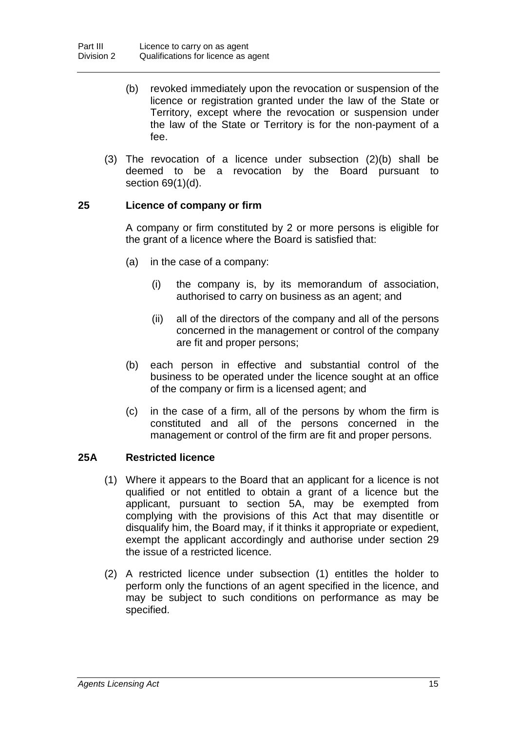(b) revoked immediately upon the revocation or suspension of the licence or registration granted under the law of the State or Territory, except where the revocation or suspension under the law of the State or Territory is for the non-payment of a fee.

(3) The revocation of a licence under subsection (2)(b) shall be deemed to be a revocation by the Board pursuant to section 69(1)(d).

### 25 Licence of company or firm

A company or firm constituted by 2 or more persons is eligible for the grant of a licence where the Board is satisfied that:

(a) in the case of a company:

(i) the company is, by its memorandum of association, authorised to carry on business as an agent; and

(ii) all of the directors of the company and all of the persons concerned in the management or control of the company are fit and proper persons;

(b) each person in effective and substantial control of the business to be operated under the licence sought at an office of the company or firm is a licensed agent; and

(c) in the case of a firm, all of the persons by whom the firm is constituted and all of the persons concerned in the management or control of the firm are fit and proper persons.

### 25A Restricted licence

(1) Where it appears to the Board that an applicant for a licence is not qualified or not entitled to obtain a grant of a licence but the applicant, pursuant to section 5A, may be exempted from complying with the provisions of this Act that may disentitle or disqualify him, the Board may, if it thinks it appropriate or expedient, exempt the applicant accordingly and authorise under section 29 the issue of a restricted licence.

(2) A restricted licence under subsection (1) entitles the holder to perform only the functions of an agent specified in the licence, and may be subject to such conditions on performance as may be specified.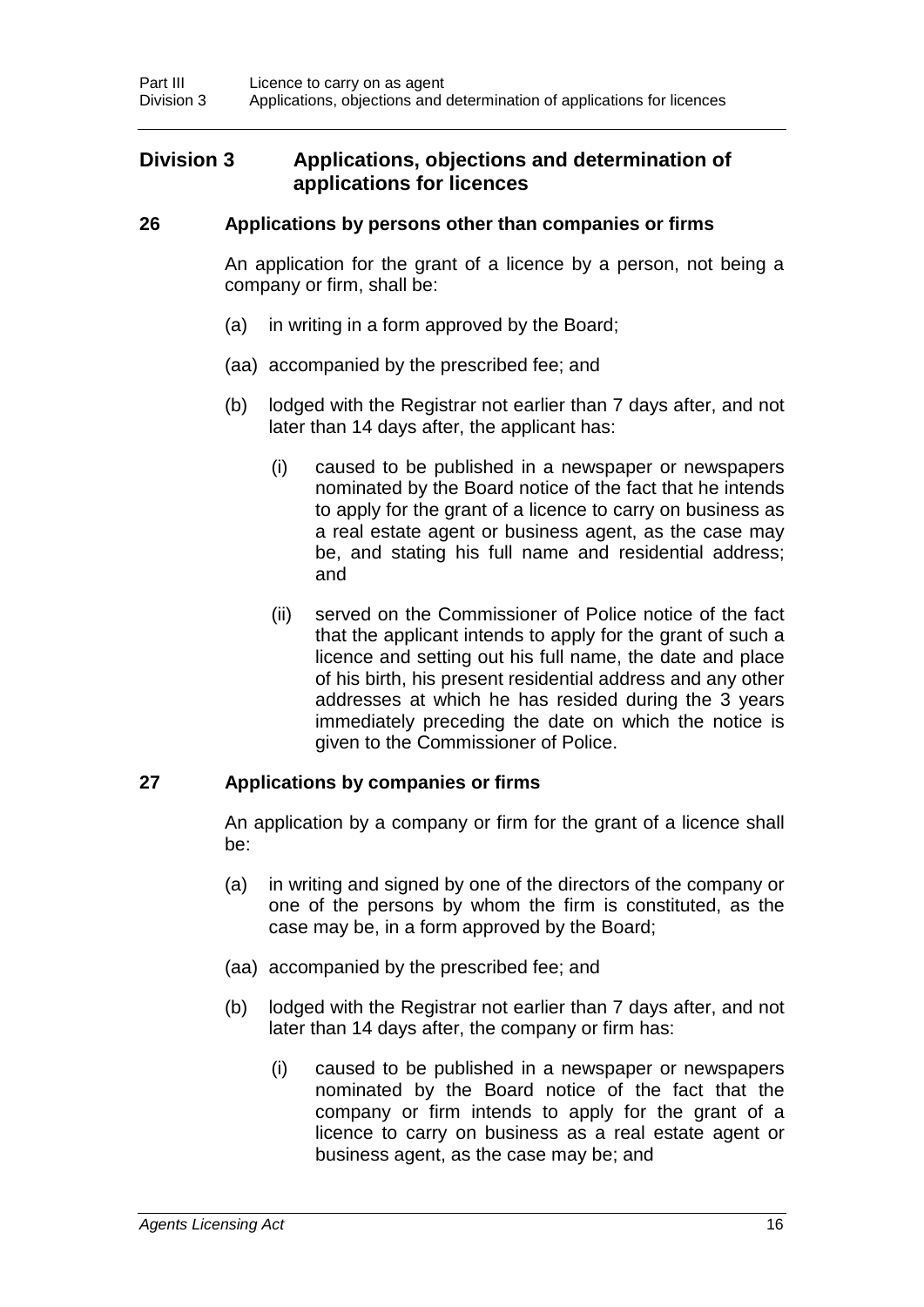## Division 3 Applications, objections and determination of applications for licences

### 26 Applications by persons other than companies or firms

An application for the grant of a licence by a person, not being a company or firm, shall be:

(a) in writing in a form approved by the Board;

(aa) accompanied by the prescribed fee; and

(b) lodged with the Registrar not earlier than 7 days after, and not later than 14 days after, the applicant has:

(i) caused to be published in a newspaper or newspapers nominated by the Board notice of the fact that he intends to apply for the grant of a licence to carry on business as a real estate agent or business agent, as the case may be, and stating his full name and residential address; and

(ii) served on the Commissioner of Police notice of the fact that the applicant intends to apply for the grant of such a licence and setting out his full name, the date and place of his birth, his present residential address and any other addresses at which he has resided during the 3 years immediately preceding the date on which the notice is given to the Commissioner of Police.

### 27 Applications by companies or firms

An application by a company or firm for the grant of a licence shall be:

(a) in writing and signed by one of the directors of the company or one of the persons by whom the firm is constituted, as the case may be, in a form approved by the Board;

(aa) accompanied by the prescribed fee; and

(b) lodged with the Registrar not earlier than 7 days after, and not later than 14 days after, the company or firm has:

(i) caused to be published in a newspaper or newspapers nominated by the Board notice of the fact that the company or firm intends to apply for the grant of a licence to carry on business as a real estate agent or business agent, as the case may be; and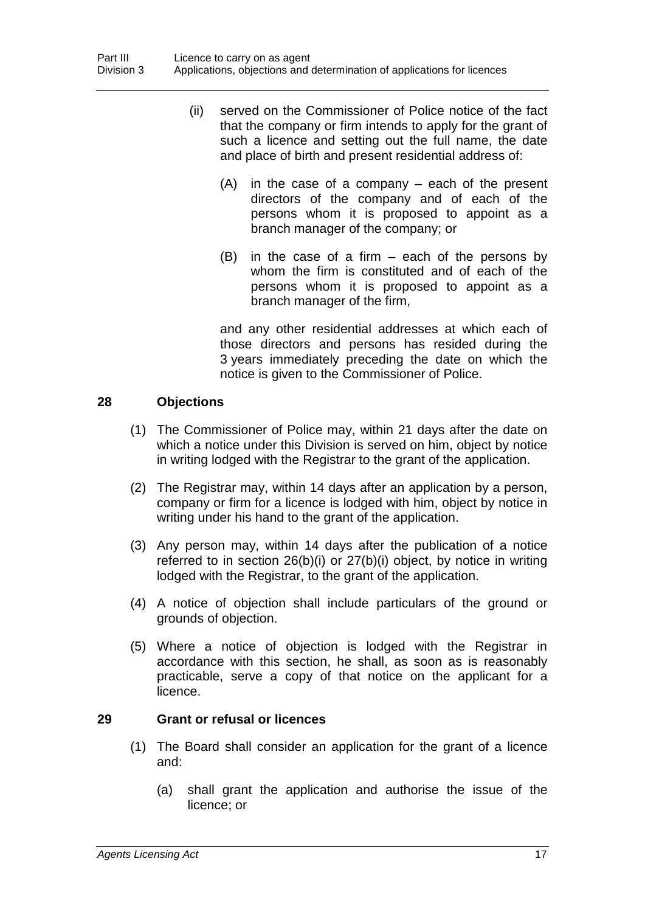(ii) served on the Commissioner of Police notice of the fact that the company or firm intends to apply for the grant of such a licence and setting out the full name, the date and place of birth and present residential address of:

(A) in the case of a company – each of the present directors of the company and of each of the persons whom it is proposed to appoint as a branch manager of the company; or

(B) in the case of a firm – each of the persons by whom the firm is constituted and of each of the persons whom it is proposed to appoint as a branch manager of the firm,

and any other residential addresses at which each of those directors and persons has resided during the 3 years immediately preceding the date on which the notice is given to the Commissioner of Police.

### 28 Objections

(1) The Commissioner of Police may, within 21 days after the date on which a notice under this Division is served on him, object by notice in writing lodged with the Registrar to the grant of the application.

(2) The Registrar may, within 14 days after an application by a person, company or firm for a licence is lodged with him, object by notice in writing under his hand to the grant of the application.

(3) Any person may, within 14 days after the publication of a notice referred to in section 26(b)(i) or 27(b)(i) object, by notice in writing lodged with the Registrar, to the grant of the application.

(4) A notice of objection shall include particulars of the ground or grounds of objection.

(5) Where a notice of objection is lodged with the Registrar in accordance with this section, he shall, as soon as is reasonably practicable, serve a copy of that notice on the applicant for a licence.

### 29 Grant or refusal or licences

(1) The Board shall consider an application for the grant of a licence and:

(a) shall grant the application and authorise the issue of the licence; or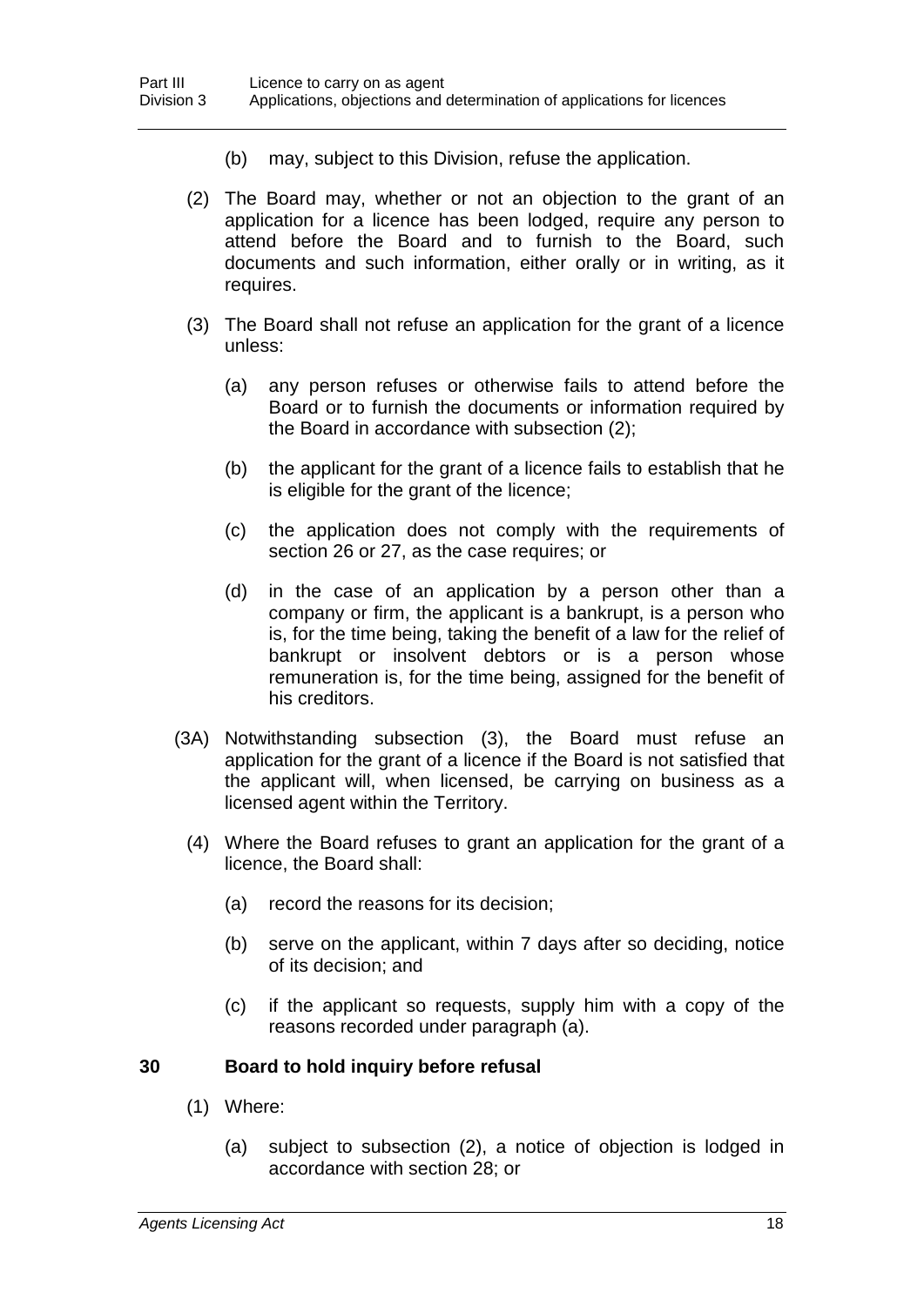(b) may, subject to this Division, refuse the application.

(2) The Board may, whether or not an objection to the grant of an application for a licence has been lodged, require any person to attend before the Board and to furnish to the Board, such documents and such information, either orally or in writing, as it requires.

(3) The Board shall not refuse an application for the grant of a licence unless:

(a) any person refuses or otherwise fails to attend before the Board or to furnish the documents or information required by the Board in accordance with subsection (2);

(b) the applicant for the grant of a licence fails to establish that he is eligible for the grant of the licence;

(c) the application does not comply with the requirements of section 26 or 27, as the case requires; or

(d) in the case of an application by a person other than a company or firm, the applicant is a bankrupt, is a person who is, for the time being, taking the benefit of a law for the relief of bankrupt or insolvent debtors or is a person whose remuneration is, for the time being, assigned for the benefit of his creditors.

(3A) Notwithstanding subsection (3), the Board must refuse an application for the grant of a licence if the Board is not satisfied that the applicant will, when licensed, be carrying on business as a licensed agent within the Territory.

(4) Where the Board refuses to grant an application for the grant of a licence, the Board shall:

(a) record the reasons for its decision;

(b) serve on the applicant, within 7 days after so deciding, notice of its decision; and

(c) if the applicant so requests, supply him with a copy of the reasons recorded under paragraph (a).

### 30 Board to hold inquiry before refusal

(1) Where:

(a) subject to subsection (2), a notice of objection is lodged in accordance with section 28; or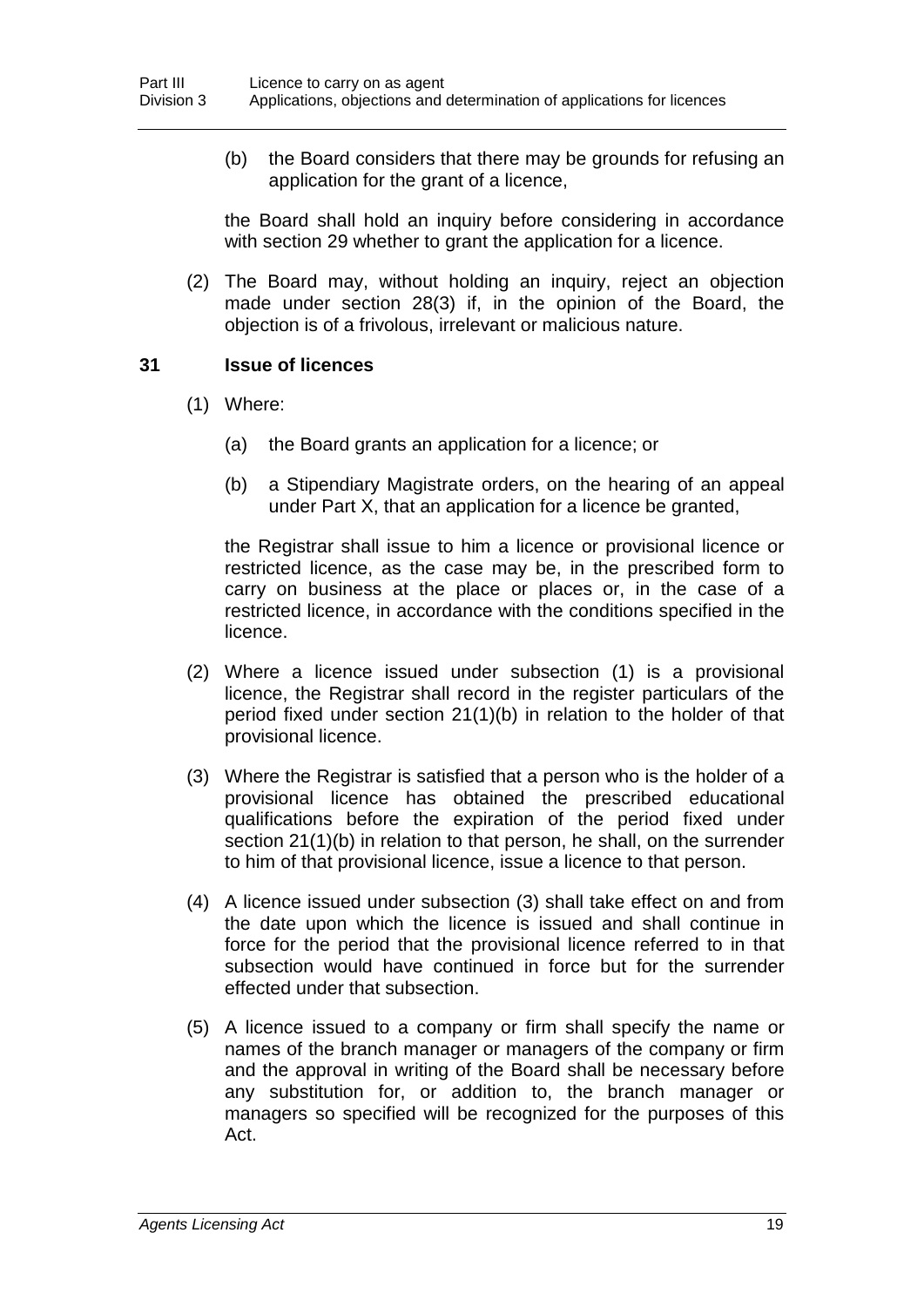(b) the Board considers that there may be grounds for refusing an application for the grant of a licence,

the Board shall hold an inquiry before considering in accordance with section 29 whether to grant the application for a licence.

(2) The Board may, without holding an inquiry, reject an objection made under section 28(3) if, in the opinion of the Board, the objection is of a frivolous, irrelevant or malicious nature.

### 31 Issue of licences

(1) Where:

(a) the Board grants an application for a licence; or

(b) a Stipendiary Magistrate orders, on the hearing of an appeal under Part X, that an application for a licence be granted,

the Registrar shall issue to him a licence or provisional licence or restricted licence, as the case may be, in the prescribed form to carry on business at the place or places or, in the case of a restricted licence, in accordance with the conditions specified in the licence.

(2) Where a licence issued under subsection (1) is a provisional licence, the Registrar shall record in the register particulars of the period fixed under section 21(1)(b) in relation to the holder of that provisional licence.

(3) Where the Registrar is satisfied that a person who is the holder of a provisional licence has obtained the prescribed educational qualifications before the expiration of the period fixed under section 21(1)(b) in relation to that person, he shall, on the surrender to him of that provisional licence, issue a licence to that person.

(4) A licence issued under subsection (3) shall take effect on and from the date upon which the licence is issued and shall continue in force for the period that the provisional licence referred to in that subsection would have continued in force but for the surrender effected under that subsection.

(5) A licence issued to a company or firm shall specify the name or names of the branch manager or managers of the company or firm and the approval in writing of the Board shall be necessary before any substitution for, or addition to, the branch manager or managers so specified will be recognized for the purposes of this Act.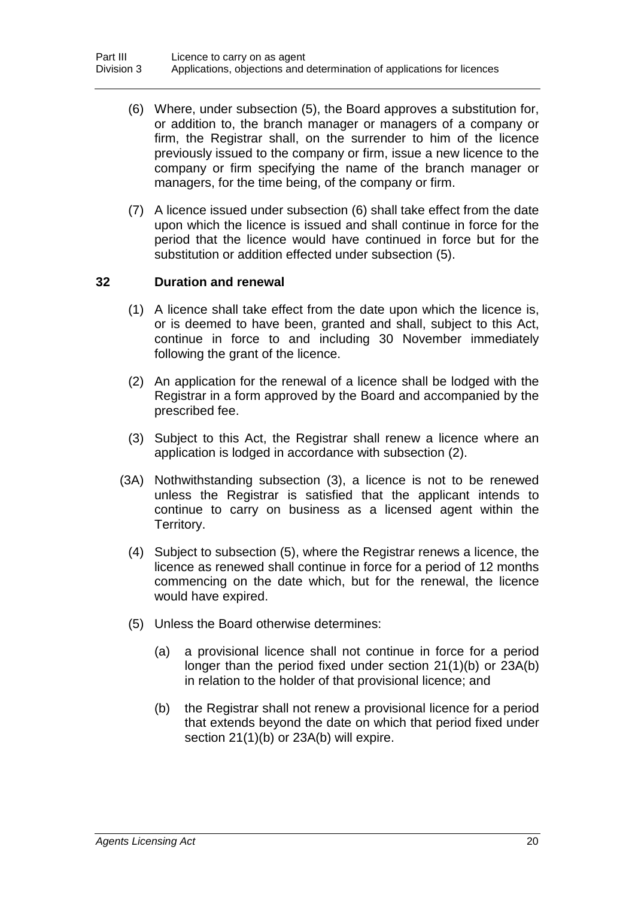(6) Where, under subsection (5), the Board approves a substitution for, or addition to, the branch manager or managers of a company or firm, the Registrar shall, on the surrender to him of the licence previously issued to the company or firm, issue a new licence to the company or firm specifying the name of the branch manager or managers, for the time being, of the company or firm.

(7) A licence issued under subsection (6) shall take effect from the date upon which the licence is issued and shall continue in force for the period that the licence would have continued in force but for the substitution or addition effected under subsection (5).

### 32 Duration and renewal

(1) A licence shall take effect from the date upon which the licence is, or is deemed to have been, granted and shall, subject to this Act, continue in force to and including 30 November immediately following the grant of the licence.

(2) An application for the renewal of a licence shall be lodged with the Registrar in a form approved by the Board and accompanied by the prescribed fee.

(3) Subject to this Act, the Registrar shall renew a licence where an application is lodged in accordance with subsection (2).

(3A) Nothwithstanding subsection (3), a licence is not to be renewed unless the Registrar is satisfied that the applicant intends to continue to carry on business as a licensed agent within the Territory.

(4) Subject to subsection (5), where the Registrar renews a licence, the licence as renewed shall continue in force for a period of 12 months commencing on the date which, but for the renewal, the licence would have expired.

(5) Unless the Board otherwise determines:

(a) a provisional licence shall not continue in force for a period longer than the period fixed under section 21(1)(b) or 23A(b) in relation to the holder of that provisional licence; and

(b) the Registrar shall not renew a provisional licence for a period that extends beyond the date on which that period fixed under section 21(1)(b) or 23A(b) will expire.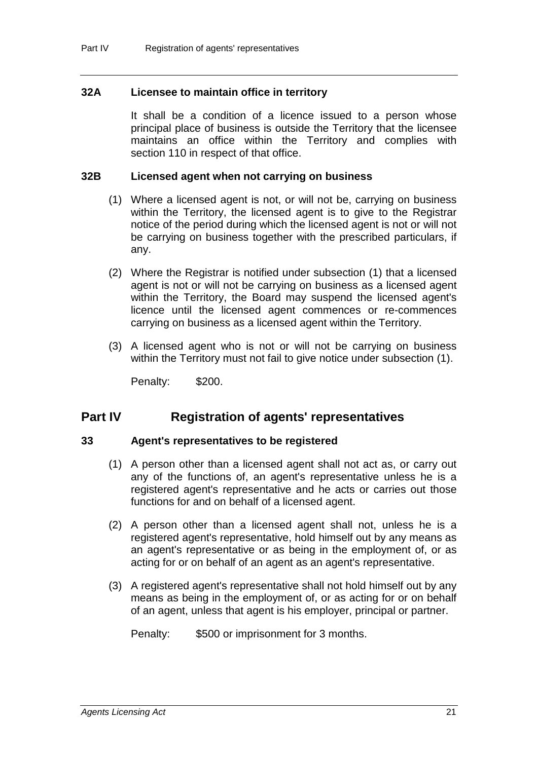### 32A Licensee to maintain office in territory

It shall be a condition of a licence issued to a person whose principal place of business is outside the Territory that the licensee maintains an office within the Territory and complies with section 110 in respect of that office.

### 32B Licensed agent when not carrying on business

(1) Where a licensed agent is not, or will not be, carrying on business within the Territory, the licensed agent is to give to the Registrar notice of the period during which the licensed agent is not or will not be carrying on business together with the prescribed particulars, if any.

(2) Where the Registrar is notified under subsection (1) that a licensed agent is not or will not be carrying on business as a licensed agent within the Territory, the Board may suspend the licensed agent's licence until the licensed agent commences or re-commences carrying on business as a licensed agent within the Territory.

(3) A licensed agent who is not or will not be carrying on business within the Territory must not fail to give notice under subsection (1).

Penalty: $200.

## Part IV Registration of agents' representatives

### 33 Agent's representatives to be registered

(1) A person other than a licensed agent shall not act as, or carry out any of the functions of, an agent's representative unless he is a registered agent's representative and he acts or carries out those functions for and on behalf of a licensed agent.

(2) A person other than a licensed agent shall not, unless he is a registered agent's representative, hold himself out by any means as an agent's representative or as being in the employment of, or as acting for or on behalf of an agent as an agent's representative.

(3) A registered agent's representative shall not hold himself out by any means as being in the employment of, or as acting for or on behalf of an agent, unless that agent is his employer, principal or partner.

Penalty: $500 or imprisonment for 3 months.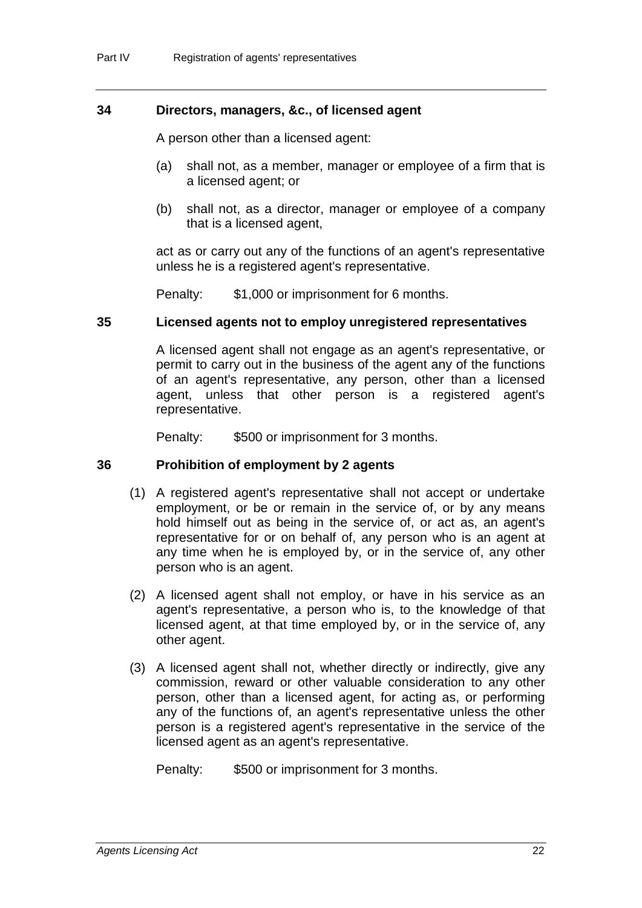## 34 Directors, managers, &c., of licensed agent

A person other than a licensed agent:

(a) shall not, as a member, manager or employee of a firm that is a licensed agent; or

(b) shall not, as a director, manager or employee of a company that is a licensed agent,

act as or carry out any of the functions of an agent's representative unless he is a registered agent's representative.

Penalty: $1,000 or imprisonment for 6 months.

## 35 Licensed agents not to employ unregistered representatives

A licensed agent shall not engage as an agent's representative, or permit to carry out in the business of the agent any of the functions of an agent's representative, any person, other than a licensed agent, unless that other person is a registered agent's representative.

Penalty: $500 or imprisonment for 3 months.

## 36 Prohibition of employment by 2 agents

(1) A registered agent's representative shall not accept or undertake employment, or be or remain in the service of, or by any means hold himself out as being in the service of, or act as, an agent's representative for or on behalf of, any person who is an agent at any time when he is employed by, or in the service of, any other person who is an agent.

(2) A licensed agent shall not employ, or have in his service as an agent's representative, a person who is, to the knowledge of that licensed agent, at that time employed by, or in the service of, any other agent.

(3) A licensed agent shall not, whether directly or indirectly, give any commission, reward or other valuable consideration to any other person, other than a licensed agent, for acting as, or performing any of the functions of, an agent's representative unless the other person is a registered agent's representative in the service of the licensed agent as an agent's representative.

Penalty: $500 or imprisonment for 3 months.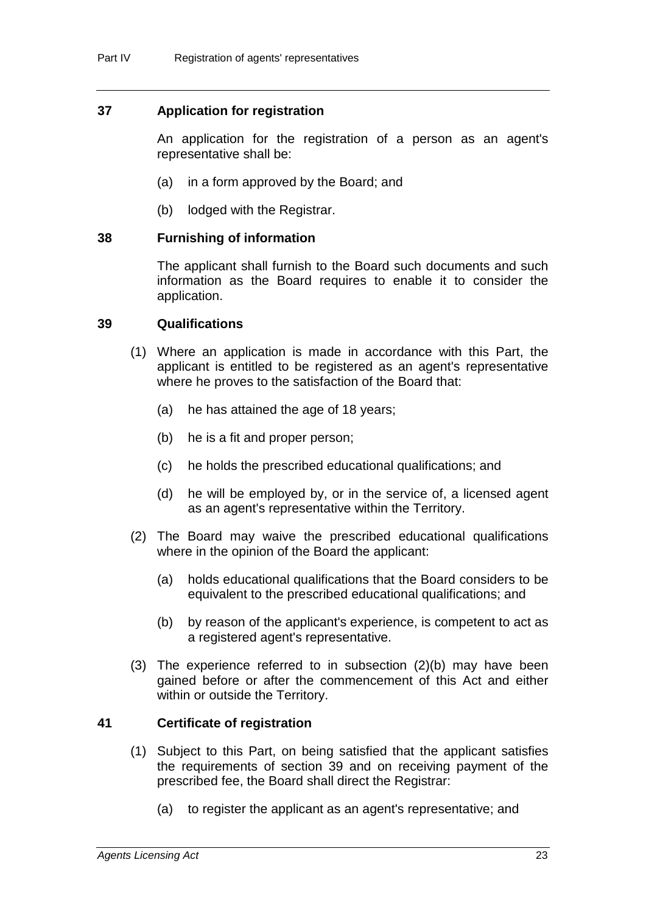## 37 Application for registration

An application for the registration of a person as an agent's representative shall be:

(a) in a form approved by the Board; and

(b) lodged with the Registrar.

## 38 Furnishing of information

The applicant shall furnish to the Board such documents and such information as the Board requires to enable it to consider the application.

## 39 Qualifications

(1) Where an application is made in accordance with this Part, the applicant is entitled to be registered as an agent's representative where he proves to the satisfaction of the Board that:

(a) he has attained the age of 18 years;

(b) he is a fit and proper person;

(c) he holds the prescribed educational qualifications; and

(d) he will be employed by, or in the service of, a licensed agent as an agent's representative within the Territory.

(2) The Board may waive the prescribed educational qualifications where in the opinion of the Board the applicant:

(a) holds educational qualifications that the Board considers to be equivalent to the prescribed educational qualifications; and

(b) by reason of the applicant's experience, is competent to act as a registered agent's representative.

(3) The experience referred to in subsection (2)(b) may have been gained before or after the commencement of this Act and either within or outside the Territory.

## 41 Certificate of registration

(1) Subject to this Part, on being satisfied that the applicant satisfies the requirements of section 39 and on receiving payment of the prescribed fee, the Board shall direct the Registrar:

(a) to register the applicant as an agent's representative; and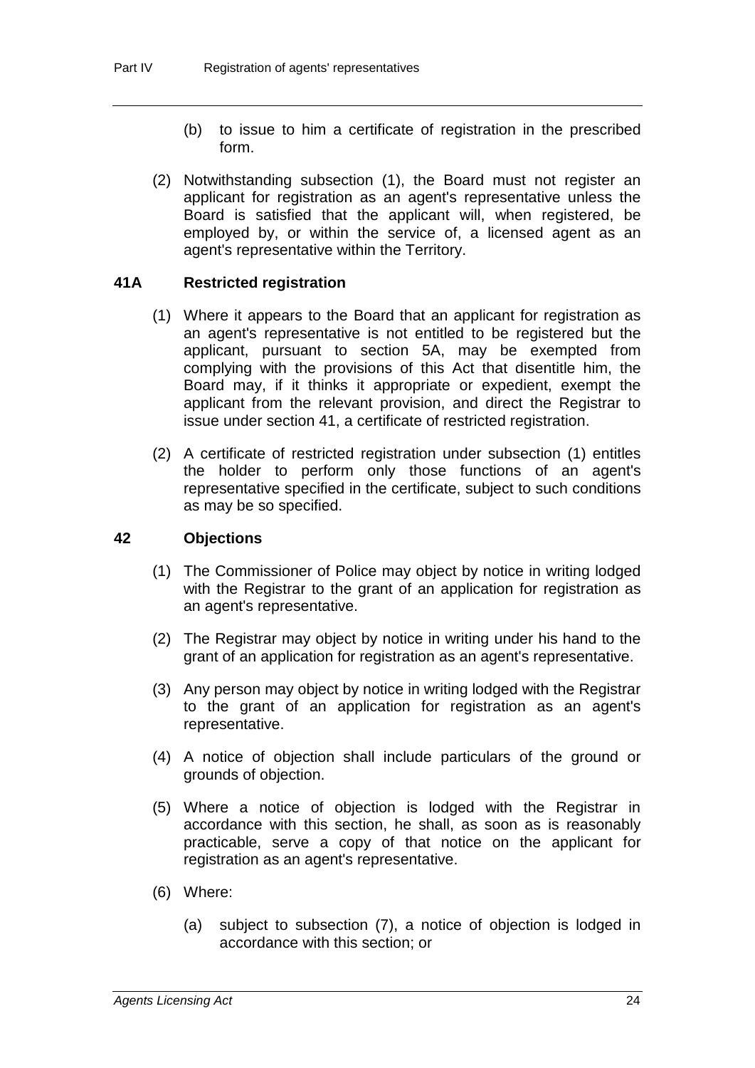(b) to issue to him a certificate of registration in the prescribed form.

(2) Notwithstanding subsection (1), the Board must not register an applicant for registration as an agent's representative unless the Board is satisfied that the applicant will, when registered, be employed by, or within the service of, a licensed agent as an agent's representative within the Territory.

### 41A Restricted registration

(1) Where it appears to the Board that an applicant for registration as an agent's representative is not entitled to be registered but the applicant, pursuant to section 5A, may be exempted from complying with the provisions of this Act that disentitle him, the Board may, if it thinks it appropriate or expedient, exempt the applicant from the relevant provision, and direct the Registrar to issue under section 41, a certificate of restricted registration.

(2) A certificate of restricted registration under subsection (1) entitles the holder to perform only those functions of an agent's representative specified in the certificate, subject to such conditions as may be so specified.

### 42 Objections

(1) The Commissioner of Police may object by notice in writing lodged with the Registrar to the grant of an application for registration as an agent's representative.

(2) The Registrar may object by notice in writing under his hand to the grant of an application for registration as an agent's representative.

(3) Any person may object by notice in writing lodged with the Registrar to the grant of an application for registration as an agent's representative.

(4) A notice of objection shall include particulars of the ground or grounds of objection.

(5) Where a notice of objection is lodged with the Registrar in accordance with this section, he shall, as soon as is reasonably practicable, serve a copy of that notice on the applicant for registration as an agent's representative.

(6) Where:

(a) subject to subsection (7), a notice of objection is lodged in accordance with this section; or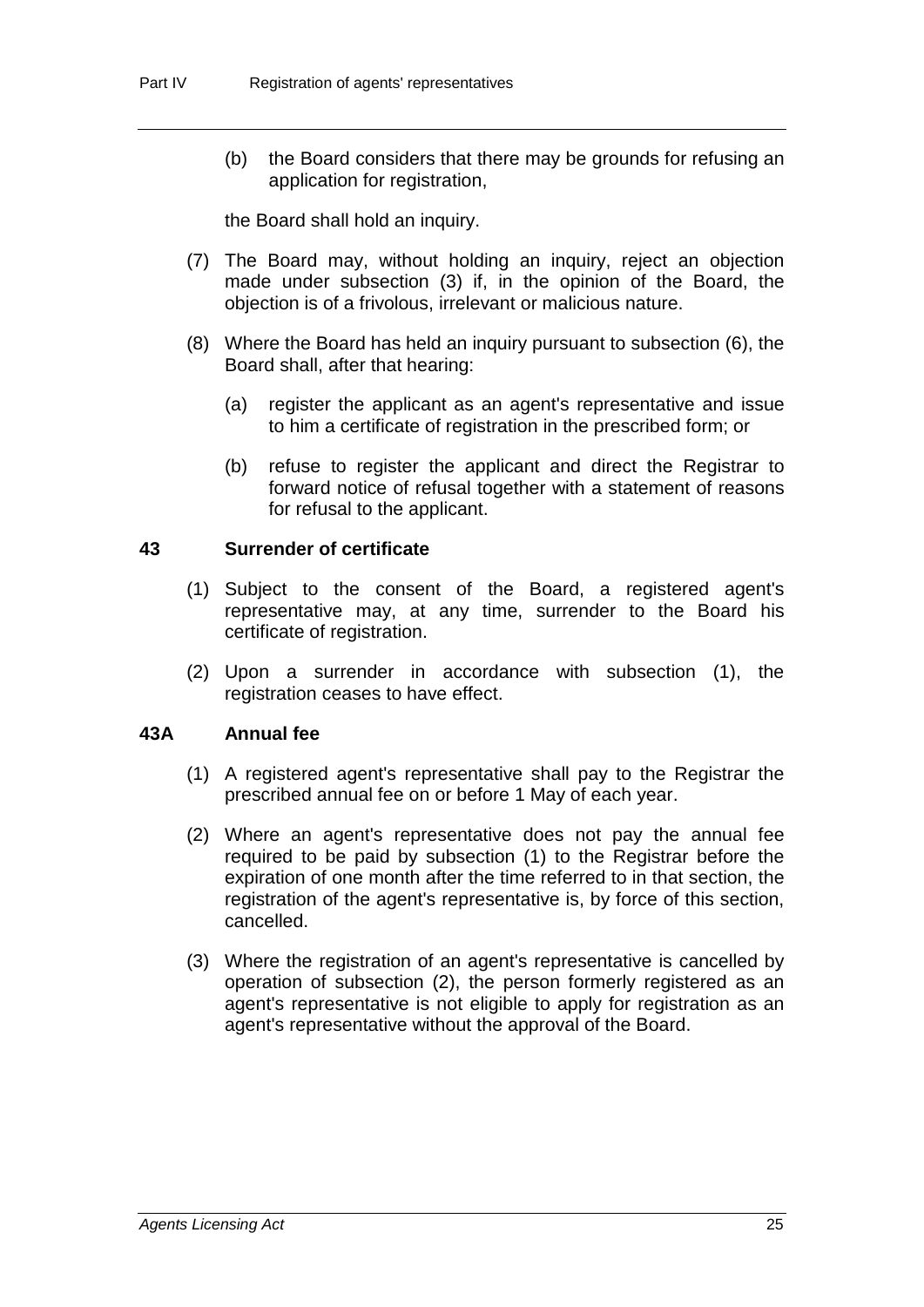(b) the Board considers that there may be grounds for refusing an application for registration,

the Board shall hold an inquiry.

(7) The Board may, without holding an inquiry, reject an objection made under subsection (3) if, in the opinion of the Board, the objection is of a frivolous, irrelevant or malicious nature.

(8) Where the Board has held an inquiry pursuant to subsection (6), the Board shall, after that hearing:

(a) register the applicant as an agent's representative and issue to him a certificate of registration in the prescribed form; or

(b) refuse to register the applicant and direct the Registrar to forward notice of refusal together with a statement of reasons for refusal to the applicant.

### 43 Surrender of certificate

(1) Subject to the consent of the Board, a registered agent's representative may, at any time, surrender to the Board his certificate of registration.

(2) Upon a surrender in accordance with subsection (1), the registration ceases to have effect.

### 43A Annual fee

(1) A registered agent's representative shall pay to the Registrar the prescribed annual fee on or before 1 May of each year.

(2) Where an agent's representative does not pay the annual fee required to be paid by subsection (1) to the Registrar before the expiration of one month after the time referred to in that section, the registration of the agent's representative is, by force of this section, cancelled.

(3) Where the registration of an agent's representative is cancelled by operation of subsection (2), the person formerly registered as an agent's representative is not eligible to apply for registration as an agent's representative without the approval of the Board.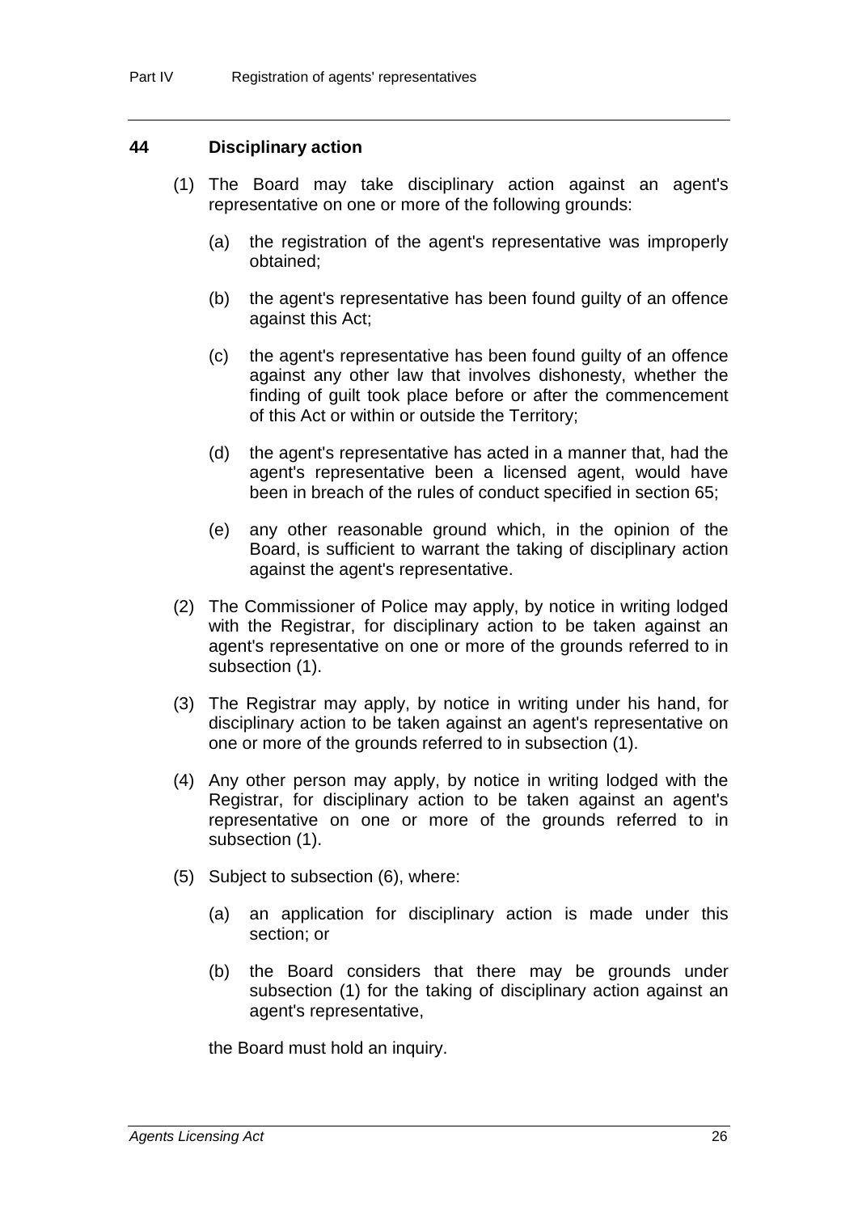## 44 Disciplinary action

(1) The Board may take disciplinary action against an agent's representative on one or more of the following grounds:

(a) the registration of the agent's representative was improperly obtained;

(b) the agent's representative has been found guilty of an offence against this Act;

(c) the agent's representative has been found guilty of an offence against any other law that involves dishonesty, whether the finding of guilt took place before or after the commencement of this Act or within or outside the Territory;

(d) the agent's representative has acted in a manner that, had the agent's representative been a licensed agent, would have been in breach of the rules of conduct specified in section 65;

(e) any other reasonable ground which, in the opinion of the Board, is sufficient to warrant the taking of disciplinary action against the agent's representative.

(2) The Commissioner of Police may apply, by notice in writing lodged with the Registrar, for disciplinary action to be taken against an agent's representative on one or more of the grounds referred to in subsection (1).

(3) The Registrar may apply, by notice in writing under his hand, for disciplinary action to be taken against an agent's representative on one or more of the grounds referred to in subsection (1).

(4) Any other person may apply, by notice in writing lodged with the Registrar, for disciplinary action to be taken against an agent's representative on one or more of the grounds referred to in subsection (1).

(5) Subject to subsection (6), where:

(a) an application for disciplinary action is made under this section; or

(b) the Board considers that there may be grounds under subsection (1) for the taking of disciplinary action against an agent's representative,

the Board must hold an inquiry.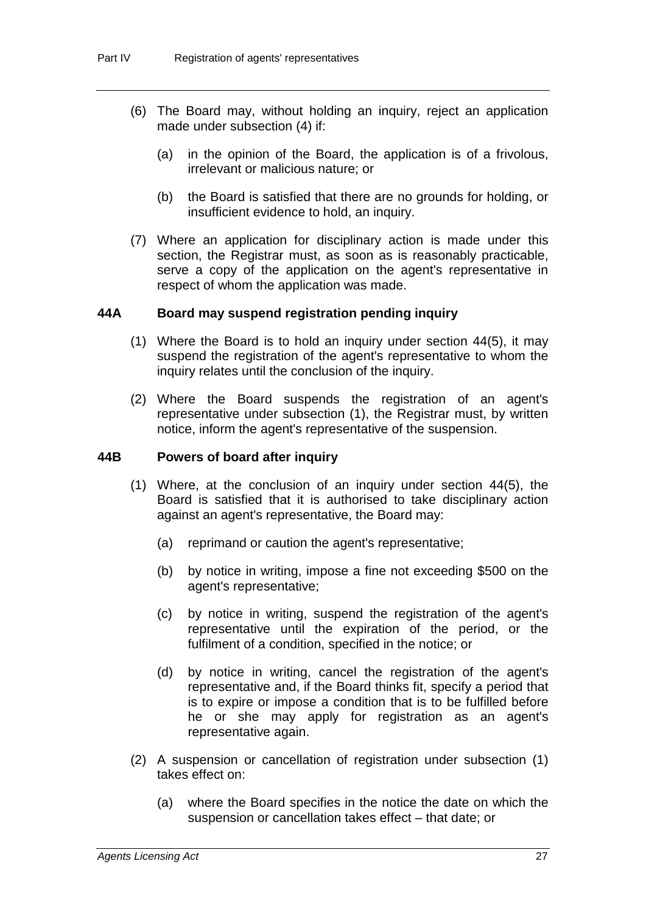(6) The Board may, without holding an inquiry, reject an application made under subsection (4) if:

(a) in the opinion of the Board, the application is of a frivolous, irrelevant or malicious nature; or

(b) the Board is satisfied that there are no grounds for holding, or insufficient evidence to hold, an inquiry.

(7) Where an application for disciplinary action is made under this section, the Registrar must, as soon as is reasonably practicable, serve a copy of the application on the agent's representative in respect of whom the application was made.

### 44A Board may suspend registration pending inquiry

(1) Where the Board is to hold an inquiry under section 44(5), it may suspend the registration of the agent's representative to whom the inquiry relates until the conclusion of the inquiry.

(2) Where the Board suspends the registration of an agent's representative under subsection (1), the Registrar must, by written notice, inform the agent's representative of the suspension.

### 44B Powers of board after inquiry

(1) Where, at the conclusion of an inquiry under section 44(5), the Board is satisfied that it is authorised to take disciplinary action against an agent's representative, the Board may:

(a) reprimand or caution the agent's representative;

(b) by notice in writing, impose a fine not exceeding $500 on the agent's representative;

(c) by notice in writing, suspend the registration of the agent's representative until the expiration of the period, or the fulfilment of a condition, specified in the notice; or

(d) by notice in writing, cancel the registration of the agent's representative and, if the Board thinks fit, specify a period that is to expire or impose a condition that is to be fulfilled before he or she may apply for registration as an agent's representative again.

(2) A suspension or cancellation of registration under subsection (1) takes effect on:

(a) where the Board specifies in the notice the date on which the suspension or cancellation takes effect – that date; or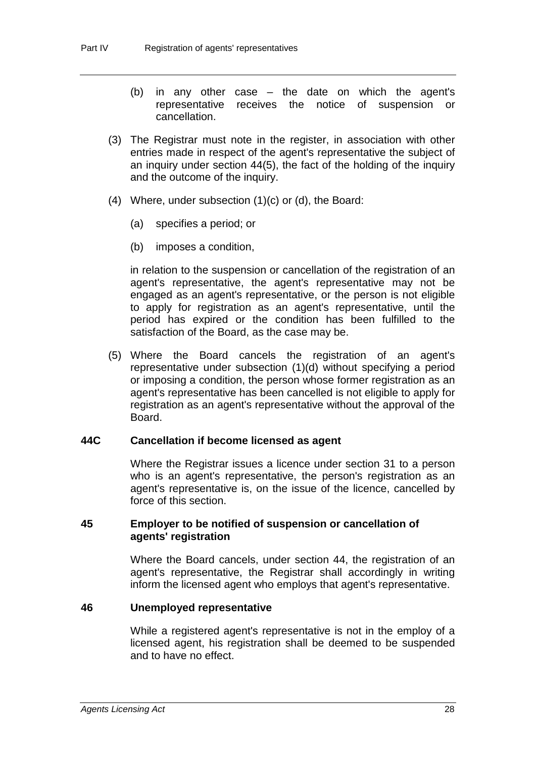(b) in any other case – the date on which the agent's representative receives the notice of suspension or cancellation.

(3) The Registrar must note in the register, in association with other entries made in respect of the agent's representative the subject of an inquiry under section 44(5), the fact of the holding of the inquiry and the outcome of the inquiry.

(4) Where, under subsection (1)(c) or (d), the Board:

(a) specifies a period; or

(b) imposes a condition,

in relation to the suspension or cancellation of the registration of an agent's representative, the agent's representative may not be engaged as an agent's representative, or the person is not eligible to apply for registration as an agent's representative, until the period has expired or the condition has been fulfilled to the satisfaction of the Board, as the case may be.

(5) Where the Board cancels the registration of an agent's representative under subsection (1)(d) without specifying a period or imposing a condition, the person whose former registration as an agent's representative has been cancelled is not eligible to apply for registration as an agent's representative without the approval of the Board.

### 44C Cancellation if become licensed as agent

Where the Registrar issues a licence under section 31 to a person who is an agent's representative, the person's registration as an agent's representative is, on the issue of the licence, cancelled by force of this section.

### 45 Employer to be notified of suspension or cancellation of agents' registration

Where the Board cancels, under section 44, the registration of an agent's representative, the Registrar shall accordingly in writing inform the licensed agent who employs that agent's representative.

### 46 Unemployed representative

While a registered agent's representative is not in the employ of a licensed agent, his registration shall be deemed to be suspended and to have no effect.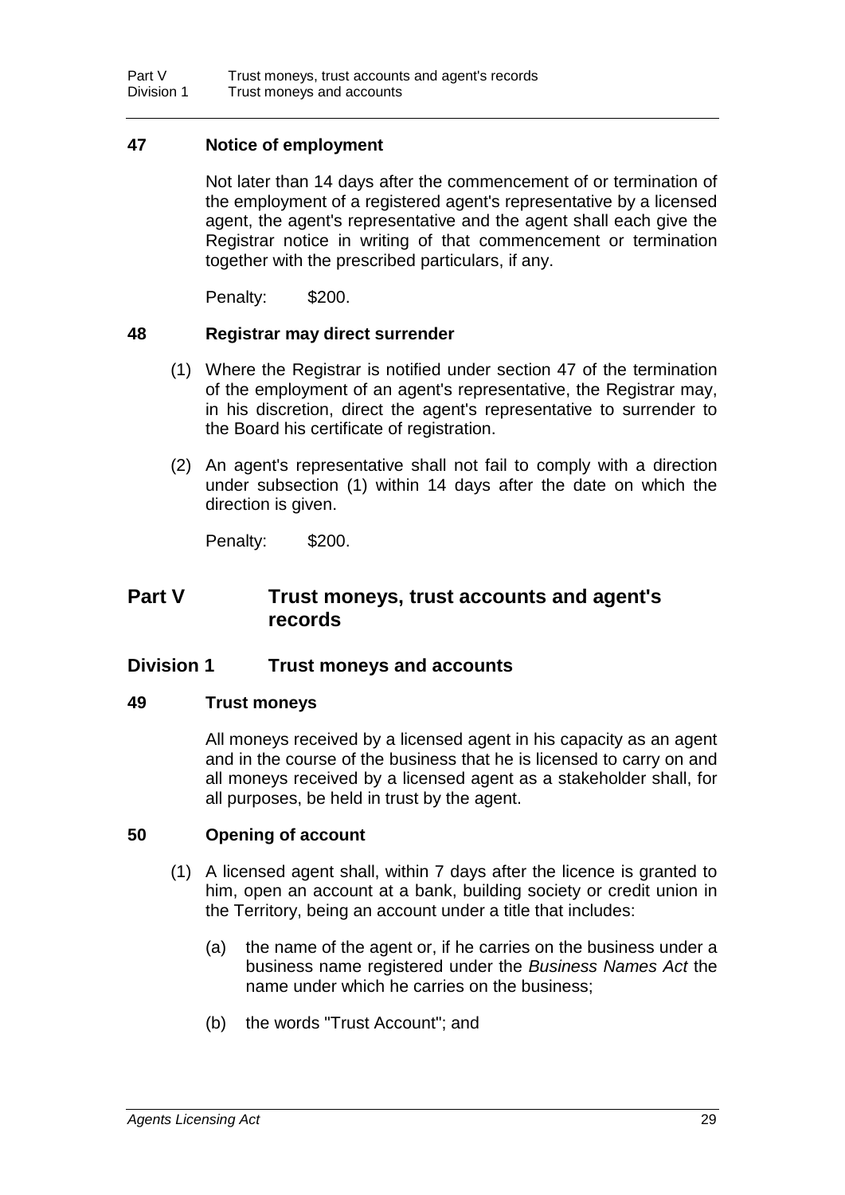### 47 Notice of employment

Not later than 14 days after the commencement of or termination of the employment of a registered agent's representative by a licensed agent, the agent's representative and the agent shall each give the Registrar notice in writing of that commencement or termination together with the prescribed particulars, if any.

Penalty: $200.

### 48 Registrar may direct surrender

(1) Where the Registrar is notified under section 47 of the termination of the employment of an agent's representative, the Registrar may, in his discretion, direct the agent's representative to surrender to the Board his certificate of registration.

(2) An agent's representative shall not fail to comply with a direction under subsection (1) within 14 days after the date on which the direction is given.

Penalty: $200.

# Part V Trust moneys, trust accounts and agent's records

## Division 1 Trust moneys and accounts

### 49 Trust moneys

All moneys received by a licensed agent in his capacity as an agent and in the course of the business that he is licensed to carry on and all moneys received by a licensed agent as a stakeholder shall, for all purposes, be held in trust by the agent.

### 50 Opening of account

(1) A licensed agent shall, within 7 days after the licence is granted to him, open an account at a bank, building society or credit union in the Territory, being an account under a title that includes:

(a) the name of the agent or, if he carries on the business under a business name registered under the *Business Names Act* the name under which he carries on the business;

(b) the words "Trust Account"; and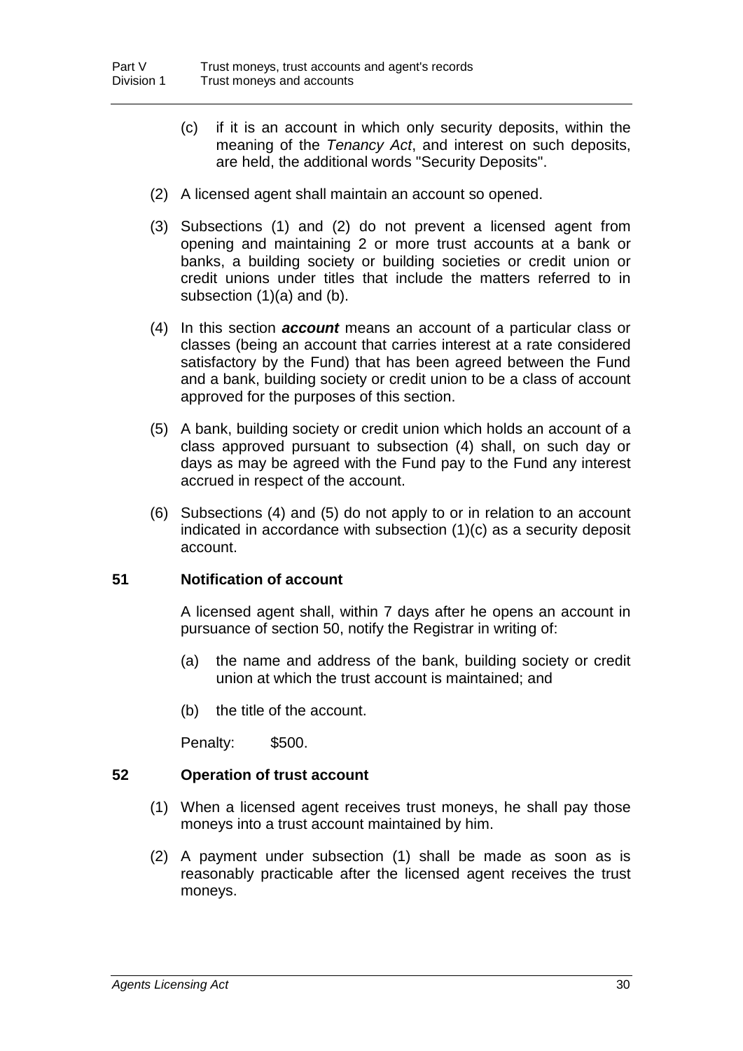(c) if it is an account in which only security deposits, within the meaning of the *Tenancy Act*, and interest on such deposits, are held, the additional words "Security Deposits".

(2) A licensed agent shall maintain an account so opened.

(3) Subsections (1) and (2) do not prevent a licensed agent from opening and maintaining 2 or more trust accounts at a bank or banks, a building society or building societies or credit union or credit unions under titles that include the matters referred to in subsection (1)(a) and (b).

(4) In this section ***account*** means an account of a particular class or classes (being an account that carries interest at a rate considered satisfactory by the Fund) that has been agreed between the Fund and a bank, building society or credit union to be a class of account approved for the purposes of this section.

(5) A bank, building society or credit union which holds an account of a class approved pursuant to subsection (4) shall, on such day or days as may be agreed with the Fund pay to the Fund any interest accrued in respect of the account.

(6) Subsections (4) and (5) do not apply to or in relation to an account indicated in accordance with subsection (1)(c) as a security deposit account.

### 51 Notification of account

A licensed agent shall, within 7 days after he opens an account in pursuance of section 50, notify the Registrar in writing of:

(a) the name and address of the bank, building society or credit union at which the trust account is maintained; and

(b) the title of the account.

Penalty: $500.

### 52 Operation of trust account

(1) When a licensed agent receives trust moneys, he shall pay those moneys into a trust account maintained by him.

(2) A payment under subsection (1) shall be made as soon as is reasonably practicable after the licensed agent receives the trust moneys.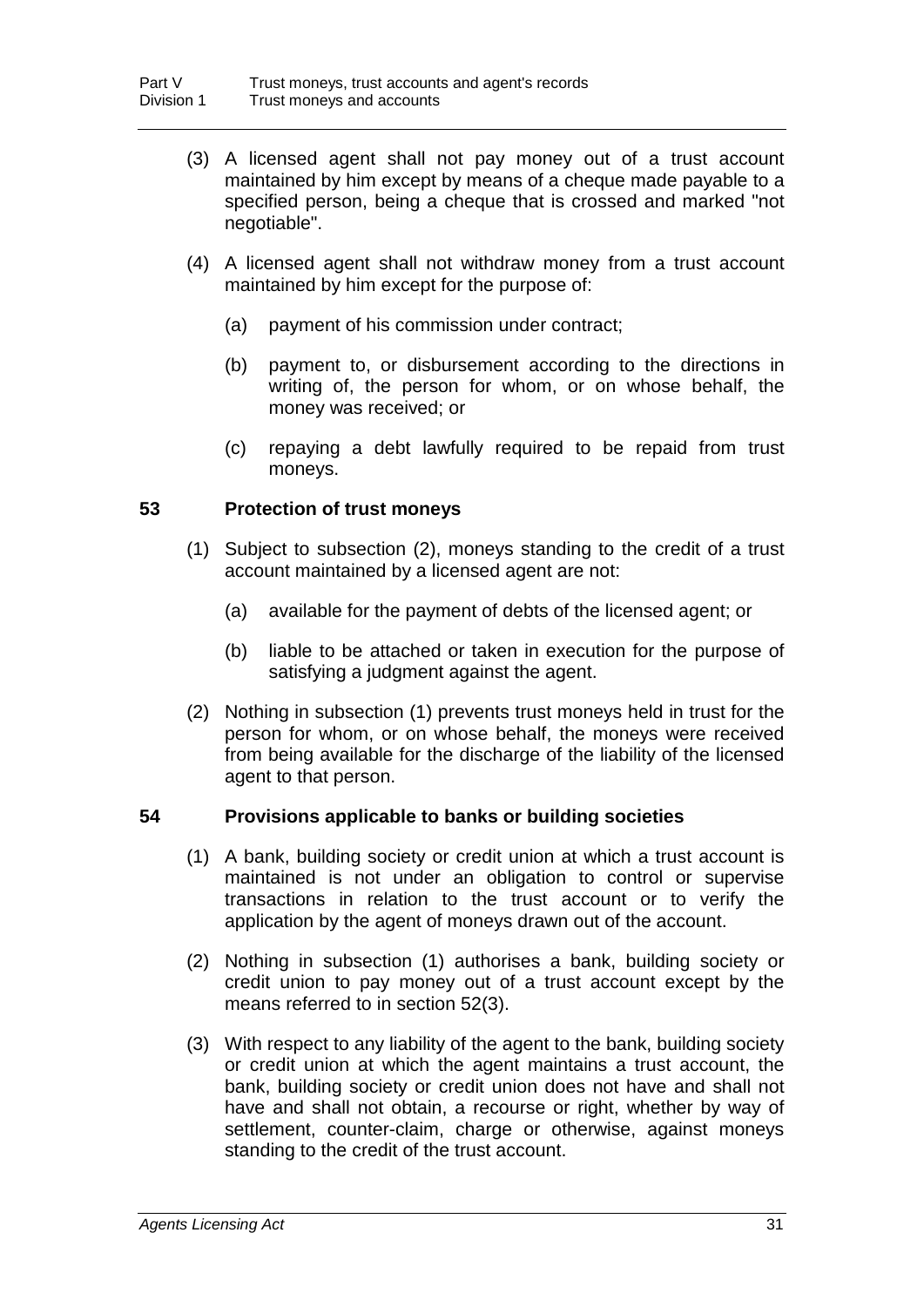(3) A licensed agent shall not pay money out of a trust account maintained by him except by means of a cheque made payable to a specified person, being a cheque that is crossed and marked "not negotiable".

(4) A licensed agent shall not withdraw money from a trust account maintained by him except for the purpose of:

(a) payment of his commission under contract;

(b) payment to, or disbursement according to the directions in writing of, the person for whom, or on whose behalf, the money was received; or

(c) repaying a debt lawfully required to be repaid from trust moneys.

### 53 Protection of trust moneys

(1) Subject to subsection (2), moneys standing to the credit of a trust account maintained by a licensed agent are not:

(a) available for the payment of debts of the licensed agent; or

(b) liable to be attached or taken in execution for the purpose of satisfying a judgment against the agent.

(2) Nothing in subsection (1) prevents trust moneys held in trust for the person for whom, or on whose behalf, the moneys were received from being available for the discharge of the liability of the licensed agent to that person.

### 54 Provisions applicable to banks or building societies

(1) A bank, building society or credit union at which a trust account is maintained is not under an obligation to control or supervise transactions in relation to the trust account or to verify the application by the agent of moneys drawn out of the account.

(2) Nothing in subsection (1) authorises a bank, building society or credit union to pay money out of a trust account except by the means referred to in section 52(3).

(3) With respect to any liability of the agent to the bank, building society or credit union at which the agent maintains a trust account, the bank, building society or credit union does not have and shall not have and shall not obtain, a recourse or right, whether by way of settlement, counter-claim, charge or otherwise, against moneys standing to the credit of the trust account.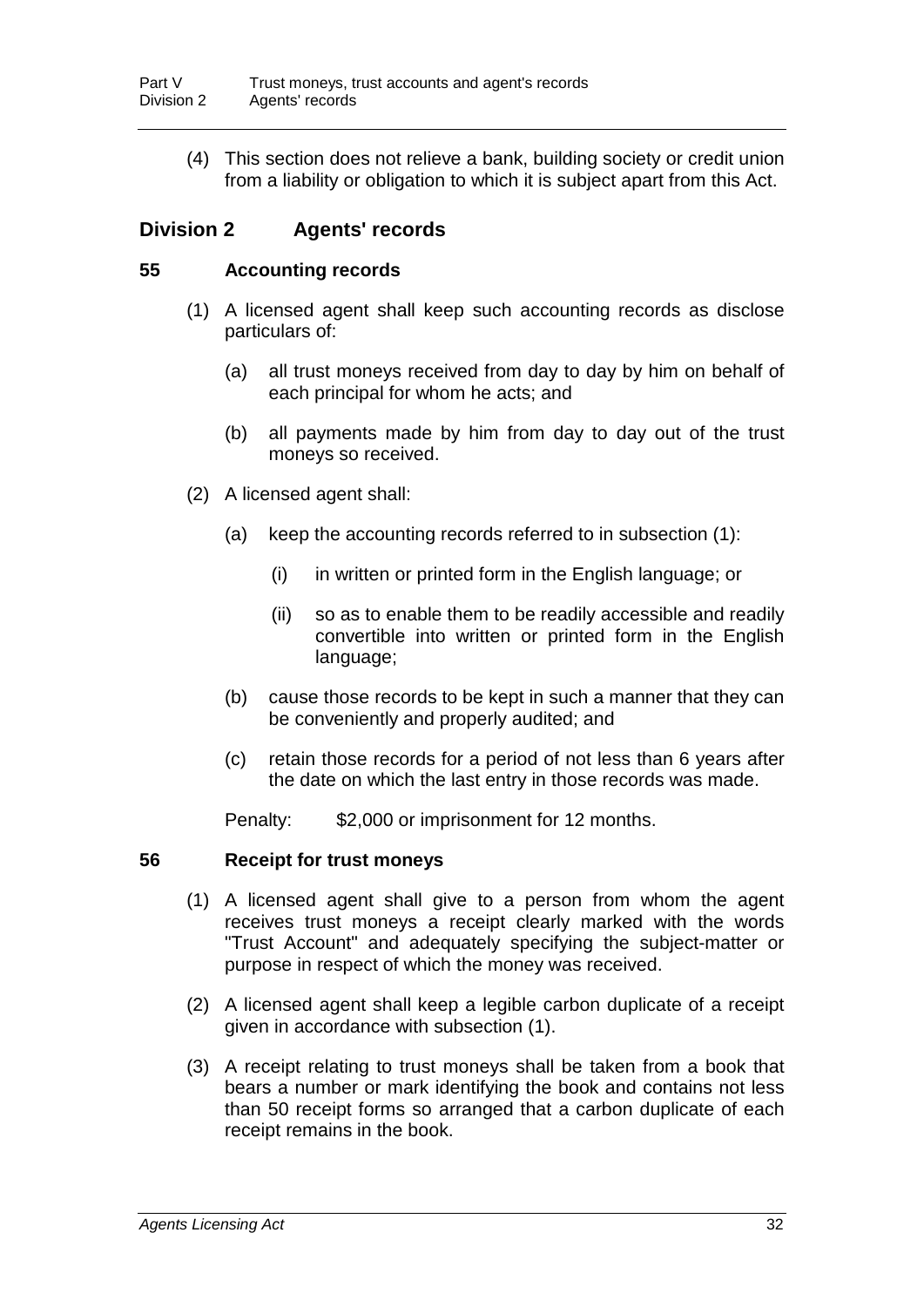(4) This section does not relieve a bank, building society or credit union from a liability or obligation to which it is subject apart from this Act.

## Division 2 Agents' records

### 55 Accounting records

(1) A licensed agent shall keep such accounting records as disclose particulars of:

(a) all trust moneys received from day to day by him on behalf of each principal for whom he acts; and

(b) all payments made by him from day to day out of the trust moneys so received.

(2) A licensed agent shall:

(a) keep the accounting records referred to in subsection (1):

(i) in written or printed form in the English language; or

(ii) so as to enable them to be readily accessible and readily convertible into written or printed form in the English language;

(b) cause those records to be kept in such a manner that they can be conveniently and properly audited; and

(c) retain those records for a period of not less than 6 years after the date on which the last entry in those records was made.

Penalty: $2,000 or imprisonment for 12 months.

### 56 Receipt for trust moneys

(1) A licensed agent shall give to a person from whom the agent receives trust moneys a receipt clearly marked with the words "Trust Account" and adequately specifying the subject-matter or purpose in respect of which the money was received.

(2) A licensed agent shall keep a legible carbon duplicate of a receipt given in accordance with subsection (1).

(3) A receipt relating to trust moneys shall be taken from a book that bears a number or mark identifying the book and contains not less than 50 receipt forms so arranged that a carbon duplicate of each receipt remains in the book.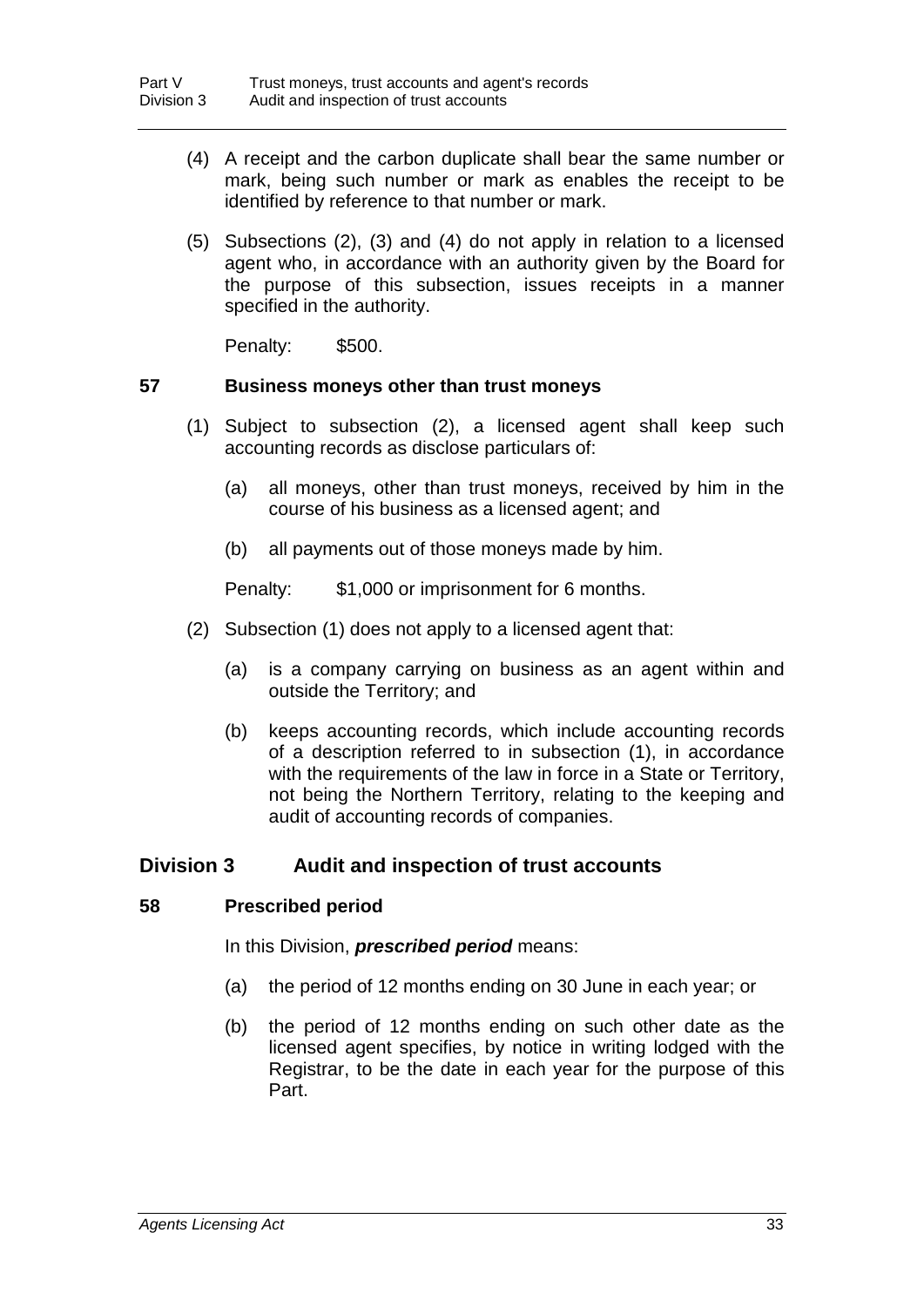(4) A receipt and the carbon duplicate shall bear the same number or mark, being such number or mark as enables the receipt to be identified by reference to that number or mark.

(5) Subsections (2), (3) and (4) do not apply in relation to a licensed agent who, in accordance with an authority given by the Board for the purpose of this subsection, issues receipts in a manner specified in the authority.

Penalty: $500.

### 57 Business moneys other than trust moneys

(1) Subject to subsection (2), a licensed agent shall keep such accounting records as disclose particulars of:

(a) all moneys, other than trust moneys, received by him in the course of his business as a licensed agent; and

(b) all payments out of those moneys made by him.

Penalty: $1,000 or imprisonment for 6 months.

(2) Subsection (1) does not apply to a licensed agent that:

(a) is a company carrying on business as an agent within and outside the Territory; and

(b) keeps accounting records, which include accounting records of a description referred to in subsection (1), in accordance with the requirements of the law in force in a State or Territory, not being the Northern Territory, relating to the keeping and audit of accounting records of companies.

## Division 3 Audit and inspection of trust accounts

### 58 Prescribed period

In this Division, ***prescribed period*** means:

(a) the period of 12 months ending on 30 June in each year; or

(b) the period of 12 months ending on such other date as the licensed agent specifies, by notice in writing lodged with the Registrar, to be the date in each year for the purpose of this Part.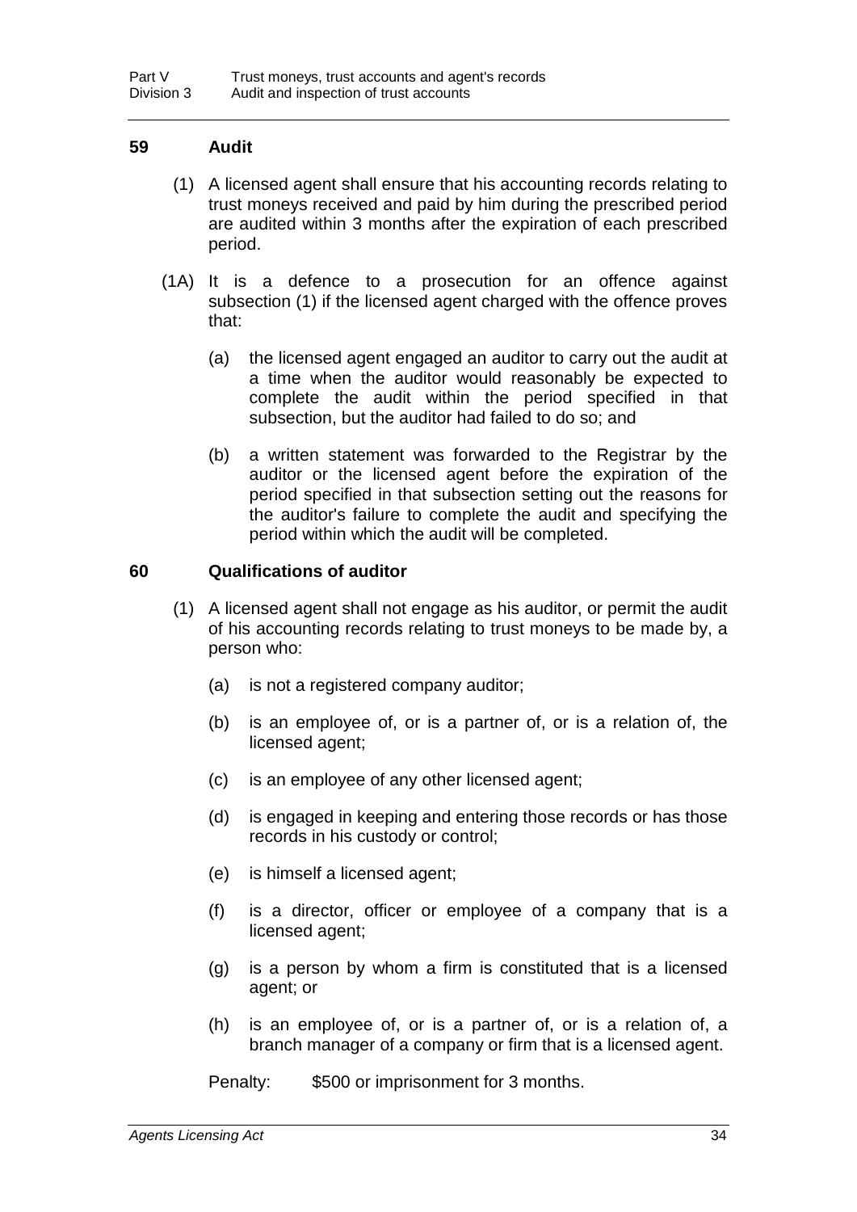## 59 Audit

(1) A licensed agent shall ensure that his accounting records relating to trust moneys received and paid by him during the prescribed period are audited within 3 months after the expiration of each prescribed period.

(1A) It is a defence to a prosecution for an offence against subsection (1) if the licensed agent charged with the offence proves that:

(a) the licensed agent engaged an auditor to carry out the audit at a time when the auditor would reasonably be expected to complete the audit within the period specified in that subsection, but the auditor had failed to do so; and

(b) a written statement was forwarded to the Registrar by the auditor or the licensed agent before the expiration of the period specified in that subsection setting out the reasons for the auditor's failure to complete the audit and specifying the period within which the audit will be completed.

## 60 Qualifications of auditor

(1) A licensed agent shall not engage as his auditor, or permit the audit of his accounting records relating to trust moneys to be made by, a person who:

(a) is not a registered company auditor;

(b) is an employee of, or is a partner of, or is a relation of, the licensed agent;

(c) is an employee of any other licensed agent;

(d) is engaged in keeping and entering those records or has those records in his custody or control;

(e) is himself a licensed agent;

(f) is a director, officer or employee of a company that is a licensed agent;

(g) is a person by whom a firm is constituted that is a licensed agent; or

(h) is an employee of, or is a partner of, or is a relation of, a branch manager of a company or firm that is a licensed agent.

Penalty: $500 or imprisonment for 3 months.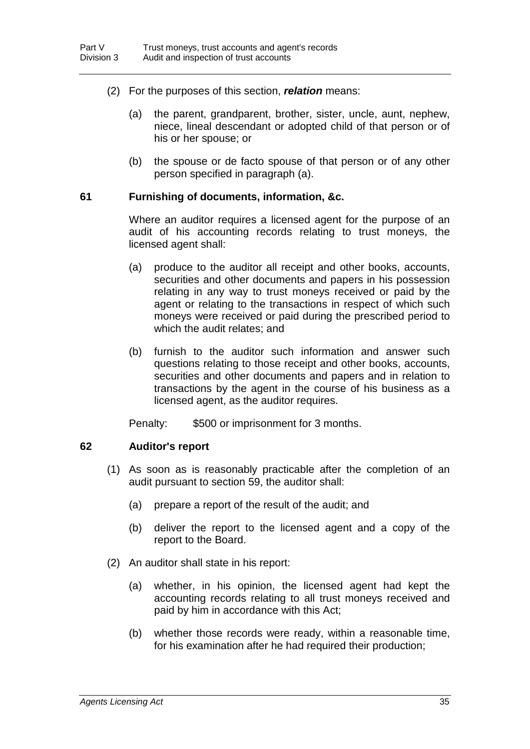(2) For the purposes of this section, ***relation*** means:

(a) the parent, grandparent, brother, sister, uncle, aunt, nephew, niece, lineal descendant or adopted child of that person or of his or her spouse; or

(b) the spouse or de facto spouse of that person or of any other person specified in paragraph (a).

## 61 Furnishing of documents, information, &c.

Where an auditor requires a licensed agent for the purpose of an audit of his accounting records relating to trust moneys, the licensed agent shall:

(a) produce to the auditor all receipt and other books, accounts, securities and other documents and papers in his possession relating in any way to trust moneys received or paid by the agent or relating to the transactions in respect of which such moneys were received or paid during the prescribed period to which the audit relates; and

(b) furnish to the auditor such information and answer such questions relating to those receipt and other books, accounts, securities and other documents and papers and in relation to transactions by the agent in the course of his business as a licensed agent, as the auditor requires.

Penalty: $500 or imprisonment for 3 months.

## 62 Auditor's report

(1) As soon as is reasonably practicable after the completion of an audit pursuant to section 59, the auditor shall:

(a) prepare a report of the result of the audit; and

(b) deliver the report to the licensed agent and a copy of the report to the Board.

(2) An auditor shall state in his report:

(a) whether, in his opinion, the licensed agent had kept the accounting records relating to all trust moneys received and paid by him in accordance with this Act;

(b) whether those records were ready, within a reasonable time, for his examination after he had required their production;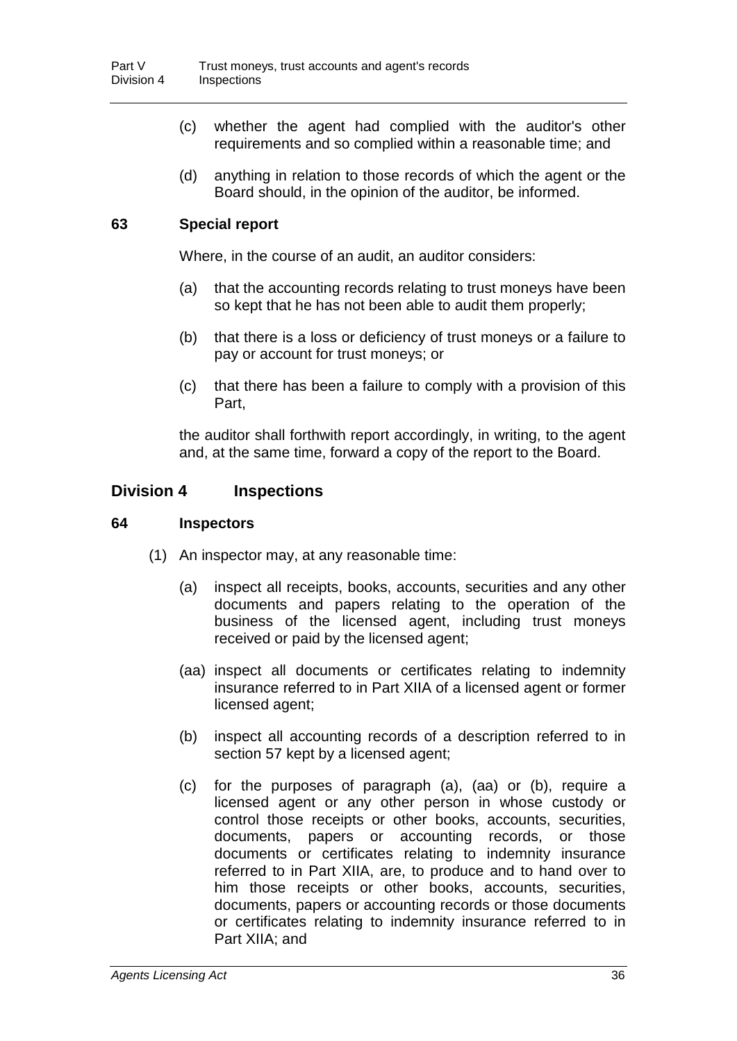(c) whether the agent had complied with the auditor's other requirements and so complied within a reasonable time; and

(d) anything in relation to those records of which the agent or the Board should, in the opinion of the auditor, be informed.

**63 Special report**

Where, in the course of an audit, an auditor considers:

(a) that the accounting records relating to trust moneys have been so kept that he has not been able to audit them properly;

(b) that there is a loss or deficiency of trust moneys or a failure to pay or account for trust moneys; or

(c) that there has been a failure to comply with a provision of this Part,

the auditor shall forthwith report accordingly, in writing, to the agent and, at the same time, forward a copy of the report to the Board.

## Division 4 Inspections

**64 Inspectors**

(1) An inspector may, at any reasonable time:

(a) inspect all receipts, books, accounts, securities and any other documents and papers relating to the operation of the business of the licensed agent, including trust moneys received or paid by the licensed agent;

(aa) inspect all documents or certificates relating to indemnity insurance referred to in Part XIIA of a licensed agent or former licensed agent;

(b) inspect all accounting records of a description referred to in section 57 kept by a licensed agent;

(c) for the purposes of paragraph (a), (aa) or (b), require a licensed agent or any other person in whose custody or control those receipts or other books, accounts, securities, documents, papers or accounting records, or those documents or certificates relating to indemnity insurance referred to in Part XIIA, are, to produce and to hand over to him those receipts or other books, accounts, securities, documents, papers or accounting records or those documents or certificates relating to indemnity insurance referred to in Part XIIA; and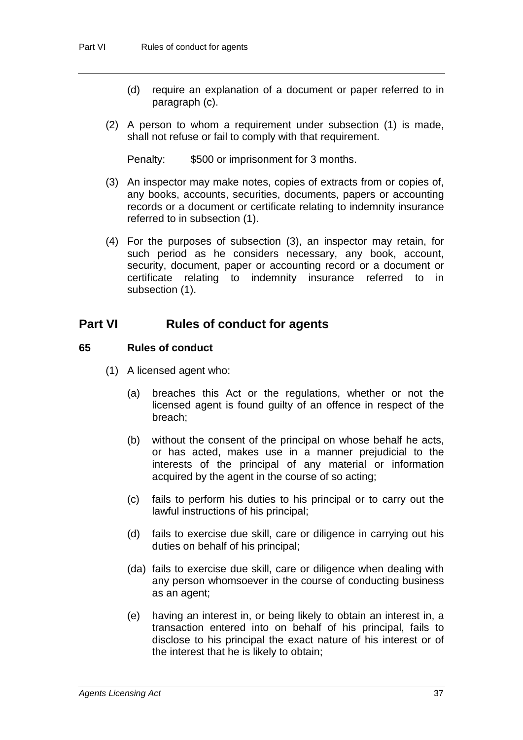(d) require an explanation of a document or paper referred to in paragraph (c).

(2) A person to whom a requirement under subsection (1) is made, shall not refuse or fail to comply with that requirement.

Penalty: $500 or imprisonment for 3 months.

(3) An inspector may make notes, copies of extracts from or copies of, any books, accounts, securities, documents, papers or accounting records or a document or certificate relating to indemnity insurance referred to in subsection (1).

(4) For the purposes of subsection (3), an inspector may retain, for such period as he considers necessary, any book, account, security, document, paper or accounting record or a document or certificate relating to indemnity insurance referred to in subsection (1).

## Part VI Rules of conduct for agents

### 65 Rules of conduct

(1) A licensed agent who:

(a) breaches this Act or the regulations, whether or not the licensed agent is found guilty of an offence in respect of the breach;

(b) without the consent of the principal on whose behalf he acts, or has acted, makes use in a manner prejudicial to the interests of the principal of any material or information acquired by the agent in the course of so acting;

(c) fails to perform his duties to his principal or to carry out the lawful instructions of his principal;

(d) fails to exercise due skill, care or diligence in carrying out his duties on behalf of his principal;

(da) fails to exercise due skill, care or diligence when dealing with any person whomsoever in the course of conducting business as an agent;

(e) having an interest in, or being likely to obtain an interest in, a transaction entered into on behalf of his principal, fails to disclose to his principal the exact nature of his interest or of the interest that he is likely to obtain;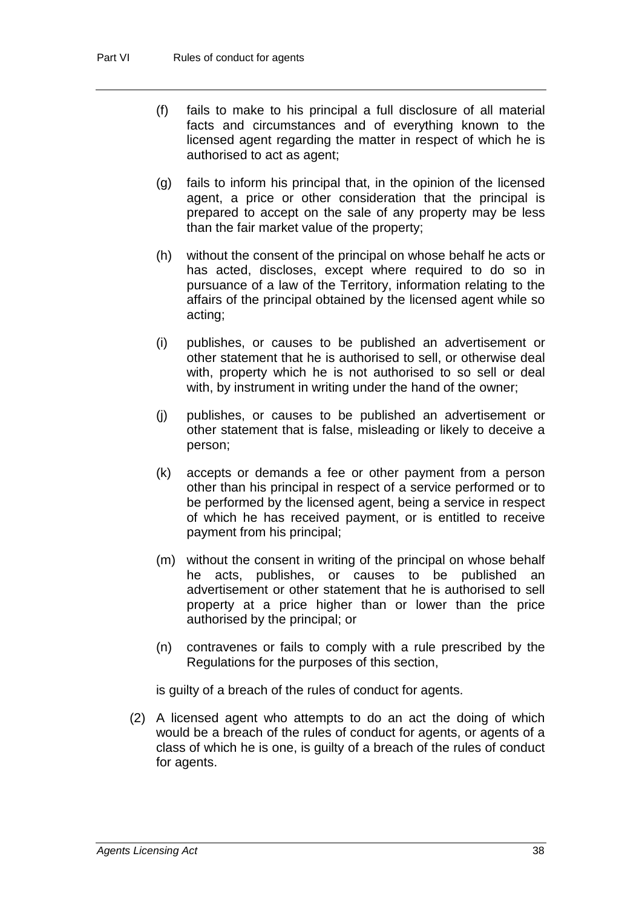(f) fails to make to his principal a full disclosure of all material facts and circumstances and of everything known to the licensed agent regarding the matter in respect of which he is authorised to act as agent;

(g) fails to inform his principal that, in the opinion of the licensed agent, a price or other consideration that the principal is prepared to accept on the sale of any property may be less than the fair market value of the property;

(h) without the consent of the principal on whose behalf he acts or has acted, discloses, except where required to do so in pursuance of a law of the Territory, information relating to the affairs of the principal obtained by the licensed agent while so acting;

(i) publishes, or causes to be published an advertisement or other statement that he is authorised to sell, or otherwise deal with, property which he is not authorised to so sell or deal with, by instrument in writing under the hand of the owner;

(j) publishes, or causes to be published an advertisement or other statement that is false, misleading or likely to deceive a person;

(k) accepts or demands a fee or other payment from a person other than his principal in respect of a service performed or to be performed by the licensed agent, being a service in respect of which he has received payment, or is entitled to receive payment from his principal;

(m) without the consent in writing of the principal on whose behalf he acts, publishes, or causes to be published an advertisement or other statement that he is authorised to sell property at a price higher than or lower than the price authorised by the principal; or

(n) contravenes or fails to comply with a rule prescribed by the Regulations for the purposes of this section,

is guilty of a breach of the rules of conduct for agents.

(2) A licensed agent who attempts to do an act the doing of which would be a breach of the rules of conduct for agents, or agents of a class of which he is one, is guilty of a breach of the rules of conduct for agents.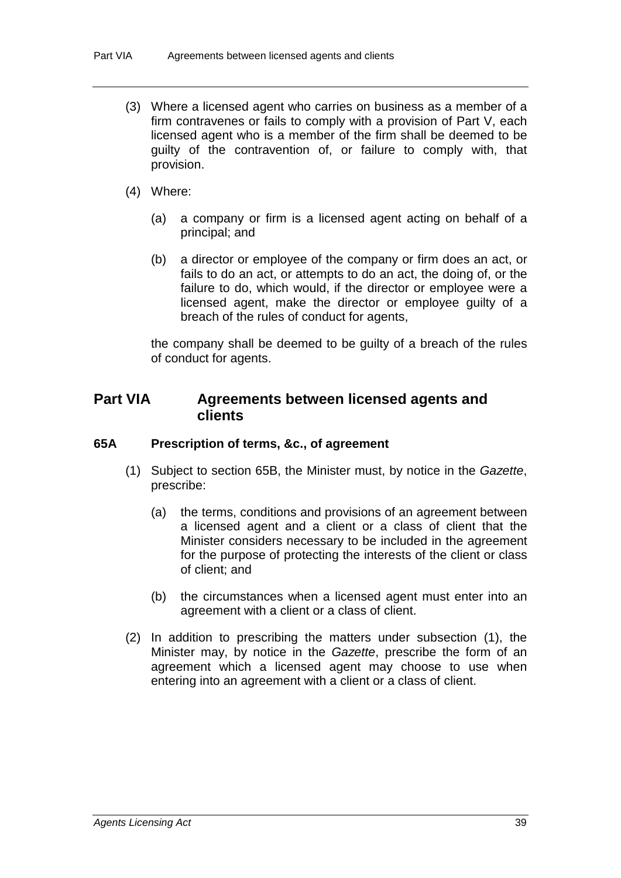(3) Where a licensed agent who carries on business as a member of a firm contravenes or fails to comply with a provision of Part V, each licensed agent who is a member of the firm shall be deemed to be guilty of the contravention of, or failure to comply with, that provision.

(4) Where:

(a) a company or firm is a licensed agent acting on behalf of a principal; and

(b) a director or employee of the company or firm does an act, or fails to do an act, or attempts to do an act, the doing of, or the failure to do, which would, if the director or employee were a licensed agent, make the director or employee guilty of a breach of the rules of conduct for agents,

the company shall be deemed to be guilty of a breach of the rules of conduct for agents.

## Part VIA Agreements between licensed agents and clients

### 65A Prescription of terms, &c., of agreement

(1) Subject to section 65B, the Minister must, by notice in the *Gazette*, prescribe:

(a) the terms, conditions and provisions of an agreement between a licensed agent and a client or a class of client that the Minister considers necessary to be included in the agreement for the purpose of protecting the interests of the client or class of client; and

(b) the circumstances when a licensed agent must enter into an agreement with a client or a class of client.

(2) In addition to prescribing the matters under subsection (1), the Minister may, by notice in the *Gazette*, prescribe the form of an agreement which a licensed agent may choose to use when entering into an agreement with a client or a class of client.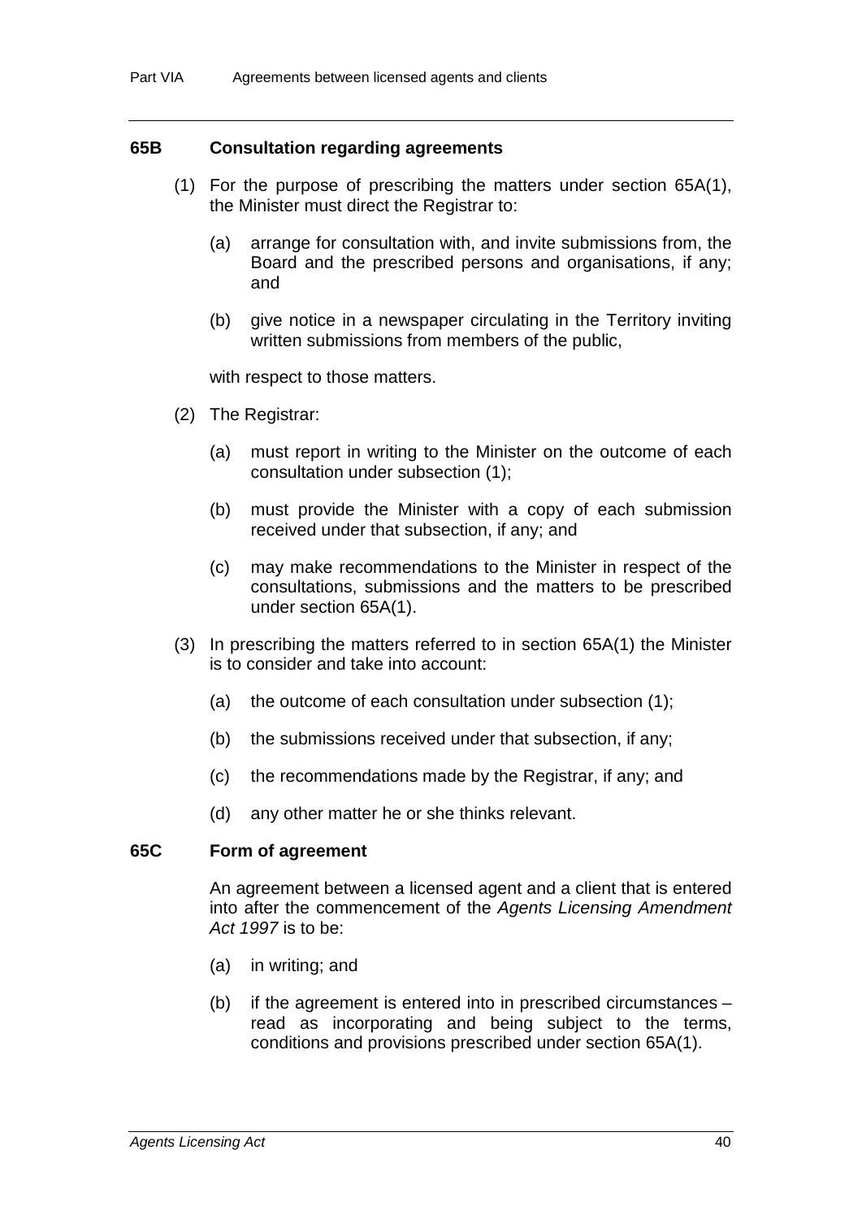### 65B Consultation regarding agreements

(1) For the purpose of prescribing the matters under section 65A(1), the Minister must direct the Registrar to:

(a) arrange for consultation with, and invite submissions from, the Board and the prescribed persons and organisations, if any; and

(b) give notice in a newspaper circulating in the Territory inviting written submissions from members of the public,

with respect to those matters.

(2) The Registrar:

(a) must report in writing to the Minister on the outcome of each consultation under subsection (1);

(b) must provide the Minister with a copy of each submission received under that subsection, if any; and

(c) may make recommendations to the Minister in respect of the consultations, submissions and the matters to be prescribed under section 65A(1).

(3) In prescribing the matters referred to in section 65A(1) the Minister is to consider and take into account:

(a) the outcome of each consultation under subsection (1);

(b) the submissions received under that subsection, if any;

(c) the recommendations made by the Registrar, if any; and

(d) any other matter he or she thinks relevant.

### 65C Form of agreement

An agreement between a licensed agent and a client that is entered into after the commencement of the *Agents Licensing Amendment Act 1997* is to be:

(a) in writing; and

(b) if the agreement is entered into in prescribed circumstances – read as incorporating and being subject to the terms, conditions and provisions prescribed under section 65A(1).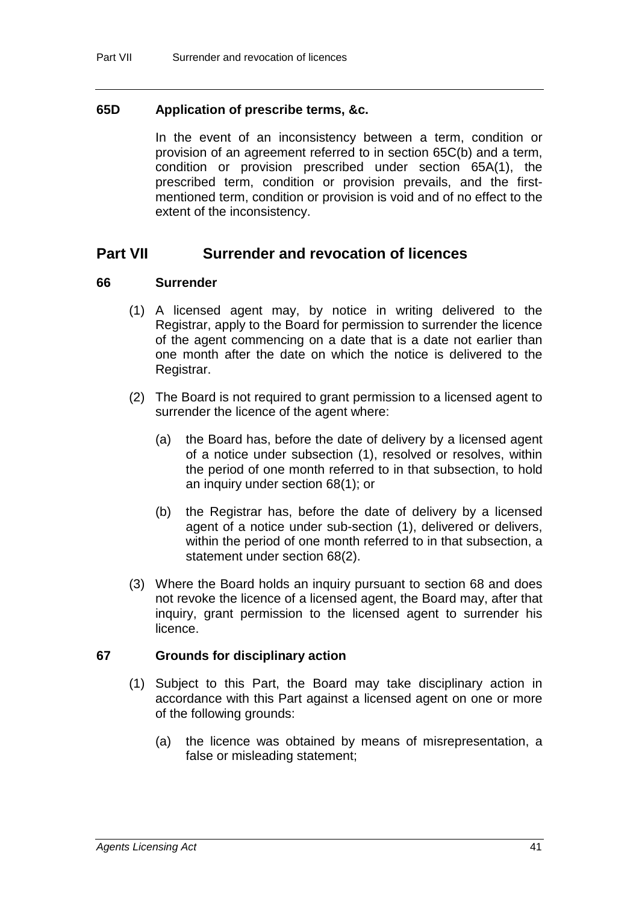### 65D Application of prescribe terms, &c.

In the event of an inconsistency between a term, condition or provision of an agreement referred to in section 65C(b) and a term, condition or provision prescribed under section 65A(1), the prescribed term, condition or provision prevails, and the first-mentioned term, condition or provision is void and of no effect to the extent of the inconsistency.

## Part VII Surrender and revocation of licences

### 66 Surrender

(1) A licensed agent may, by notice in writing delivered to the Registrar, apply to the Board for permission to surrender the licence of the agent commencing on a date that is a date not earlier than one month after the date on which the notice is delivered to the Registrar.

(2) The Board is not required to grant permission to a licensed agent to surrender the licence of the agent where:

(a) the Board has, before the date of delivery by a licensed agent of a notice under subsection (1), resolved or resolves, within the period of one month referred to in that subsection, to hold an inquiry under section 68(1); or

(b) the Registrar has, before the date of delivery by a licensed agent of a notice under sub-section (1), delivered or delivers, within the period of one month referred to in that subsection, a statement under section 68(2).

(3) Where the Board holds an inquiry pursuant to section 68 and does not revoke the licence of a licensed agent, the Board may, after that inquiry, grant permission to the licensed agent to surrender his licence.

### 67 Grounds for disciplinary action

(1) Subject to this Part, the Board may take disciplinary action in accordance with this Part against a licensed agent on one or more of the following grounds:

(a) the licence was obtained by means of misrepresentation, a false or misleading statement;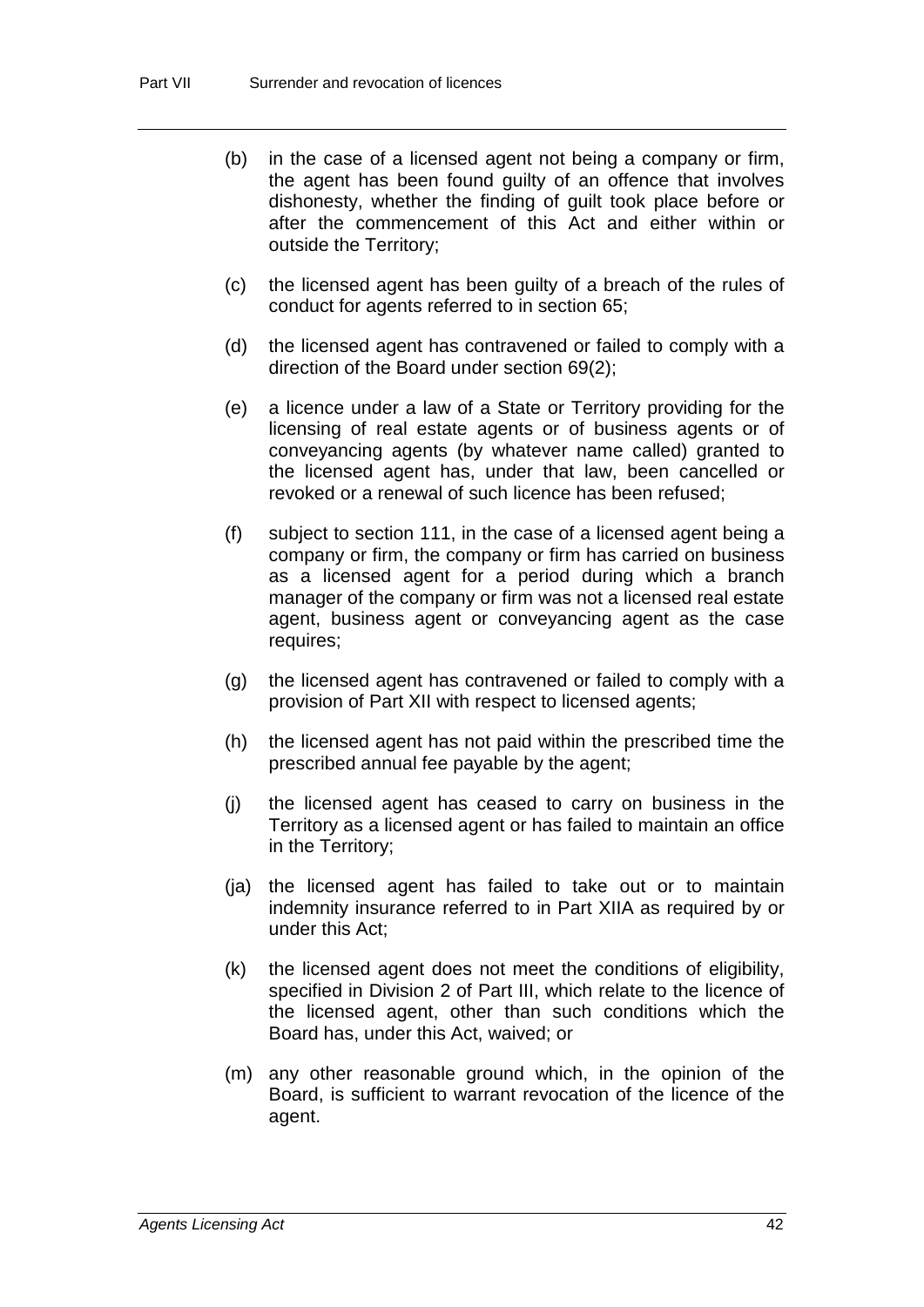(b) in the case of a licensed agent not being a company or firm, the agent has been found guilty of an offence that involves dishonesty, whether the finding of guilt took place before or after the commencement of this Act and either within or outside the Territory;

(c) the licensed agent has been guilty of a breach of the rules of conduct for agents referred to in section 65;

(d) the licensed agent has contravened or failed to comply with a direction of the Board under section 69(2);

(e) a licence under a law of a State or Territory providing for the licensing of real estate agents or of business agents or of conveyancing agents (by whatever name called) granted to the licensed agent has, under that law, been cancelled or revoked or a renewal of such licence has been refused;

(f) subject to section 111, in the case of a licensed agent being a company or firm, the company or firm has carried on business as a licensed agent for a period during which a branch manager of the company or firm was not a licensed real estate agent, business agent or conveyancing agent as the case requires;

(g) the licensed agent has contravened or failed to comply with a provision of Part XII with respect to licensed agents;

(h) the licensed agent has not paid within the prescribed time the prescribed annual fee payable by the agent;

(j) the licensed agent has ceased to carry on business in the Territory as a licensed agent or has failed to maintain an office in the Territory;

(ja) the licensed agent has failed to take out or to maintain indemnity insurance referred to in Part XIIA as required by or under this Act;

(k) the licensed agent does not meet the conditions of eligibility, specified in Division 2 of Part III, which relate to the licence of the licensed agent, other than such conditions which the Board has, under this Act, waived; or

(m) any other reasonable ground which, in the opinion of the Board, is sufficient to warrant revocation of the licence of the agent.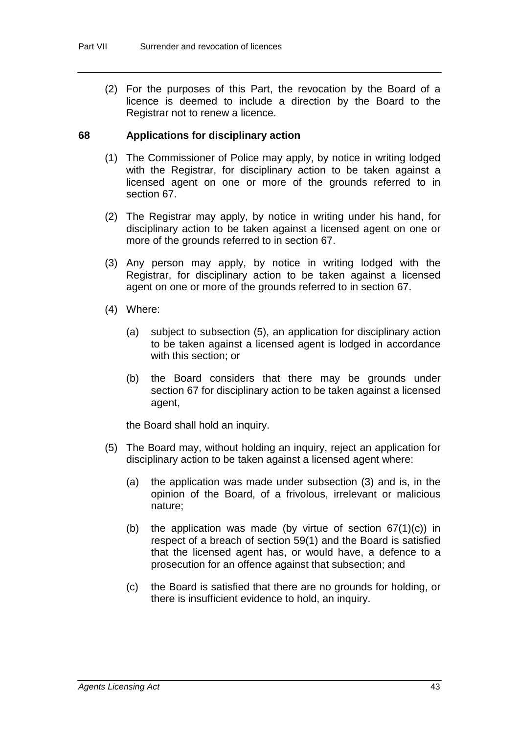(2) For the purposes of this Part, the revocation by the Board of a licence is deemed to include a direction by the Board to the Registrar not to renew a licence.

## 68 Applications for disciplinary action

(1) The Commissioner of Police may apply, by notice in writing lodged with the Registrar, for disciplinary action to be taken against a licensed agent on one or more of the grounds referred to in section 67.

(2) The Registrar may apply, by notice in writing under his hand, for disciplinary action to be taken against a licensed agent on one or more of the grounds referred to in section 67.

(3) Any person may apply, by notice in writing lodged with the Registrar, for disciplinary action to be taken against a licensed agent on one or more of the grounds referred to in section 67.

(4) Where:

(a) subject to subsection (5), an application for disciplinary action to be taken against a licensed agent is lodged in accordance with this section; or

(b) the Board considers that there may be grounds under section 67 for disciplinary action to be taken against a licensed agent,

the Board shall hold an inquiry.

(5) The Board may, without holding an inquiry, reject an application for disciplinary action to be taken against a licensed agent where:

(a) the application was made under subsection (3) and is, in the opinion of the Board, of a frivolous, irrelevant or malicious nature;

(b) the application was made (by virtue of section 67(1)(c)) in respect of a breach of section 59(1) and the Board is satisfied that the licensed agent has, or would have, a defence to a prosecution for an offence against that subsection; and

(c) the Board is satisfied that there are no grounds for holding, or there is insufficient evidence to hold, an inquiry.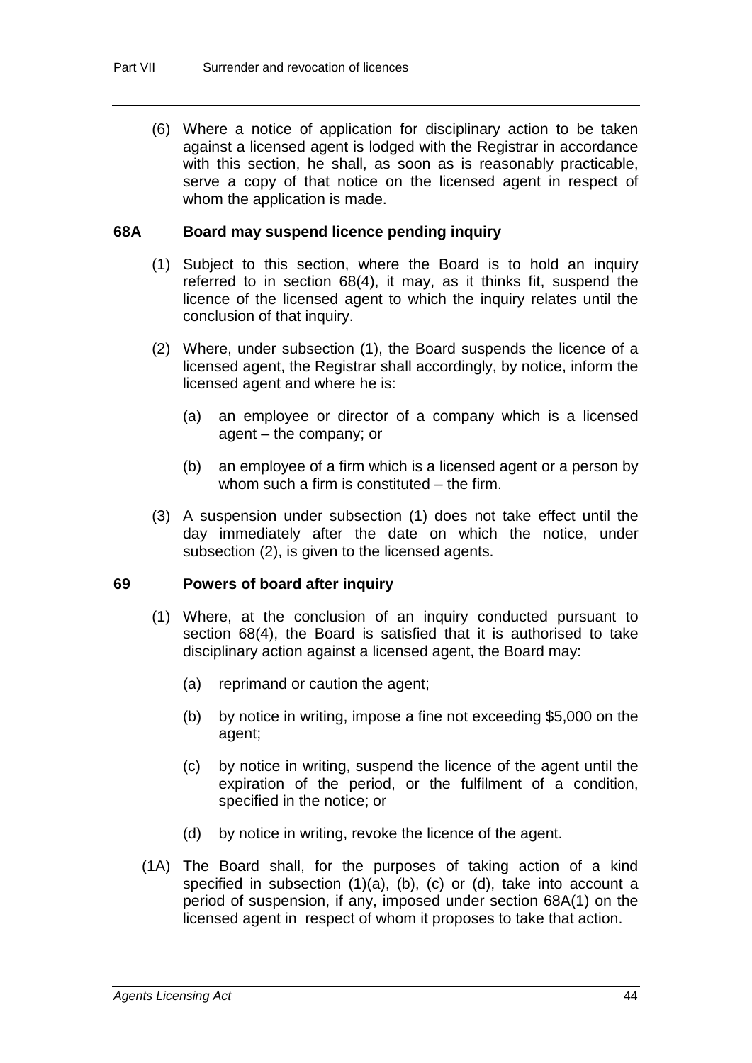(6) Where a notice of application for disciplinary action to be taken against a licensed agent is lodged with the Registrar in accordance with this section, he shall, as soon as is reasonably practicable, serve a copy of that notice on the licensed agent in respect of whom the application is made.

### 68A Board may suspend licence pending inquiry

(1) Subject to this section, where the Board is to hold an inquiry referred to in section 68(4), it may, as it thinks fit, suspend the licence of the licensed agent to which the inquiry relates until the conclusion of that inquiry.

(2) Where, under subsection (1), the Board suspends the licence of a licensed agent, the Registrar shall accordingly, by notice, inform the licensed agent and where he is:

(a) an employee or director of a company which is a licensed agent – the company; or

(b) an employee of a firm which is a licensed agent or a person by whom such a firm is constituted – the firm.

(3) A suspension under subsection (1) does not take effect until the day immediately after the date on which the notice, under subsection (2), is given to the licensed agents.

### 69 Powers of board after inquiry

(1) Where, at the conclusion of an inquiry conducted pursuant to section 68(4), the Board is satisfied that it is authorised to take disciplinary action against a licensed agent, the Board may:

(a) reprimand or caution the agent;

(b) by notice in writing, impose a fine not exceeding $5,000 on the agent;

(c) by notice in writing, suspend the licence of the agent until the expiration of the period, or the fulfilment of a condition, specified in the notice; or

(d) by notice in writing, revoke the licence of the agent.

(1A) The Board shall, for the purposes of taking action of a kind specified in subsection (1)(a), (b), (c) or (d), take into account a period of suspension, if any, imposed under section 68A(1) on the licensed agent in respect of whom it proposes to take that action.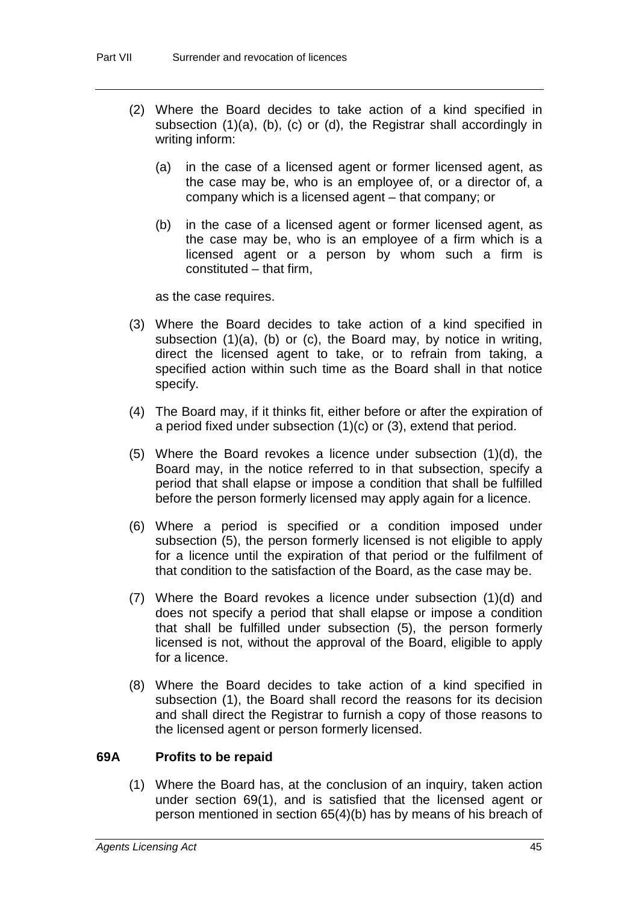(2) Where the Board decides to take action of a kind specified in subsection (1)(a), (b), (c) or (d), the Registrar shall accordingly in writing inform:

  (a) in the case of a licensed agent or former licensed agent, as the case may be, who is an employee of, or a director of, a company which is a licensed agent – that company; or

  (b) in the case of a licensed agent or former licensed agent, as the case may be, who is an employee of a firm which is a licensed agent or a person by whom such a firm is constituted – that firm,

as the case requires.

(3) Where the Board decides to take action of a kind specified in subsection (1)(a), (b) or (c), the Board may, by notice in writing, direct the licensed agent to take, or to refrain from taking, a specified action within such time as the Board shall in that notice specify.

(4) The Board may, if it thinks fit, either before or after the expiration of a period fixed under subsection (1)(c) or (3), extend that period.

(5) Where the Board revokes a licence under subsection (1)(d), the Board may, in the notice referred to in that subsection, specify a period that shall elapse or impose a condition that shall be fulfilled before the person formerly licensed may apply again for a licence.

(6) Where a period is specified or a condition imposed under subsection (5), the person formerly licensed is not eligible to apply for a licence until the expiration of that period or the fulfilment of that condition to the satisfaction of the Board, as the case may be.

(7) Where the Board revokes a licence under subsection (1)(d) and does not specify a period that shall elapse or impose a condition that shall be fulfilled under subsection (5), the person formerly licensed is not, without the approval of the Board, eligible to apply for a licence.

(8) Where the Board decides to take action of a kind specified in subsection (1), the Board shall record the reasons for its decision and shall direct the Registrar to furnish a copy of those reasons to the licensed agent or person formerly licensed.

### 69A Profits to be repaid

(1) Where the Board has, at the conclusion of an inquiry, taken action under section 69(1), and is satisfied that the licensed agent or person mentioned in section 65(4)(b) has by means of his breach of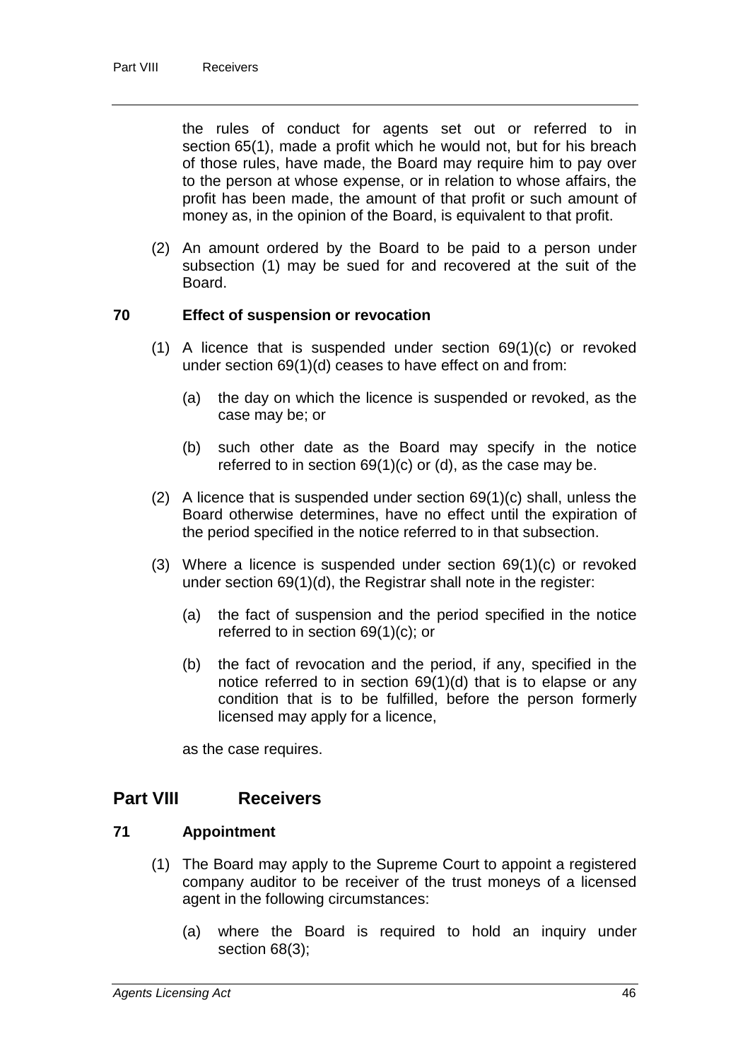the rules of conduct for agents set out or referred to in section 65(1), made a profit which he would not, but for his breach of those rules, have made, the Board may require him to pay over to the person at whose expense, or in relation to whose affairs, the profit has been made, the amount of that profit or such amount of money as, in the opinion of the Board, is equivalent to that profit.

(2) An amount ordered by the Board to be paid to a person under subsection (1) may be sued for and recovered at the suit of the Board.

### 70 Effect of suspension or revocation

(1) A licence that is suspended under section 69(1)(c) or revoked under section 69(1)(d) ceases to have effect on and from:

(a) the day on which the licence is suspended or revoked, as the case may be; or

(b) such other date as the Board may specify in the notice referred to in section 69(1)(c) or (d), as the case may be.

(2) A licence that is suspended under section 69(1)(c) shall, unless the Board otherwise determines, have no effect until the expiration of the period specified in the notice referred to in that subsection.

(3) Where a licence is suspended under section 69(1)(c) or revoked under section 69(1)(d), the Registrar shall note in the register:

(a) the fact of suspension and the period specified in the notice referred to in section 69(1)(c); or

(b) the fact of revocation and the period, if any, specified in the notice referred to in section 69(1)(d) that is to elapse or any condition that is to be fulfilled, before the person formerly licensed may apply for a licence,

as the case requires.

## Part VIII Receivers

### 71 Appointment

(1) The Board may apply to the Supreme Court to appoint a registered company auditor to be receiver of the trust moneys of a licensed agent in the following circumstances:

(a) where the Board is required to hold an inquiry under section 68(3);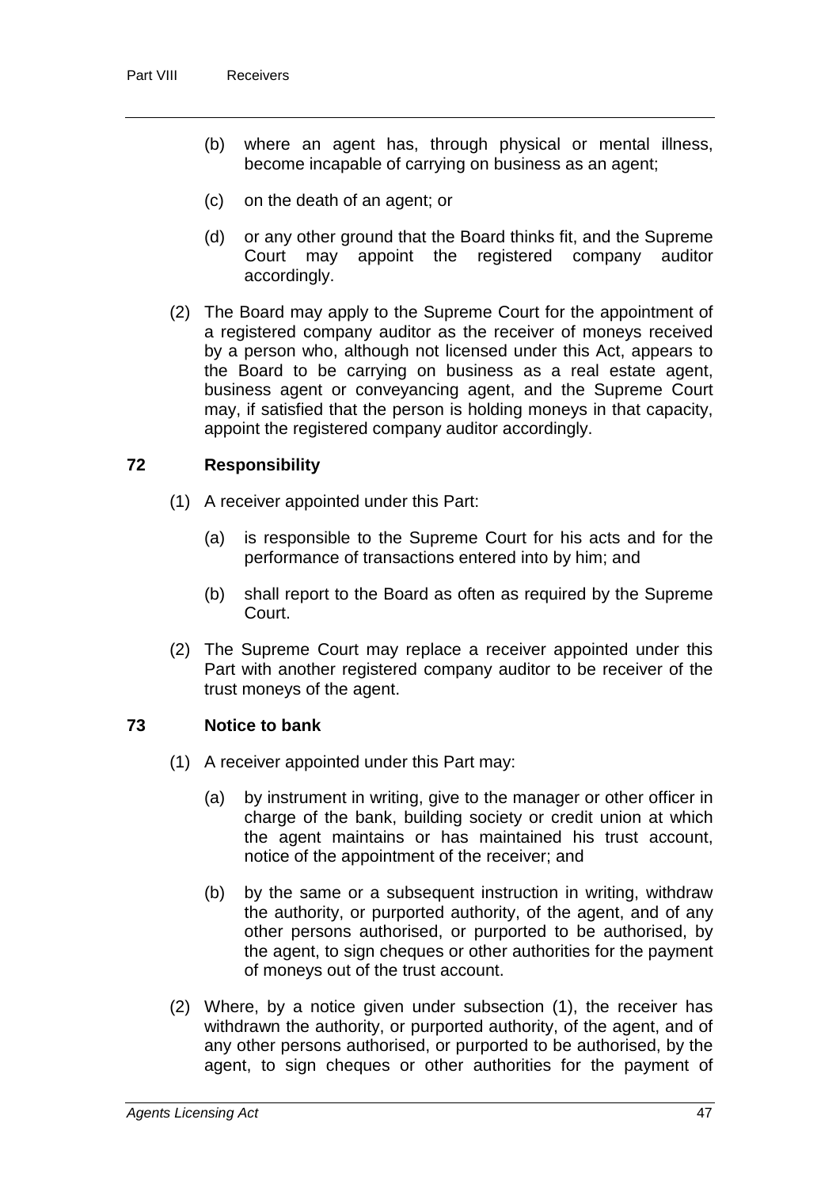(b) where an agent has, through physical or mental illness, become incapable of carrying on business as an agent;

(c) on the death of an agent; or

(d) or any other ground that the Board thinks fit, and the Supreme Court may appoint the registered company auditor accordingly.

(2) The Board may apply to the Supreme Court for the appointment of a registered company auditor as the receiver of moneys received by a person who, although not licensed under this Act, appears to the Board to be carrying on business as a real estate agent, business agent or conveyancing agent, and the Supreme Court may, if satisfied that the person is holding moneys in that capacity, appoint the registered company auditor accordingly.

## 72 Responsibility

(1) A receiver appointed under this Part:

(a) is responsible to the Supreme Court for his acts and for the performance of transactions entered into by him; and

(b) shall report to the Board as often as required by the Supreme Court.

(2) The Supreme Court may replace a receiver appointed under this Part with another registered company auditor to be receiver of the trust moneys of the agent.

## 73 Notice to bank

(1) A receiver appointed under this Part may:

(a) by instrument in writing, give to the manager or other officer in charge of the bank, building society or credit union at which the agent maintains or has maintained his trust account, notice of the appointment of the receiver; and

(b) by the same or a subsequent instruction in writing, withdraw the authority, or purported authority, of the agent, and of any other persons authorised, or purported to be authorised, by the agent, to sign cheques or other authorities for the payment of moneys out of the trust account.

(2) Where, by a notice given under subsection (1), the receiver has withdrawn the authority, or purported authority, of the agent, and of any other persons authorised, or purported to be authorised, by the agent, to sign cheques or other authorities for the payment of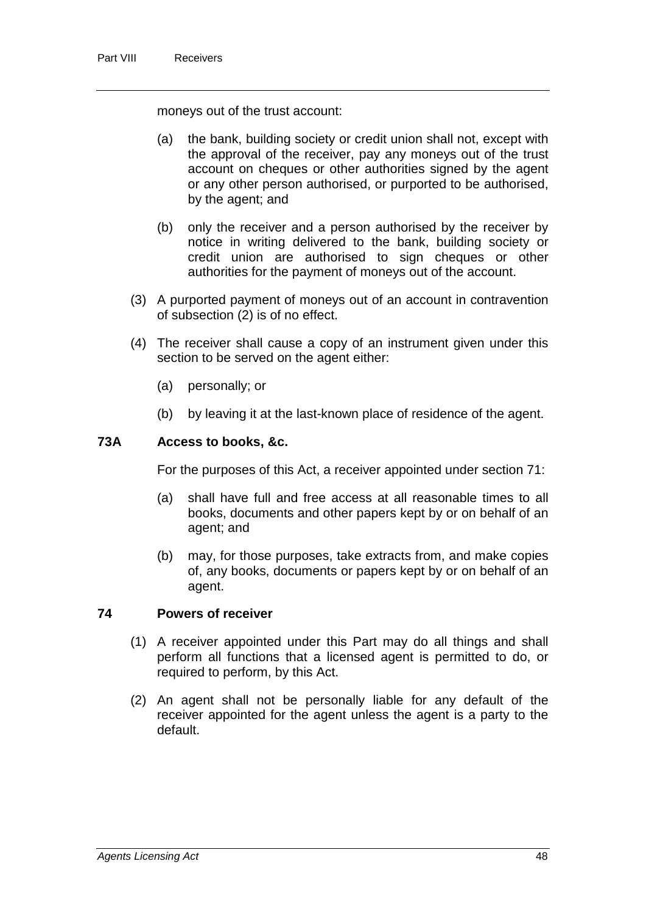moneys out of the trust account:

(a) the bank, building society or credit union shall not, except with the approval of the receiver, pay any moneys out of the trust account on cheques or other authorities signed by the agent or any other person authorised, or purported to be authorised, by the agent; and

(b) only the receiver and a person authorised by the receiver by notice in writing delivered to the bank, building society or credit union are authorised to sign cheques or other authorities for the payment of moneys out of the account.

(3) A purported payment of moneys out of an account in contravention of subsection (2) is of no effect.

(4) The receiver shall cause a copy of an instrument given under this section to be served on the agent either:

(a) personally; or

(b) by leaving it at the last-known place of residence of the agent.

### 73A Access to books, &c.

For the purposes of this Act, a receiver appointed under section 71:

(a) shall have full and free access at all reasonable times to all books, documents and other papers kept by or on behalf of an agent; and

(b) may, for those purposes, take extracts from, and make copies of, any books, documents or papers kept by or on behalf of an agent.

### 74 Powers of receiver

(1) A receiver appointed under this Part may do all things and shall perform all functions that a licensed agent is permitted to do, or required to perform, by this Act.

(2) An agent shall not be personally liable for any default of the receiver appointed for the agent unless the agent is a party to the default.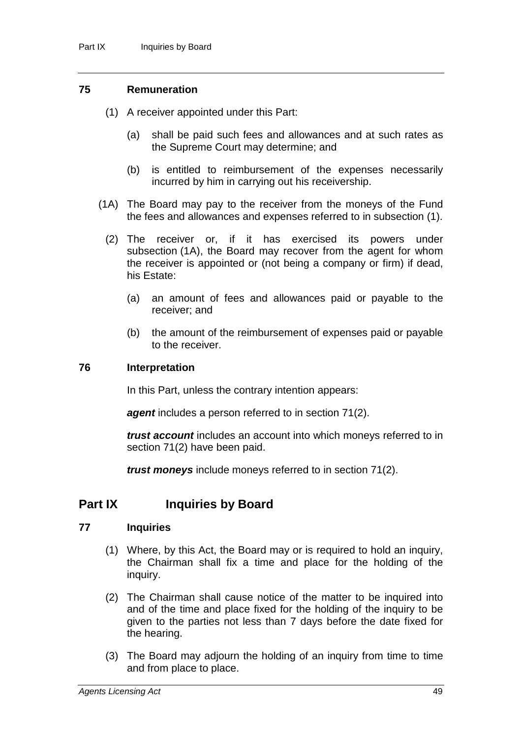### 75 Remuneration

(1) A receiver appointed under this Part:

(a) shall be paid such fees and allowances and at such rates as the Supreme Court may determine; and

(b) is entitled to reimbursement of the expenses necessarily incurred by him in carrying out his receivership.

(1A) The Board may pay to the receiver from the moneys of the Fund the fees and allowances and expenses referred to in subsection (1).

(2) The receiver or, if it has exercised its powers under subsection (1A), the Board may recover from the agent for whom the receiver is appointed or (not being a company or firm) if dead, his Estate:

(a) an amount of fees and allowances paid or payable to the receiver; and

(b) the amount of the reimbursement of expenses paid or payable to the receiver.

### 76 Interpretation

In this Part, unless the contrary intention appears:

***agent*** includes a person referred to in section 71(2).

***trust account*** includes an account into which moneys referred to in section 71(2) have been paid.

***trust moneys*** include moneys referred to in section 71(2).

## Part IX Inquiries by Board

### 77 Inquiries

(1) Where, by this Act, the Board may or is required to hold an inquiry, the Chairman shall fix a time and place for the holding of the inquiry.

(2) The Chairman shall cause notice of the matter to be inquired into and of the time and place fixed for the holding of the inquiry to be given to the parties not less than 7 days before the date fixed for the hearing.

(3) The Board may adjourn the holding of an inquiry from time to time and from place to place.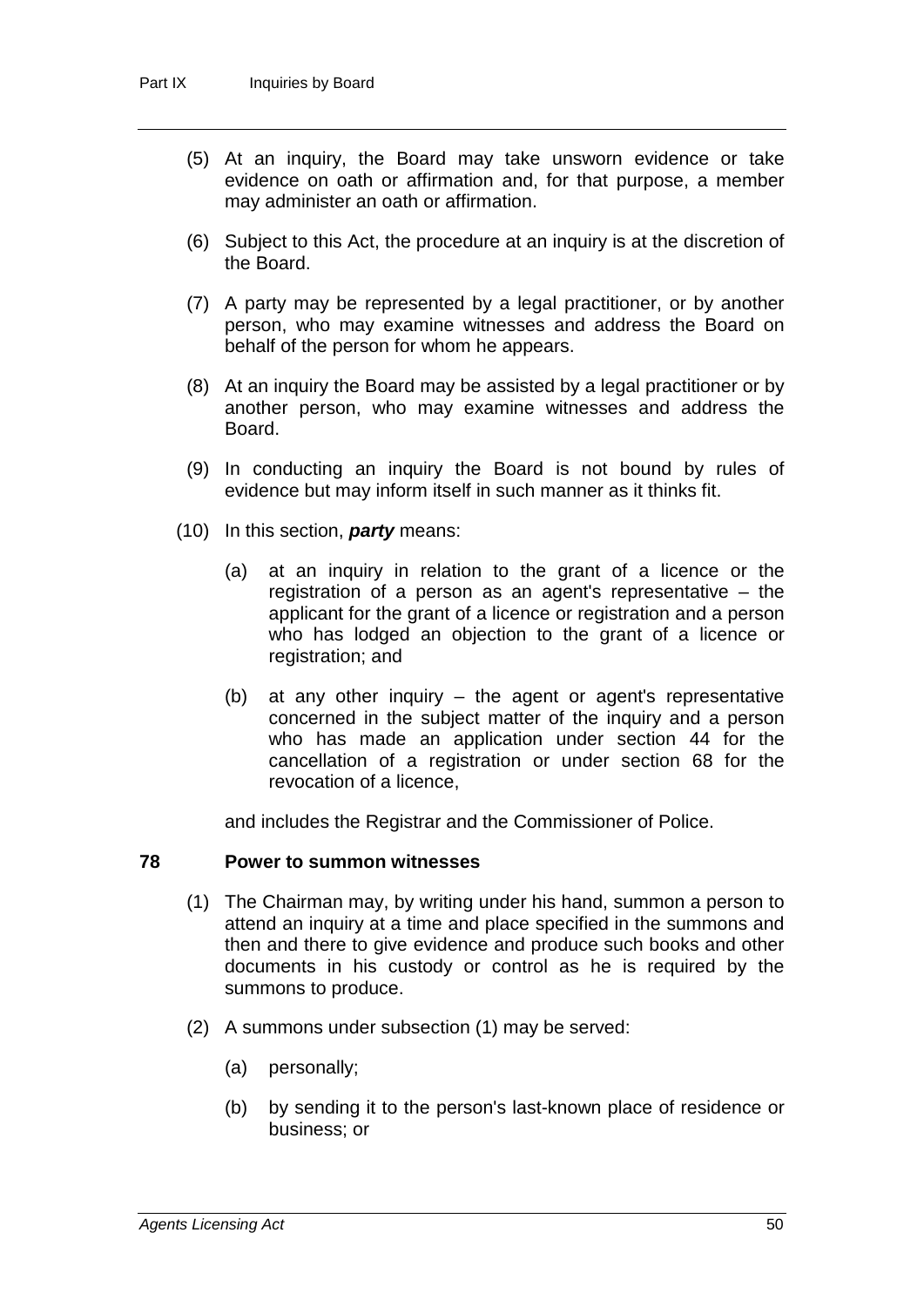(5) At an inquiry, the Board may take unsworn evidence or take evidence on oath or affirmation and, for that purpose, a member may administer an oath or affirmation.

(6) Subject to this Act, the procedure at an inquiry is at the discretion of the Board.

(7) A party may be represented by a legal practitioner, or by another person, who may examine witnesses and address the Board on behalf of the person for whom he appears.

(8) At an inquiry the Board may be assisted by a legal practitioner or by another person, who may examine witnesses and address the Board.

(9) In conducting an inquiry the Board is not bound by rules of evidence but may inform itself in such manner as it thinks fit.

(10) In this section, ***party*** means:

(a) at an inquiry in relation to the grant of a licence or the registration of a person as an agent's representative – the applicant for the grant of a licence or registration and a person who has lodged an objection to the grant of a licence or registration; and

(b) at any other inquiry – the agent or agent's representative concerned in the subject matter of the inquiry and a person who has made an application under section 44 for the cancellation of a registration or under section 68 for the revocation of a licence,

and includes the Registrar and the Commissioner of Police.

### 78 Power to summon witnesses

(1) The Chairman may, by writing under his hand, summon a person to attend an inquiry at a time and place specified in the summons and then and there to give evidence and produce such books and other documents in his custody or control as he is required by the summons to produce.

(2) A summons under subsection (1) may be served:

(a) personally;

(b) by sending it to the person's last-known place of residence or business; or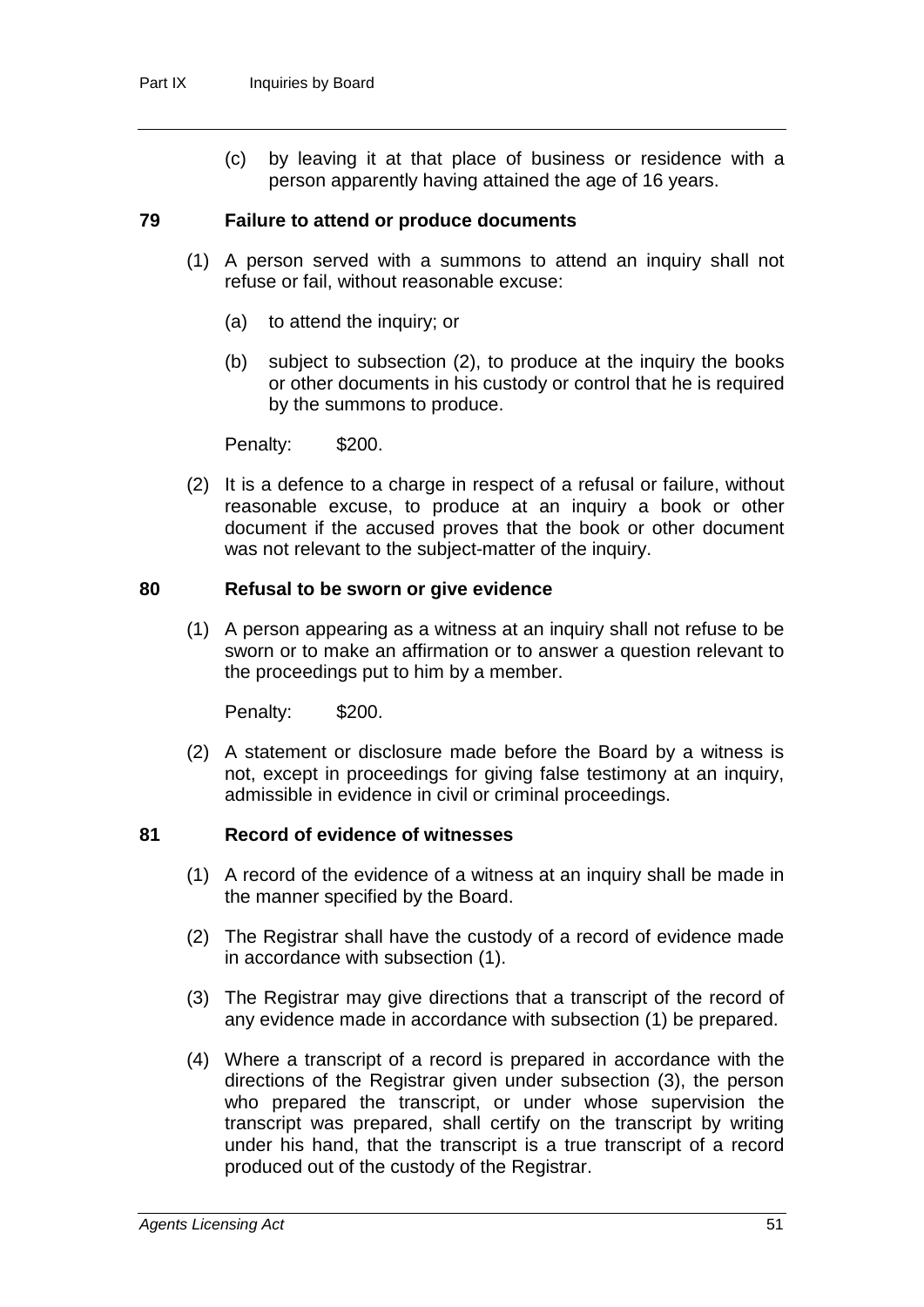(c) by leaving it at that place of business or residence with a person apparently having attained the age of 16 years.

## 79 Failure to attend or produce documents

(1) A person served with a summons to attend an inquiry shall not refuse or fail, without reasonable excuse:

(a) to attend the inquiry; or

(b) subject to subsection (2), to produce at the inquiry the books or other documents in his custody or control that he is required by the summons to produce.

Penalty: $200.

(2) It is a defence to a charge in respect of a refusal or failure, without reasonable excuse, to produce at an inquiry a book or other document if the accused proves that the book or other document was not relevant to the subject-matter of the inquiry.

## 80 Refusal to be sworn or give evidence

(1) A person appearing as a witness at an inquiry shall not refuse to be sworn or to make an affirmation or to answer a question relevant to the proceedings put to him by a member.

Penalty: $200.

(2) A statement or disclosure made before the Board by a witness is not, except in proceedings for giving false testimony at an inquiry, admissible in evidence in civil or criminal proceedings.

## 81 Record of evidence of witnesses

(1) A record of the evidence of a witness at an inquiry shall be made in the manner specified by the Board.

(2) The Registrar shall have the custody of a record of evidence made in accordance with subsection (1).

(3) The Registrar may give directions that a transcript of the record of any evidence made in accordance with subsection (1) be prepared.

(4) Where a transcript of a record is prepared in accordance with the directions of the Registrar given under subsection (3), the person who prepared the transcript, or under whose supervision the transcript was prepared, shall certify on the transcript by writing under his hand, that the transcript is a true transcript of a record produced out of the custody of the Registrar.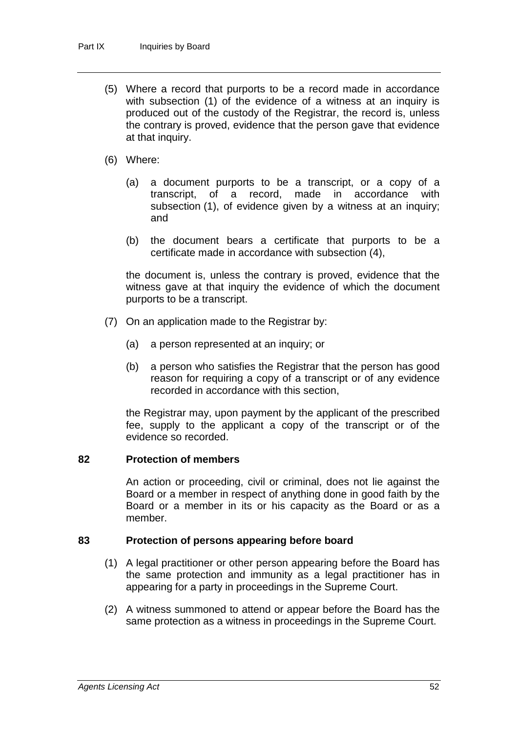(5) Where a record that purports to be a record made in accordance with subsection (1) of the evidence of a witness at an inquiry is produced out of the custody of the Registrar, the record is, unless the contrary is proved, evidence that the person gave that evidence at that inquiry.

(6) Where:

(a) a document purports to be a transcript, or a copy of a transcript, of a record, made in accordance with subsection (1), of evidence given by a witness at an inquiry; and

(b) the document bears a certificate that purports to be a certificate made in accordance with subsection (4),

the document is, unless the contrary is proved, evidence that the witness gave at that inquiry the evidence of which the document purports to be a transcript.

(7) On an application made to the Registrar by:

(a) a person represented at an inquiry; or

(b) a person who satisfies the Registrar that the person has good reason for requiring a copy of a transcript or of any evidence recorded in accordance with this section,

the Registrar may, upon payment by the applicant of the prescribed fee, supply to the applicant a copy of the transcript or of the evidence so recorded.

### 82 Protection of members

An action or proceeding, civil or criminal, does not lie against the Board or a member in respect of anything done in good faith by the Board or a member in its or his capacity as the Board or as a member.

### 83 Protection of persons appearing before board

(1) A legal practitioner or other person appearing before the Board has the same protection and immunity as a legal practitioner has in appearing for a party in proceedings in the Supreme Court.

(2) A witness summoned to attend or appear before the Board has the same protection as a witness in proceedings in the Supreme Court.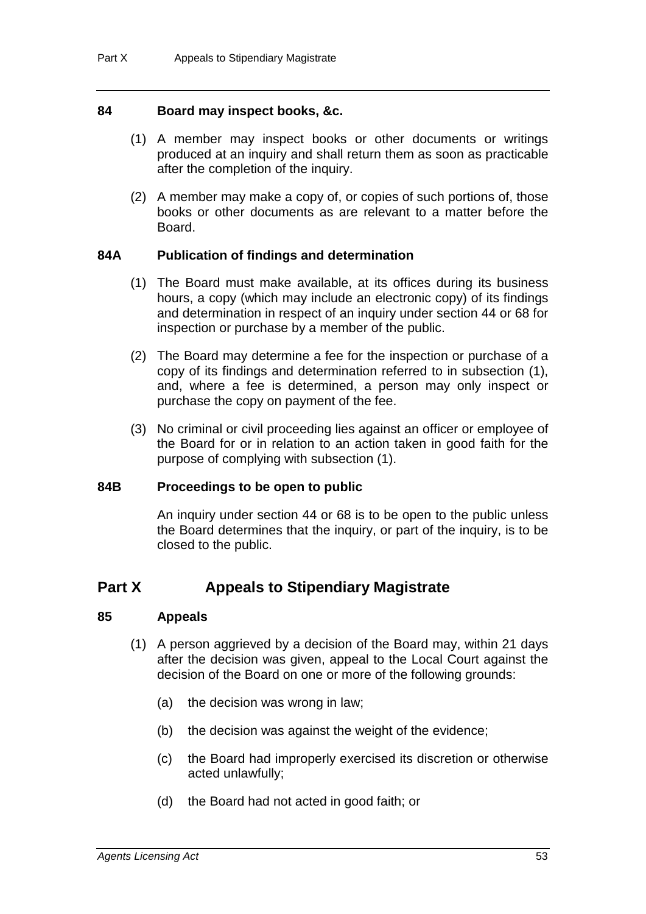### 84 Board may inspect books, &c.

(1) A member may inspect books or other documents or writings produced at an inquiry and shall return them as soon as practicable after the completion of the inquiry.

(2) A member may make a copy of, or copies of such portions of, those books or other documents as are relevant to a matter before the Board.

### 84A Publication of findings and determination

(1) The Board must make available, at its offices during its business hours, a copy (which may include an electronic copy) of its findings and determination in respect of an inquiry under section 44 or 68 for inspection or purchase by a member of the public.

(2) The Board may determine a fee for the inspection or purchase of a copy of its findings and determination referred to in subsection (1), and, where a fee is determined, a person may only inspect or purchase the copy on payment of the fee.

(3) No criminal or civil proceeding lies against an officer or employee of the Board for or in relation to an action taken in good faith for the purpose of complying with subsection (1).

### 84B Proceedings to be open to public

An inquiry under section 44 or 68 is to be open to the public unless the Board determines that the inquiry, or part of the inquiry, is to be closed to the public.

## Part X Appeals to Stipendiary Magistrate

### 85 Appeals

(1) A person aggrieved by a decision of the Board may, within 21 days after the decision was given, appeal to the Local Court against the decision of the Board on one or more of the following grounds:

(a) the decision was wrong in law;

(b) the decision was against the weight of the evidence;

(c) the Board had improperly exercised its discretion or otherwise acted unlawfully;

(d) the Board had not acted in good faith; or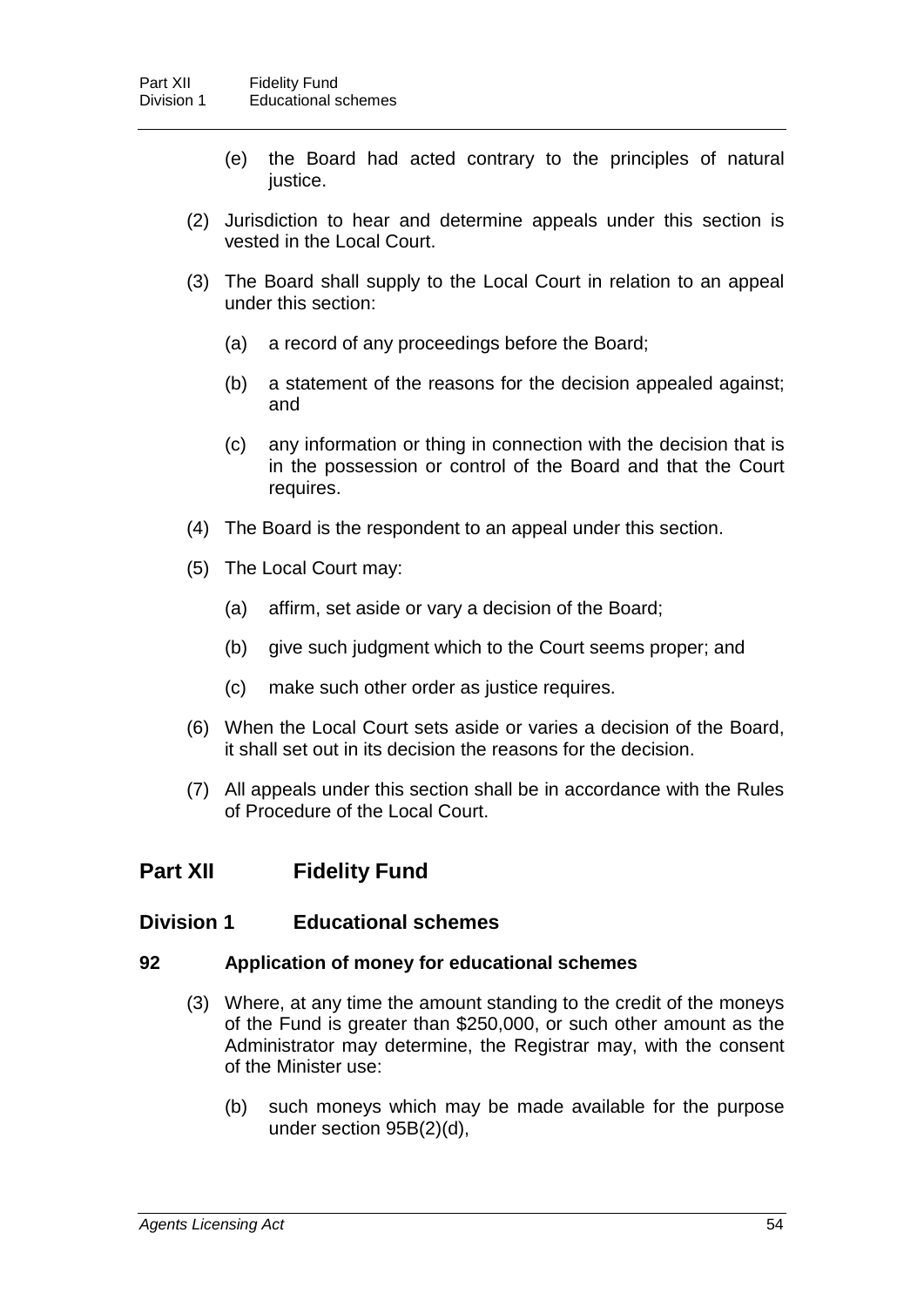(e) the Board had acted contrary to the principles of natural justice.

(2) Jurisdiction to hear and determine appeals under this section is vested in the Local Court.

(3) The Board shall supply to the Local Court in relation to an appeal under this section:

(a) a record of any proceedings before the Board;

(b) a statement of the reasons for the decision appealed against; and

(c) any information or thing in connection with the decision that is in the possession or control of the Board and that the Court requires.

(4) The Board is the respondent to an appeal under this section.

(5) The Local Court may:

(a) affirm, set aside or vary a decision of the Board;

(b) give such judgment which to the Court seems proper; and

(c) make such other order as justice requires.

(6) When the Local Court sets aside or varies a decision of the Board, it shall set out in its decision the reasons for the decision.

(7) All appeals under this section shall be in accordance with the Rules of Procedure of the Local Court.

## Part XII Fidelity Fund

### Division 1 Educational schemes

#### 92 Application of money for educational schemes

(3) Where, at any time the amount standing to the credit of the moneys of the Fund is greater than $250,000, or such other amount as the Administrator may determine, the Registrar may, with the consent of the Minister use:

(b) such moneys which may be made available for the purpose under section 95B(2)(d),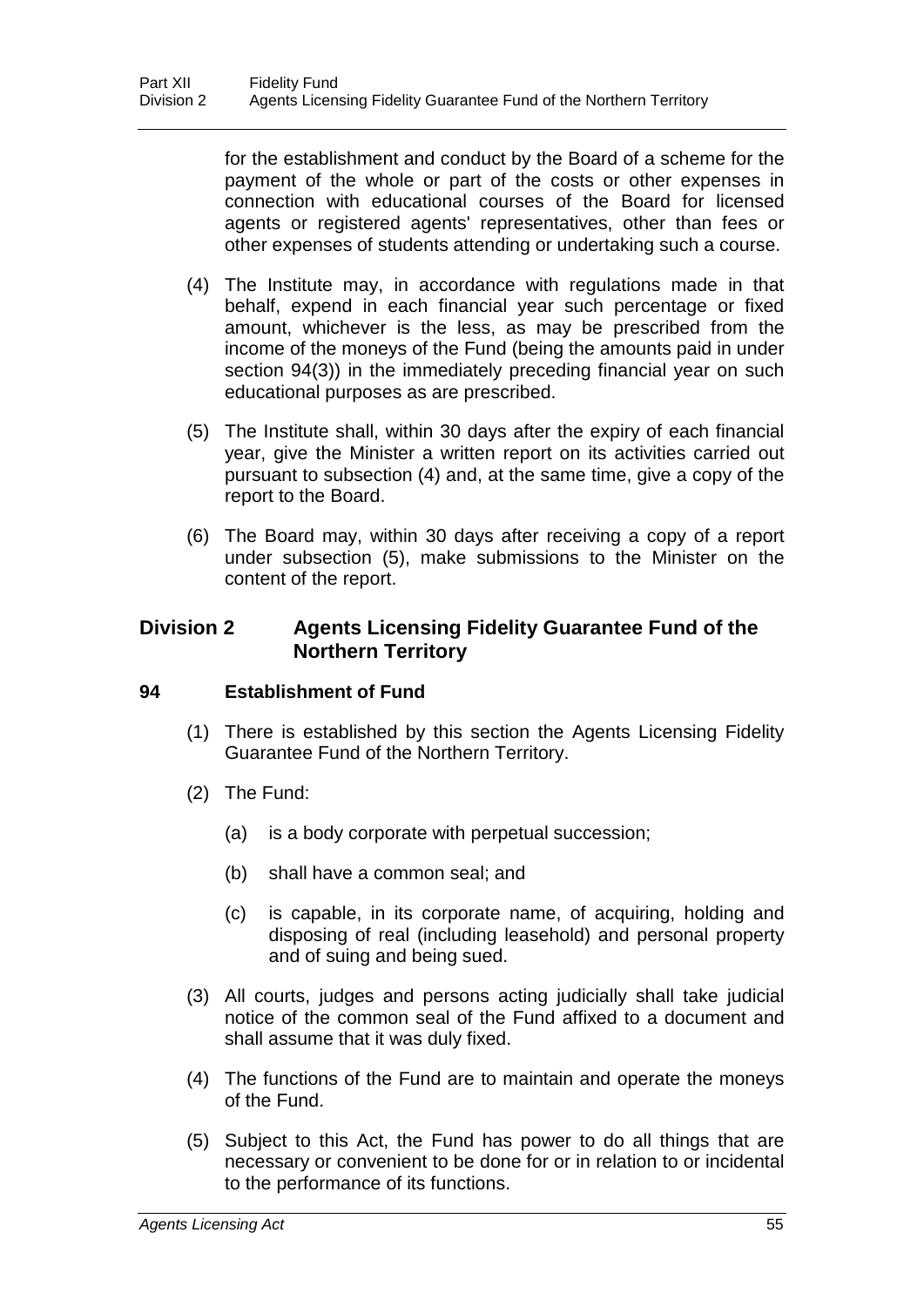for the establishment and conduct by the Board of a scheme for the payment of the whole or part of the costs or other expenses in connection with educational courses of the Board for licensed agents or registered agents' representatives, other than fees or other expenses of students attending or undertaking such a course.

(4) The Institute may, in accordance with regulations made in that behalf, expend in each financial year such percentage or fixed amount, whichever is the less, as may be prescribed from the income of the moneys of the Fund (being the amounts paid in under section 94(3)) in the immediately preceding financial year on such educational purposes as are prescribed.

(5) The Institute shall, within 30 days after the expiry of each financial year, give the Minister a written report on its activities carried out pursuant to subsection (4) and, at the same time, give a copy of the report to the Board.

(6) The Board may, within 30 days after receiving a copy of a report under subsection (5), make submissions to the Minister on the content of the report.

## Division 2 Agents Licensing Fidelity Guarantee Fund of the Northern Territory

### 94 Establishment of Fund

(1) There is established by this section the Agents Licensing Fidelity Guarantee Fund of the Northern Territory.

(2) The Fund:

(a) is a body corporate with perpetual succession;

(b) shall have a common seal; and

(c) is capable, in its corporate name, of acquiring, holding and disposing of real (including leasehold) and personal property and of suing and being sued.

(3) All courts, judges and persons acting judicially shall take judicial notice of the common seal of the Fund affixed to a document and shall assume that it was duly fixed.

(4) The functions of the Fund are to maintain and operate the moneys of the Fund.

(5) Subject to this Act, the Fund has power to do all things that are necessary or convenient to be done for or in relation to or incidental to the performance of its functions.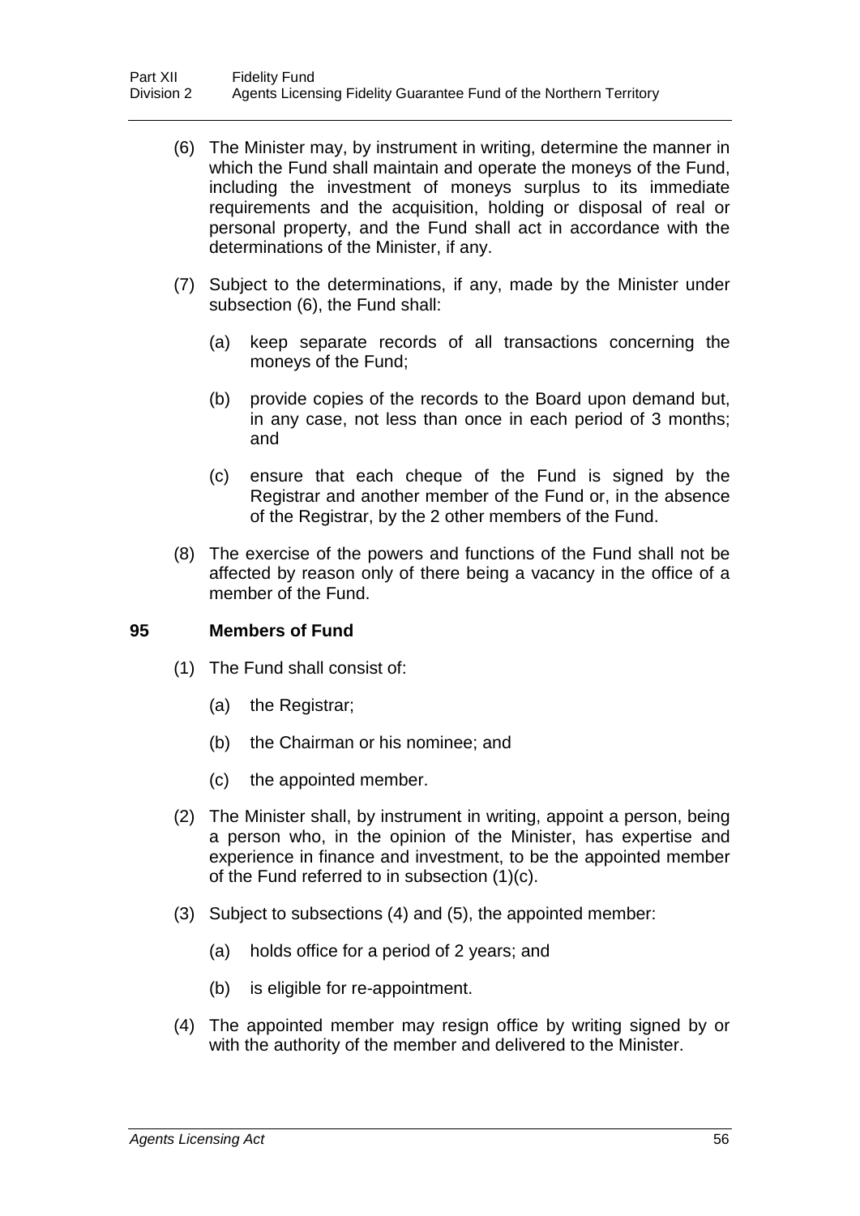(6) The Minister may, by instrument in writing, determine the manner in which the Fund shall maintain and operate the moneys of the Fund, including the investment of moneys surplus to its immediate requirements and the acquisition, holding or disposal of real or personal property, and the Fund shall act in accordance with the determinations of the Minister, if any.

(7) Subject to the determinations, if any, made by the Minister under subsection (6), the Fund shall:

(a) keep separate records of all transactions concerning the moneys of the Fund;

(b) provide copies of the records to the Board upon demand but, in any case, not less than once in each period of 3 months; and

(c) ensure that each cheque of the Fund is signed by the Registrar and another member of the Fund or, in the absence of the Registrar, by the 2 other members of the Fund.

(8) The exercise of the powers and functions of the Fund shall not be affected by reason only of there being a vacancy in the office of a member of the Fund.

### 95 Members of Fund

(1) The Fund shall consist of:

(a) the Registrar;

(b) the Chairman or his nominee; and

(c) the appointed member.

(2) The Minister shall, by instrument in writing, appoint a person, being a person who, in the opinion of the Minister, has expertise and experience in finance and investment, to be the appointed member of the Fund referred to in subsection (1)(c).

(3) Subject to subsections (4) and (5), the appointed member:

(a) holds office for a period of 2 years; and

(b) is eligible for re-appointment.

(4) The appointed member may resign office by writing signed by or with the authority of the member and delivered to the Minister.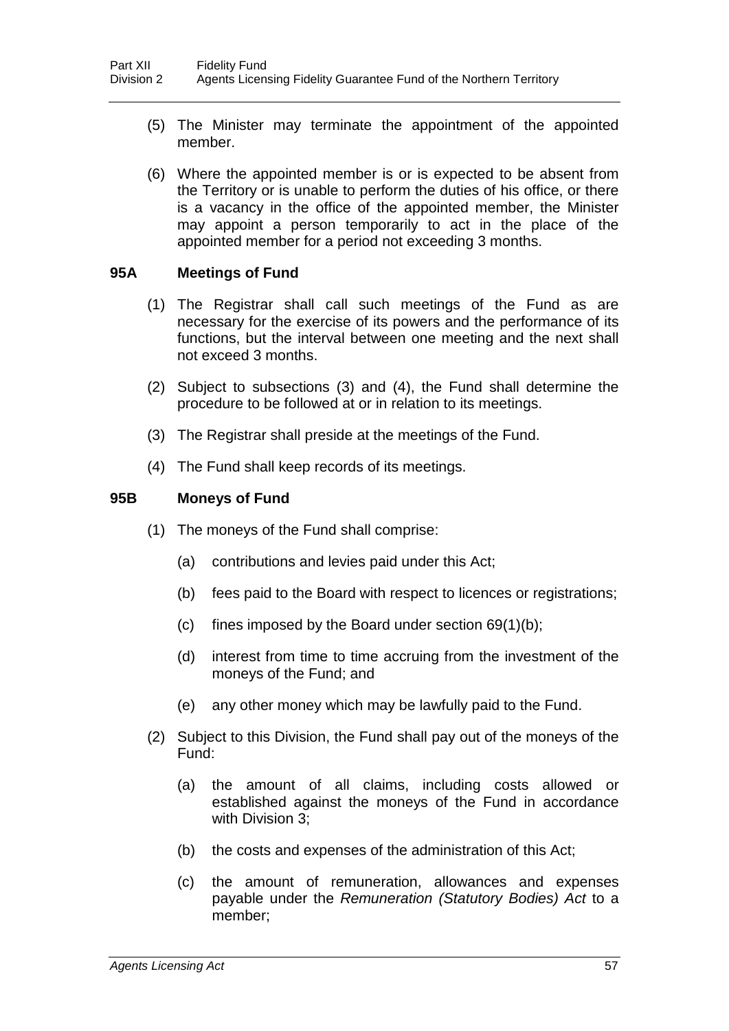(5) The Minister may terminate the appointment of the appointed member.

(6) Where the appointed member is or is expected to be absent from the Territory or is unable to perform the duties of his office, or there is a vacancy in the office of the appointed member, the Minister may appoint a person temporarily to act in the place of the appointed member for a period not exceeding 3 months.

### 95A Meetings of Fund

(1) The Registrar shall call such meetings of the Fund as are necessary for the exercise of its powers and the performance of its functions, but the interval between one meeting and the next shall not exceed 3 months.

(2) Subject to subsections (3) and (4), the Fund shall determine the procedure to be followed at or in relation to its meetings.

(3) The Registrar shall preside at the meetings of the Fund.

(4) The Fund shall keep records of its meetings.

### 95B Moneys of Fund

(1) The moneys of the Fund shall comprise:

(a) contributions and levies paid under this Act;

(b) fees paid to the Board with respect to licences or registrations;

(c) fines imposed by the Board under section 69(1)(b);

(d) interest from time to time accruing from the investment of the moneys of the Fund; and

(e) any other money which may be lawfully paid to the Fund.

(2) Subject to this Division, the Fund shall pay out of the moneys of the Fund:

(a) the amount of all claims, including costs allowed or established against the moneys of the Fund in accordance with Division 3;

(b) the costs and expenses of the administration of this Act;

(c) the amount of remuneration, allowances and expenses payable under the *Remuneration (Statutory Bodies) Act* to a member;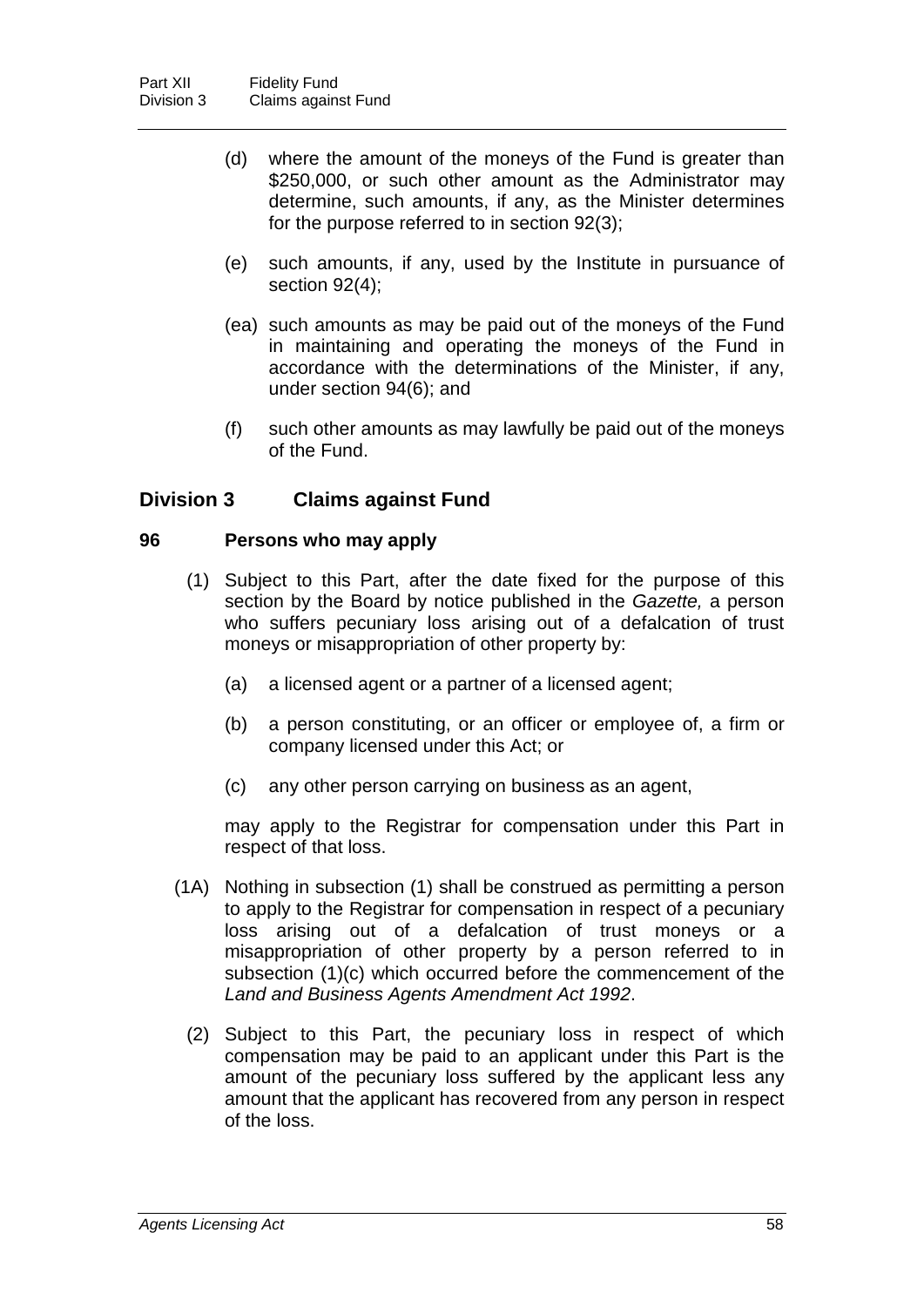(d) where the amount of the moneys of the Fund is greater than $250,000, or such other amount as the Administrator may determine, such amounts, if any, as the Minister determines for the purpose referred to in section 92(3);

(e) such amounts, if any, used by the Institute in pursuance of section 92(4);

(ea) such amounts as may be paid out of the moneys of the Fund in maintaining and operating the moneys of the Fund in accordance with the determinations of the Minister, if any, under section 94(6); and

(f) such other amounts as may lawfully be paid out of the moneys of the Fund.

## Division 3 Claims against Fund

### 96 Persons who may apply

(1) Subject to this Part, after the date fixed for the purpose of this section by the Board by notice published in the *Gazette,* a person who suffers pecuniary loss arising out of a defalcation of trust moneys or misappropriation of other property by:

(a) a licensed agent or a partner of a licensed agent;

(b) a person constituting, or an officer or employee of, a firm or company licensed under this Act; or

(c) any other person carrying on business as an agent,

may apply to the Registrar for compensation under this Part in respect of that loss.

(1A) Nothing in subsection (1) shall be construed as permitting a person to apply to the Registrar for compensation in respect of a pecuniary loss arising out of a defalcation of trust moneys or a misappropriation of other property by a person referred to in subsection (1)(c) which occurred before the commencement of the *Land and Business Agents Amendment Act 1992*.

(2) Subject to this Part, the pecuniary loss in respect of which compensation may be paid to an applicant under this Part is the amount of the pecuniary loss suffered by the applicant less any amount that the applicant has recovered from any person in respect of the loss.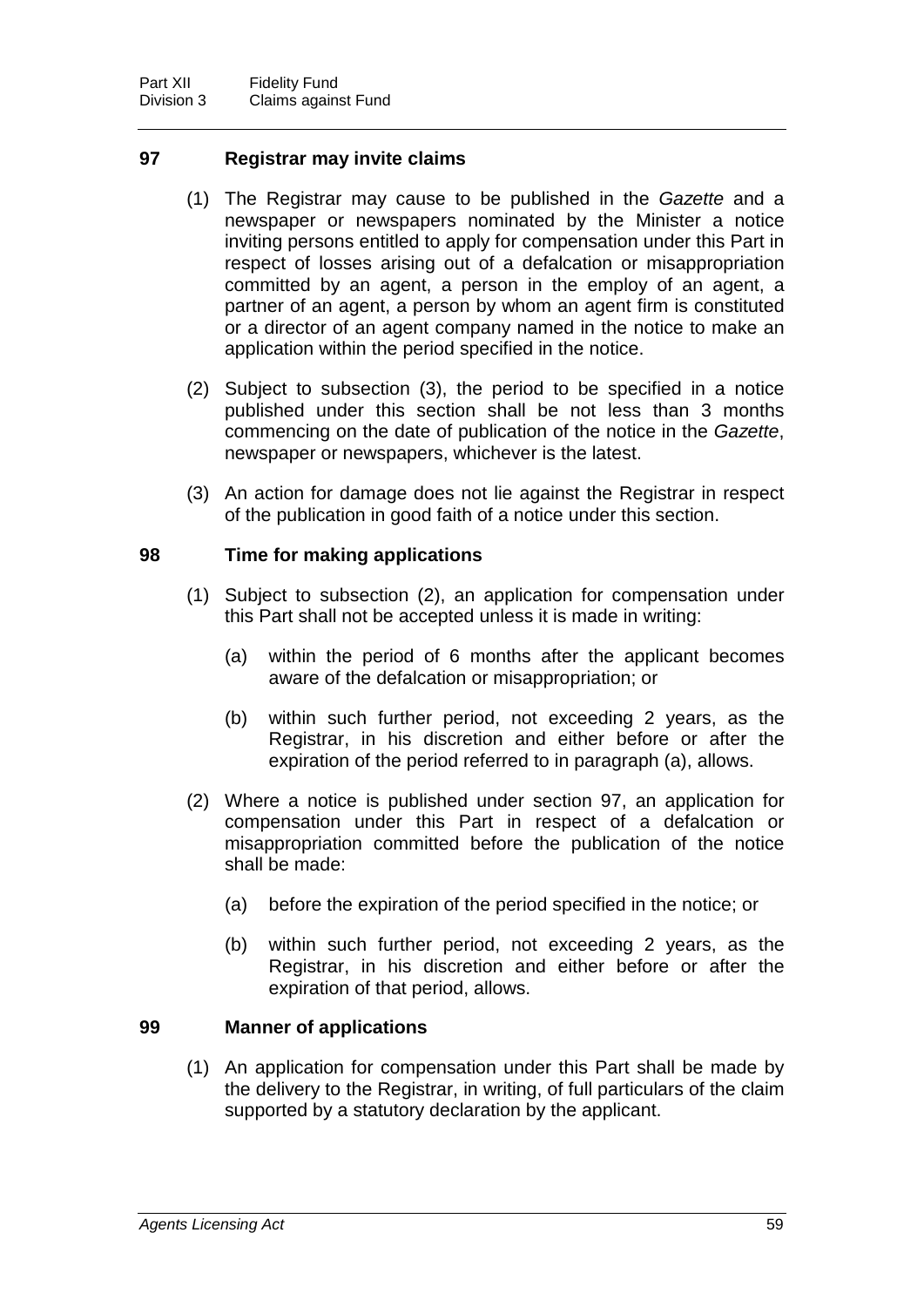#### 97 Registrar may invite claims

(1) The Registrar may cause to be published in the *Gazette* and a newspaper or newspapers nominated by the Minister a notice inviting persons entitled to apply for compensation under this Part in respect of losses arising out of a defalcation or misappropriation committed by an agent, a person in the employ of an agent, a partner of an agent, a person by whom an agent firm is constituted or a director of an agent company named in the notice to make an application within the period specified in the notice.

(2) Subject to subsection (3), the period to be specified in a notice published under this section shall be not less than 3 months commencing on the date of publication of the notice in the *Gazette*, newspaper or newspapers, whichever is the latest.

(3) An action for damage does not lie against the Registrar in respect of the publication in good faith of a notice under this section.

#### 98 Time for making applications

(1) Subject to subsection (2), an application for compensation under this Part shall not be accepted unless it is made in writing:

(a) within the period of 6 months after the applicant becomes aware of the defalcation or misappropriation; or

(b) within such further period, not exceeding 2 years, as the Registrar, in his discretion and either before or after the expiration of the period referred to in paragraph (a), allows.

(2) Where a notice is published under section 97, an application for compensation under this Part in respect of a defalcation or misappropriation committed before the publication of the notice shall be made:

(a) before the expiration of the period specified in the notice; or

(b) within such further period, not exceeding 2 years, as the Registrar, in his discretion and either before or after the expiration of that period, allows.

#### 99 Manner of applications

(1) An application for compensation under this Part shall be made by the delivery to the Registrar, in writing, of full particulars of the claim supported by a statutory declaration by the applicant.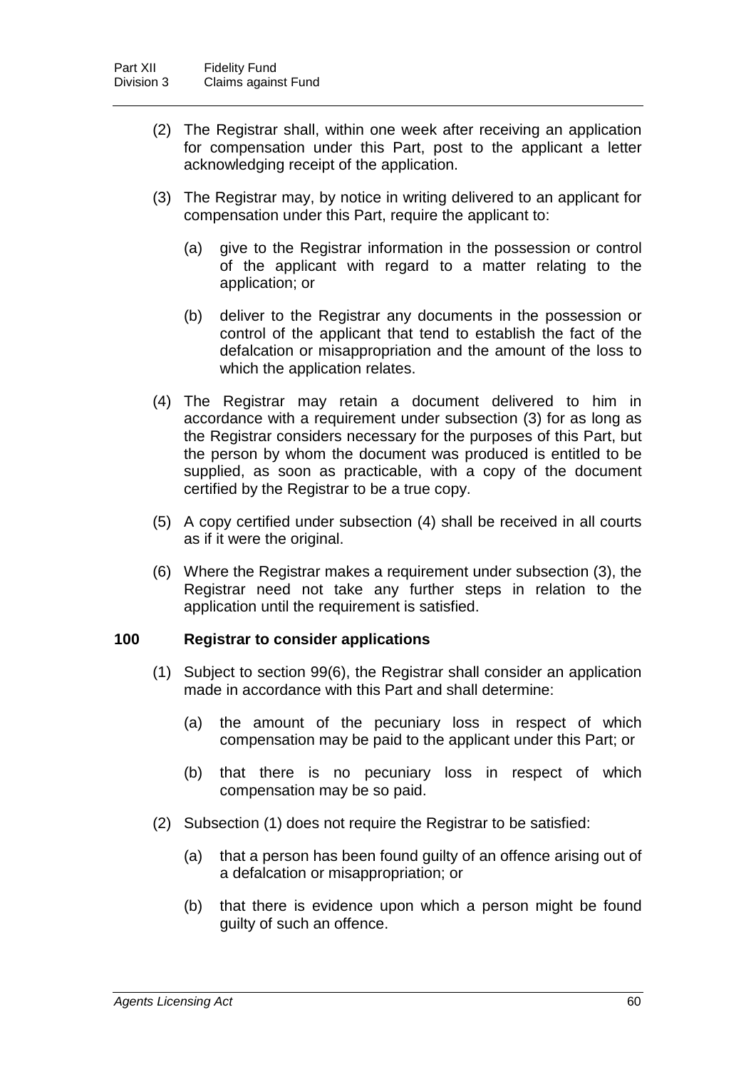(2) The Registrar shall, within one week after receiving an application for compensation under this Part, post to the applicant a letter acknowledging receipt of the application.

(3) The Registrar may, by notice in writing delivered to an applicant for compensation under this Part, require the applicant to:

(a) give to the Registrar information in the possession or control of the applicant with regard to a matter relating to the application; or

(b) deliver to the Registrar any documents in the possession or control of the applicant that tend to establish the fact of the defalcation or misappropriation and the amount of the loss to which the application relates.

(4) The Registrar may retain a document delivered to him in accordance with a requirement under subsection (3) for as long as the Registrar considers necessary for the purposes of this Part, but the person by whom the document was produced is entitled to be supplied, as soon as practicable, with a copy of the document certified by the Registrar to be a true copy.

(5) A copy certified under subsection (4) shall be received in all courts as if it were the original.

(6) Where the Registrar makes a requirement under subsection (3), the Registrar need not take any further steps in relation to the application until the requirement is satisfied.

### 100 Registrar to consider applications

(1) Subject to section 99(6), the Registrar shall consider an application made in accordance with this Part and shall determine:

(a) the amount of the pecuniary loss in respect of which compensation may be paid to the applicant under this Part; or

(b) that there is no pecuniary loss in respect of which compensation may be so paid.

(2) Subsection (1) does not require the Registrar to be satisfied:

(a) that a person has been found guilty of an offence arising out of a defalcation or misappropriation; or

(b) that there is evidence upon which a person might be found guilty of such an offence.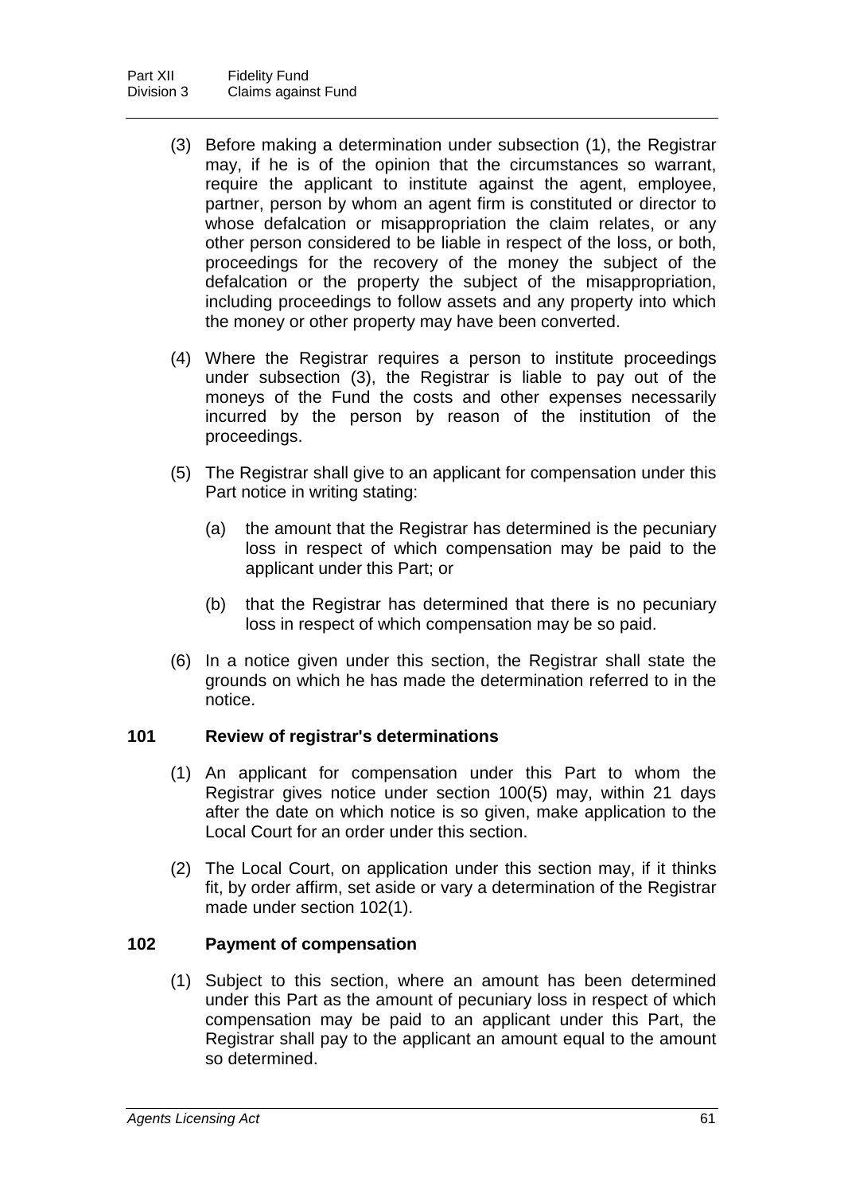(3) Before making a determination under subsection (1), the Registrar may, if he is of the opinion that the circumstances so warrant, require the applicant to institute against the agent, employee, partner, person by whom an agent firm is constituted or director to whose defalcation or misappropriation the claim relates, or any other person considered to be liable in respect of the loss, or both, proceedings for the recovery of the money the subject of the defalcation or the property the subject of the misappropriation, including proceedings to follow assets and any property into which the money or other property may have been converted.

(4) Where the Registrar requires a person to institute proceedings under subsection (3), the Registrar is liable to pay out of the moneys of the Fund the costs and other expenses necessarily incurred by the person by reason of the institution of the proceedings.

(5) The Registrar shall give to an applicant for compensation under this Part notice in writing stating:

(a) the amount that the Registrar has determined is the pecuniary loss in respect of which compensation may be paid to the applicant under this Part; or

(b) that the Registrar has determined that there is no pecuniary loss in respect of which compensation may be so paid.

(6) In a notice given under this section, the Registrar shall state the grounds on which he has made the determination referred to in the notice.

### 101 Review of registrar's determinations

(1) An applicant for compensation under this Part to whom the Registrar gives notice under section 100(5) may, within 21 days after the date on which notice is so given, make application to the Local Court for an order under this section.

(2) The Local Court, on application under this section may, if it thinks fit, by order affirm, set aside or vary a determination of the Registrar made under section 102(1).

### 102 Payment of compensation

(1) Subject to this section, where an amount has been determined under this Part as the amount of pecuniary loss in respect of which compensation may be paid to an applicant under this Part, the Registrar shall pay to the applicant an amount equal to the amount so determined.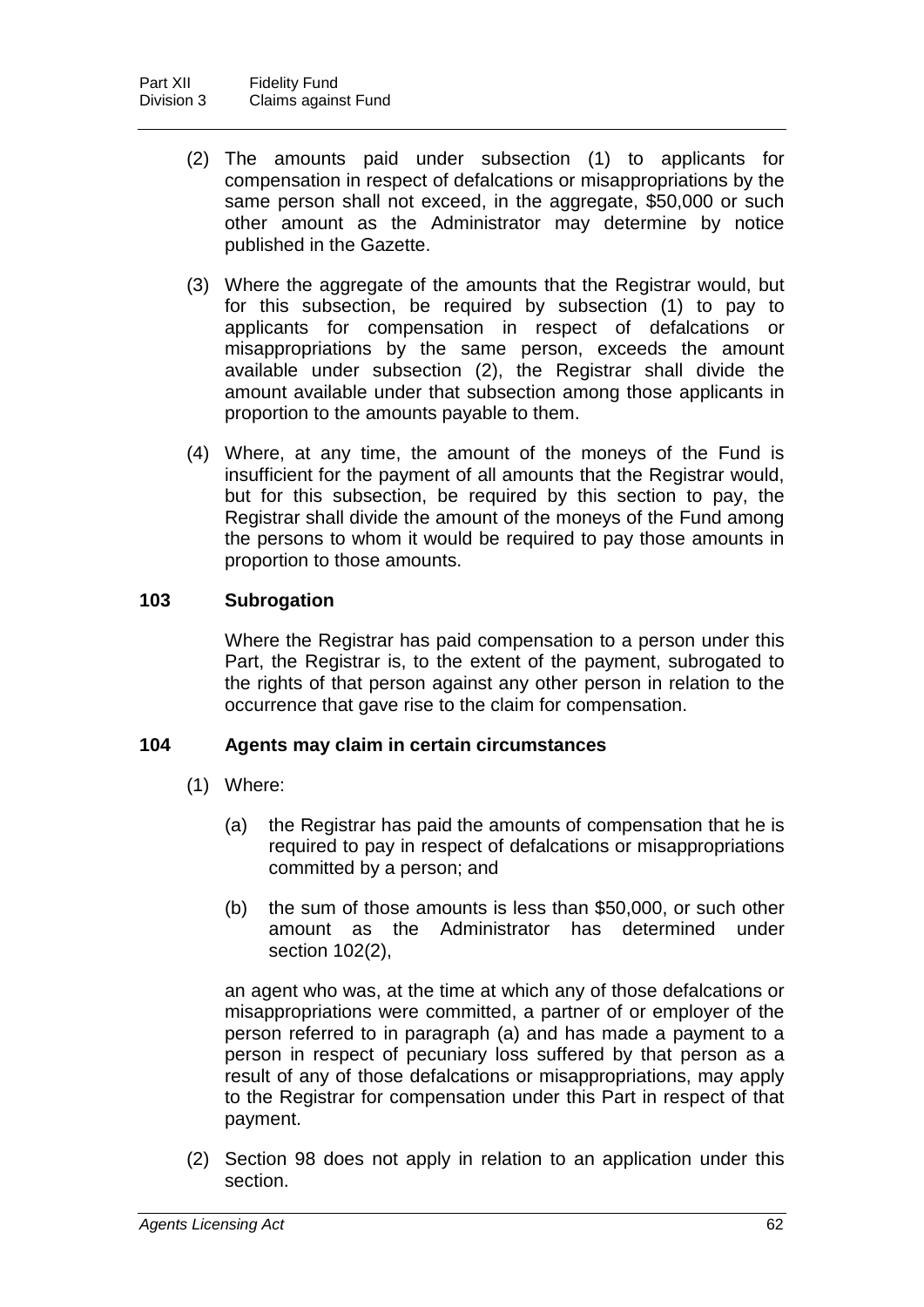(2) The amounts paid under subsection (1) to applicants for compensation in respect of defalcations or misappropriations by the same person shall not exceed, in the aggregate, $50,000 or such other amount as the Administrator may determine by notice published in the Gazette.

(3) Where the aggregate of the amounts that the Registrar would, but for this subsection, be required by subsection (1) to pay to applicants for compensation in respect of defalcations or misappropriations by the same person, exceeds the amount available under subsection (2), the Registrar shall divide the amount available under that subsection among those applicants in proportion to the amounts payable to them.

(4) Where, at any time, the amount of the moneys of the Fund is insufficient for the payment of all amounts that the Registrar would, but for this subsection, be required by this section to pay, the Registrar shall divide the amount of the moneys of the Fund among the persons to whom it would be required to pay those amounts in proportion to those amounts.

### 103 Subrogation

Where the Registrar has paid compensation to a person under this Part, the Registrar is, to the extent of the payment, subrogated to the rights of that person against any other person in relation to the occurrence that gave rise to the claim for compensation.

### 104 Agents may claim in certain circumstances

(1) Where:

(a) the Registrar has paid the amounts of compensation that he is required to pay in respect of defalcations or misappropriations committed by a person; and

(b) the sum of those amounts is less than $50,000, or such other amount as the Administrator has determined under section 102(2),

an agent who was, at the time at which any of those defalcations or misappropriations were committed, a partner of or employer of the person referred to in paragraph (a) and has made a payment to a person in respect of pecuniary loss suffered by that person as a result of any of those defalcations or misappropriations, may apply to the Registrar for compensation under this Part in respect of that payment.

(2) Section 98 does not apply in relation to an application under this section.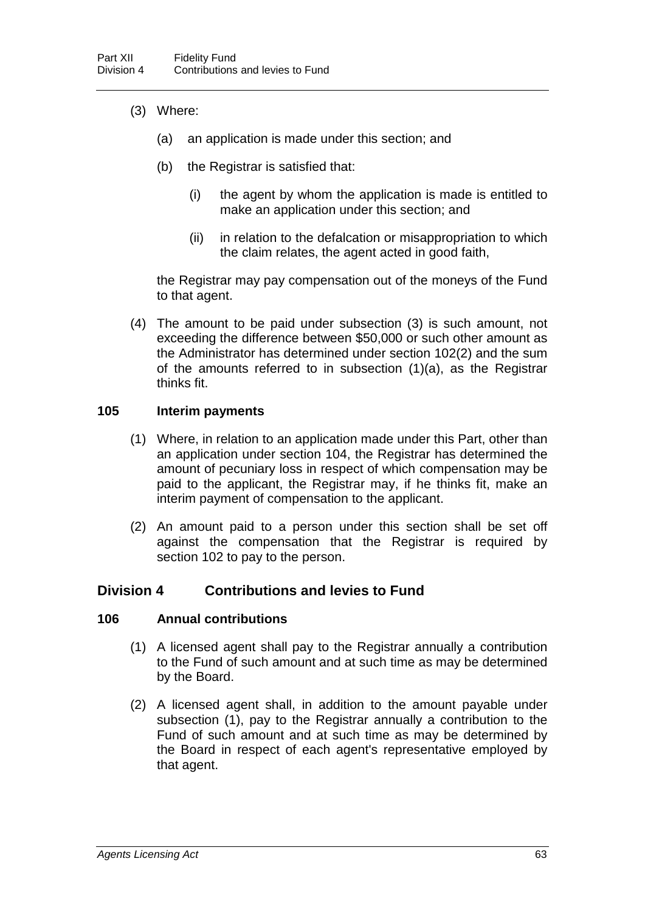(3) Where:

(a) an application is made under this section; and

(b) the Registrar is satisfied that:

(i) the agent by whom the application is made is entitled to make an application under this section; and

(ii) in relation to the defalcation or misappropriation to which the claim relates, the agent acted in good faith,

the Registrar may pay compensation out of the moneys of the Fund to that agent.

(4) The amount to be paid under subsection (3) is such amount, not exceeding the difference between $50,000 or such other amount as the Administrator has determined under section 102(2) and the sum of the amounts referred to in subsection (1)(a), as the Registrar thinks fit.

### 105 Interim payments

(1) Where, in relation to an application made under this Part, other than an application under section 104, the Registrar has determined the amount of pecuniary loss in respect of which compensation may be paid to the applicant, the Registrar may, if he thinks fit, make an interim payment of compensation to the applicant.

(2) An amount paid to a person under this section shall be set off against the compensation that the Registrar is required by section 102 to pay to the person.

## Division 4 Contributions and levies to Fund

### 106 Annual contributions

(1) A licensed agent shall pay to the Registrar annually a contribution to the Fund of such amount and at such time as may be determined by the Board.

(2) A licensed agent shall, in addition to the amount payable under subsection (1), pay to the Registrar annually a contribution to the Fund of such amount and at such time as may be determined by the Board in respect of each agent's representative employed by that agent.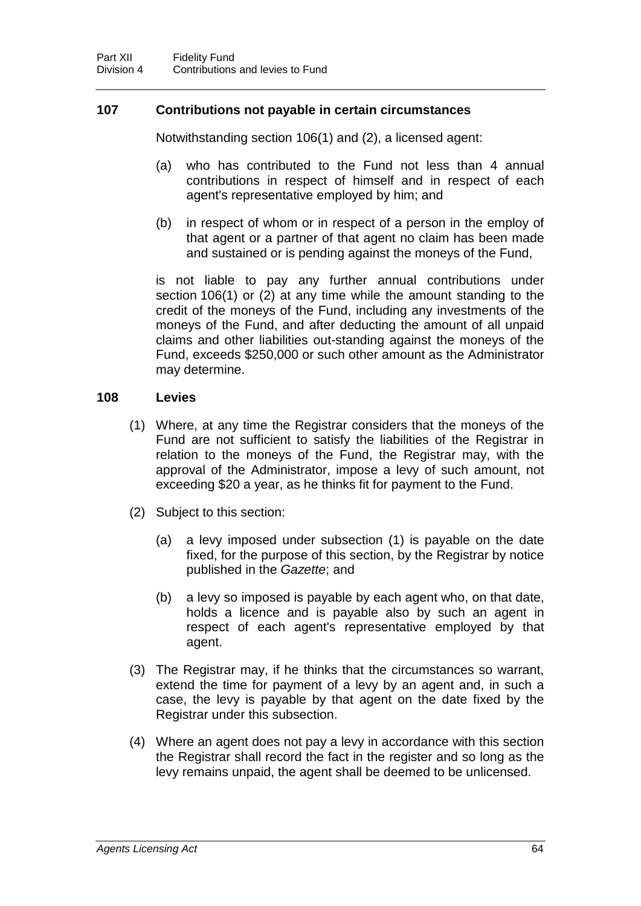### 107 Contributions not payable in certain circumstances

Notwithstanding section 106(1) and (2), a licensed agent:

(a) who has contributed to the Fund not less than 4 annual contributions in respect of himself and in respect of each agent's representative employed by him; and

(b) in respect of whom or in respect of a person in the employ of that agent or a partner of that agent no claim has been made and sustained or is pending against the moneys of the Fund,

is not liable to pay any further annual contributions under section 106(1) or (2) at any time while the amount standing to the credit of the moneys of the Fund, including any investments of the moneys of the Fund, and after deducting the amount of all unpaid claims and other liabilities out-standing against the moneys of the Fund, exceeds $250,000 or such other amount as the Administrator may determine.

### 108 Levies

(1) Where, at any time the Registrar considers that the moneys of the Fund are not sufficient to satisfy the liabilities of the Registrar in relation to the moneys of the Fund, the Registrar may, with the approval of the Administrator, impose a levy of such amount, not exceeding $20 a year, as he thinks fit for payment to the Fund.

(2) Subject to this section:

(a) a levy imposed under subsection (1) is payable on the date fixed, for the purpose of this section, by the Registrar by notice published in the *Gazette*; and

(b) a levy so imposed is payable by each agent who, on that date, holds a licence and is payable also by such an agent in respect of each agent's representative employed by that agent.

(3) The Registrar may, if he thinks that the circumstances so warrant, extend the time for payment of a levy by an agent and, in such a case, the levy is payable by that agent on the date fixed by the Registrar under this subsection.

(4) Where an agent does not pay a levy in accordance with this section the Registrar shall record the fact in the register and so long as the levy remains unpaid, the agent shall be deemed to be unlicensed.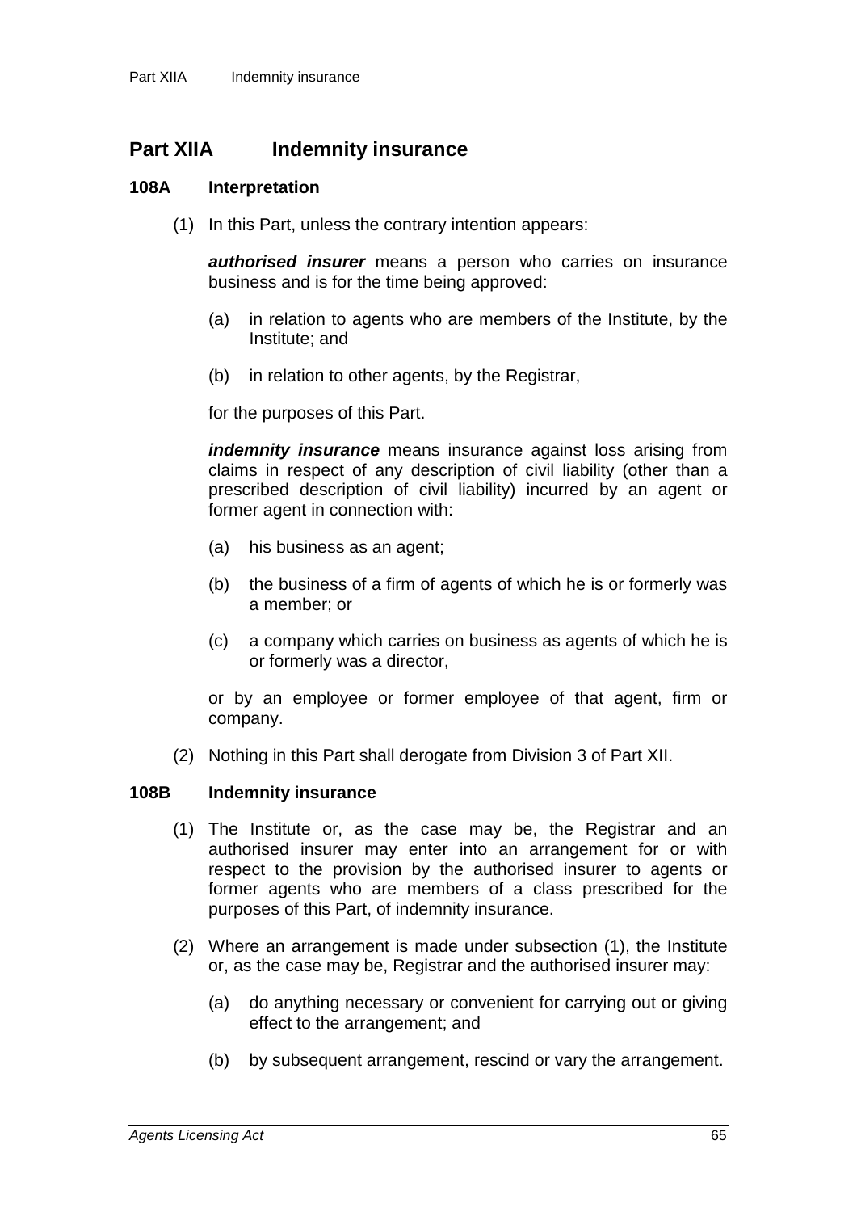## Part XIIA Indemnity insurance

### 108A Interpretation

(1) In this Part, unless the contrary intention appears:

***authorised insurer*** means a person who carries on insurance business and is for the time being approved:

(a) in relation to agents who are members of the Institute, by the Institute; and

(b) in relation to other agents, by the Registrar,

for the purposes of this Part.

***indemnity insurance*** means insurance against loss arising from claims in respect of any description of civil liability (other than a prescribed description of civil liability) incurred by an agent or former agent in connection with:

(a) his business as an agent;

(b) the business of a firm of agents of which he is or formerly was a member; or

(c) a company which carries on business as agents of which he is or formerly was a director,

or by an employee or former employee of that agent, firm or company.

(2) Nothing in this Part shall derogate from Division 3 of Part XII.

### 108B Indemnity insurance

(1) The Institute or, as the case may be, the Registrar and an authorised insurer may enter into an arrangement for or with respect to the provision by the authorised insurer to agents or former agents who are members of a class prescribed for the purposes of this Part, of indemnity insurance.

(2) Where an arrangement is made under subsection (1), the Institute or, as the case may be, Registrar and the authorised insurer may:

(a) do anything necessary or convenient for carrying out or giving effect to the arrangement; and

(b) by subsequent arrangement, rescind or vary the arrangement.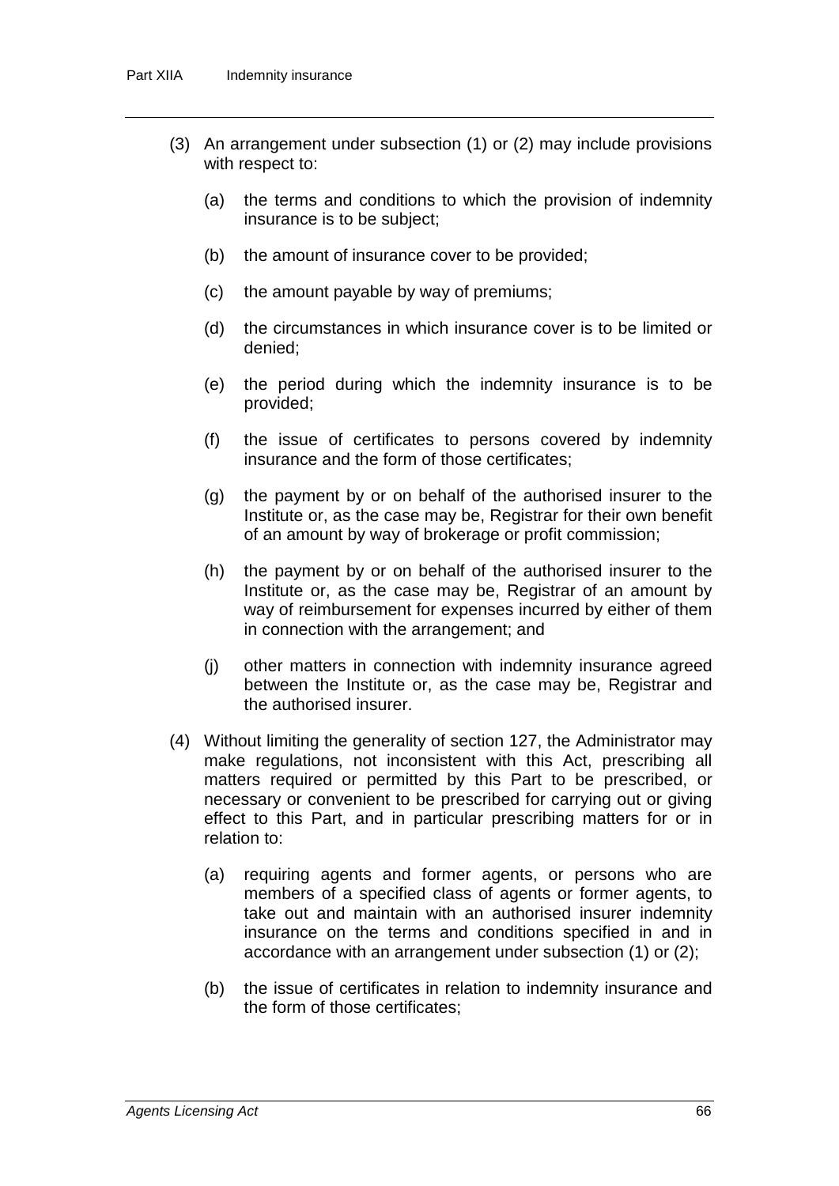(3) An arrangement under subsection (1) or (2) may include provisions with respect to:

(a) the terms and conditions to which the provision of indemnity insurance is to be subject;

(b) the amount of insurance cover to be provided;

(c) the amount payable by way of premiums;

(d) the circumstances in which insurance cover is to be limited or denied;

(e) the period during which the indemnity insurance is to be provided;

(f) the issue of certificates to persons covered by indemnity insurance and the form of those certificates;

(g) the payment by or on behalf of the authorised insurer to the Institute or, as the case may be, Registrar for their own benefit of an amount by way of brokerage or profit commission;

(h) the payment by or on behalf of the authorised insurer to the Institute or, as the case may be, Registrar of an amount by way of reimbursement for expenses incurred by either of them in connection with the arrangement; and

(j) other matters in connection with indemnity insurance agreed between the Institute or, as the case may be, Registrar and the authorised insurer.

(4) Without limiting the generality of section 127, the Administrator may make regulations, not inconsistent with this Act, prescribing all matters required or permitted by this Part to be prescribed, or necessary or convenient to be prescribed for carrying out or giving effect to this Part, and in particular prescribing matters for or in relation to:

(a) requiring agents and former agents, or persons who are members of a specified class of agents or former agents, to take out and maintain with an authorised insurer indemnity insurance on the terms and conditions specified in and in accordance with an arrangement under subsection (1) or (2);

(b) the issue of certificates in relation to indemnity insurance and the form of those certificates;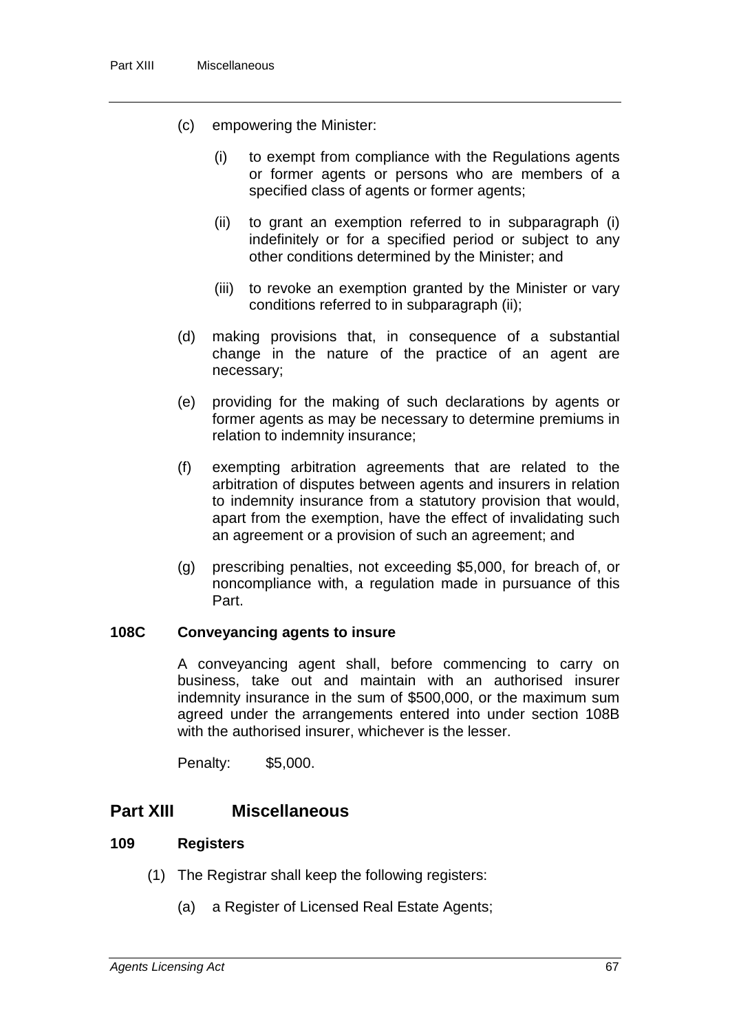(c) empowering the Minister:

(i) to exempt from compliance with the Regulations agents or former agents or persons who are members of a specified class of agents or former agents;

(ii) to grant an exemption referred to in subparagraph (i) indefinitely or for a specified period or subject to any other conditions determined by the Minister; and

(iii) to revoke an exemption granted by the Minister or vary conditions referred to in subparagraph (ii);

(d) making provisions that, in consequence of a substantial change in the nature of the practice of an agent are necessary;

(e) providing for the making of such declarations by agents or former agents as may be necessary to determine premiums in relation to indemnity insurance;

(f) exempting arbitration agreements that are related to the arbitration of disputes between agents and insurers in relation to indemnity insurance from a statutory provision that would, apart from the exemption, have the effect of invalidating such an agreement or a provision of such an agreement; and

(g) prescribing penalties, not exceeding $5,000, for breach of, or noncompliance with, a regulation made in pursuance of this Part.

### 108C Conveyancing agents to insure

A conveyancing agent shall, before commencing to carry on business, take out and maintain with an authorised insurer indemnity insurance in the sum of $500,000, or the maximum sum agreed under the arrangements entered into under section 108B with the authorised insurer, whichever is the lesser.

Penalty: $5,000.

## Part XIII Miscellaneous

### 109 Registers

(1) The Registrar shall keep the following registers:

(a) a Register of Licensed Real Estate Agents;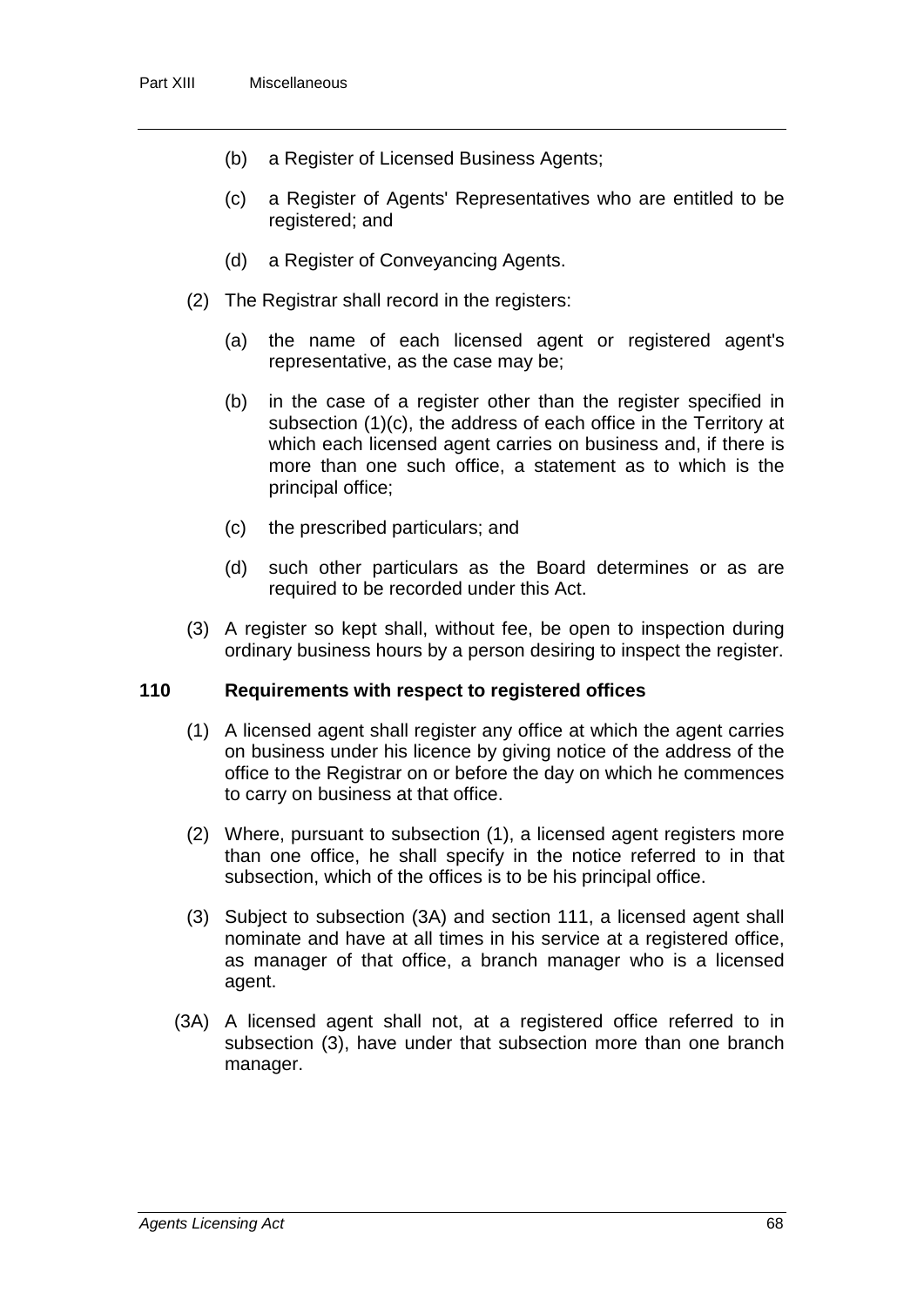(b) a Register of Licensed Business Agents;

(c) a Register of Agents' Representatives who are entitled to be registered; and

(d) a Register of Conveyancing Agents.

(2) The Registrar shall record in the registers:

(a) the name of each licensed agent or registered agent's representative, as the case may be;

(b) in the case of a register other than the register specified in subsection (1)(c), the address of each office in the Territory at which each licensed agent carries on business and, if there is more than one such office, a statement as to which is the principal office;

(c) the prescribed particulars; and

(d) such other particulars as the Board determines or as are required to be recorded under this Act.

(3) A register so kept shall, without fee, be open to inspection during ordinary business hours by a person desiring to inspect the register.

### 110 Requirements with respect to registered offices

(1) A licensed agent shall register any office at which the agent carries on business under his licence by giving notice of the address of the office to the Registrar on or before the day on which he commences to carry on business at that office.

(2) Where, pursuant to subsection (1), a licensed agent registers more than one office, he shall specify in the notice referred to in that subsection, which of the offices is to be his principal office.

(3) Subject to subsection (3A) and section 111, a licensed agent shall nominate and have at all times in his service at a registered office, as manager of that office, a branch manager who is a licensed agent.

(3A) A licensed agent shall not, at a registered office referred to in subsection (3), have under that subsection more than one branch manager.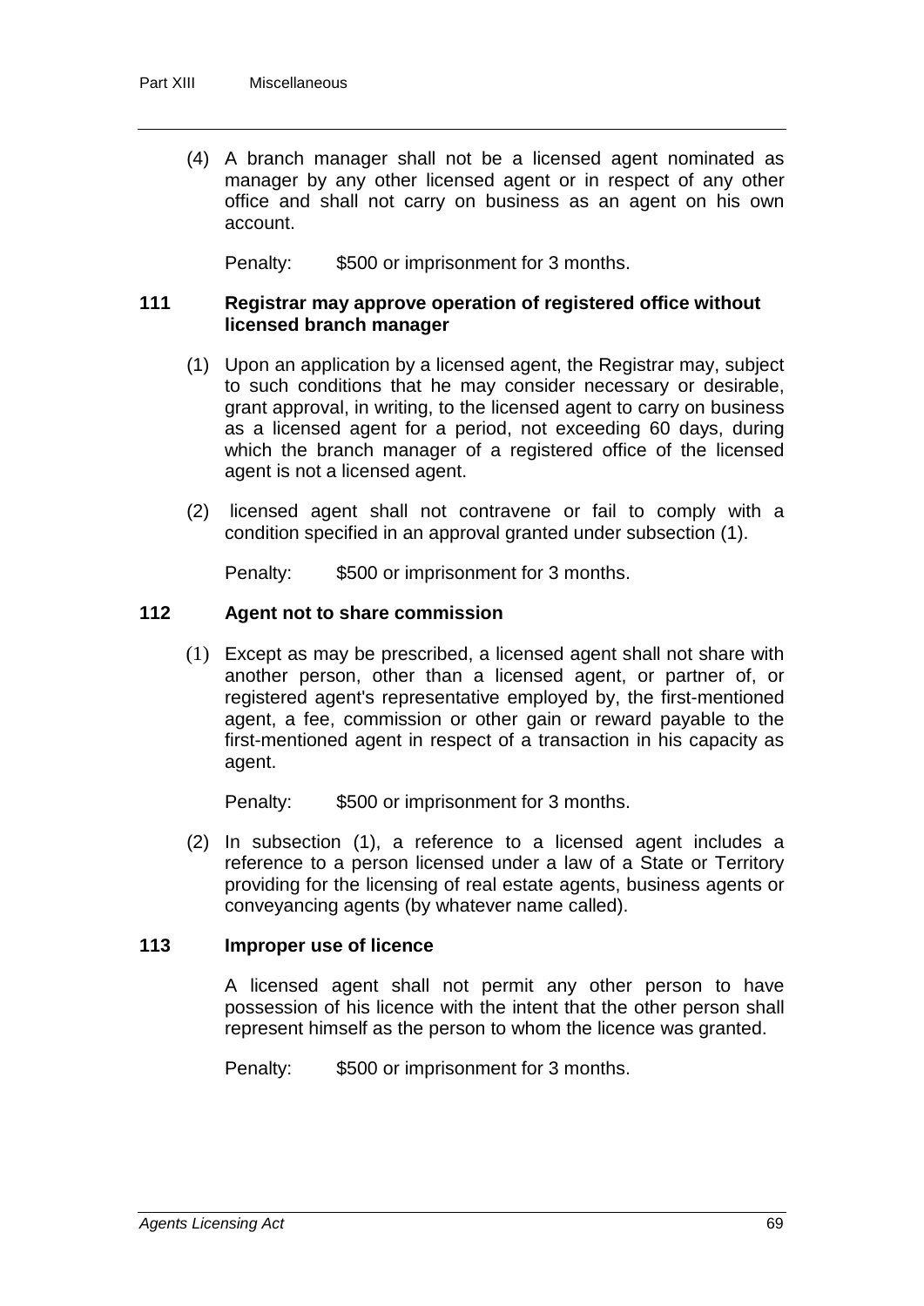(4) A branch manager shall not be a licensed agent nominated as manager by any other licensed agent or in respect of any other office and shall not carry on business as an agent on his own account.

Penalty: $500 or imprisonment for 3 months.

### 111 Registrar may approve operation of registered office without licensed branch manager

(1) Upon an application by a licensed agent, the Registrar may, subject to such conditions that he may consider necessary or desirable, grant approval, in writing, to the licensed agent to carry on business as a licensed agent for a period, not exceeding 60 days, during which the branch manager of a registered office of the licensed agent is not a licensed agent.

(2) licensed agent shall not contravene or fail to comply with a condition specified in an approval granted under subsection (1).

Penalty: $500 or imprisonment for 3 months.

### 112 Agent not to share commission

(1) Except as may be prescribed, a licensed agent shall not share with another person, other than a licensed agent, or partner of, or registered agent's representative employed by, the first-mentioned agent, a fee, commission or other gain or reward payable to the first-mentioned agent in respect of a transaction in his capacity as agent.

Penalty: $500 or imprisonment for 3 months.

(2) In subsection (1), a reference to a licensed agent includes a reference to a person licensed under a law of a State or Territory providing for the licensing of real estate agents, business agents or conveyancing agents (by whatever name called).

### 113 Improper use of licence

A licensed agent shall not permit any other person to have possession of his licence with the intent that the other person shall represent himself as the person to whom the licence was granted.

Penalty: $500 or imprisonment for 3 months.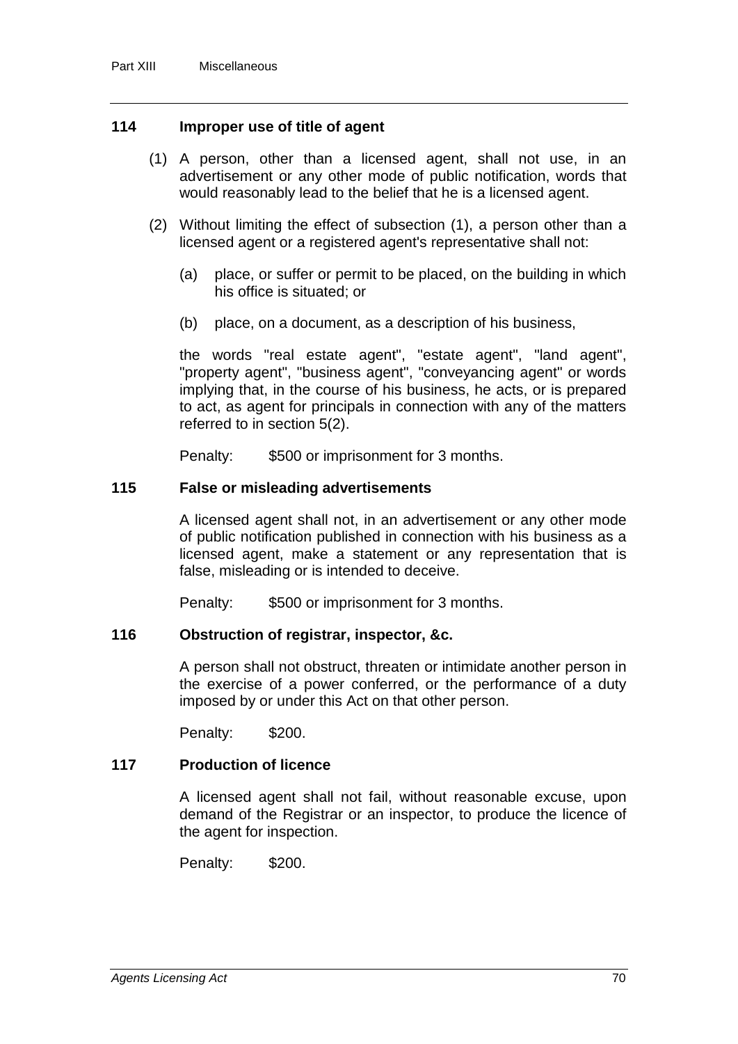### 114 Improper use of title of agent

(1) A person, other than a licensed agent, shall not use, in an advertisement or any other mode of public notification, words that would reasonably lead to the belief that he is a licensed agent.

(2) Without limiting the effect of subsection (1), a person other than a licensed agent or a registered agent's representative shall not:

(a) place, or suffer or permit to be placed, on the building in which his office is situated; or

(b) place, on a document, as a description of his business,

the words "real estate agent", "estate agent", "land agent", "property agent", "business agent", "conveyancing agent" or words implying that, in the course of his business, he acts, or is prepared to act, as agent for principals in connection with any of the matters referred to in section 5(2).

Penalty: $500 or imprisonment for 3 months.

### 115 False or misleading advertisements

A licensed agent shall not, in an advertisement or any other mode of public notification published in connection with his business as a licensed agent, make a statement or any representation that is false, misleading or is intended to deceive.

Penalty: $500 or imprisonment for 3 months.

### 116 Obstruction of registrar, inspector, &c.

A person shall not obstruct, threaten or intimidate another person in the exercise of a power conferred, or the performance of a duty imposed by or under this Act on that other person.

Penalty: $200.

### 117 Production of licence

A licensed agent shall not fail, without reasonable excuse, upon demand of the Registrar or an inspector, to produce the licence of the agent for inspection.

Penalty: $200.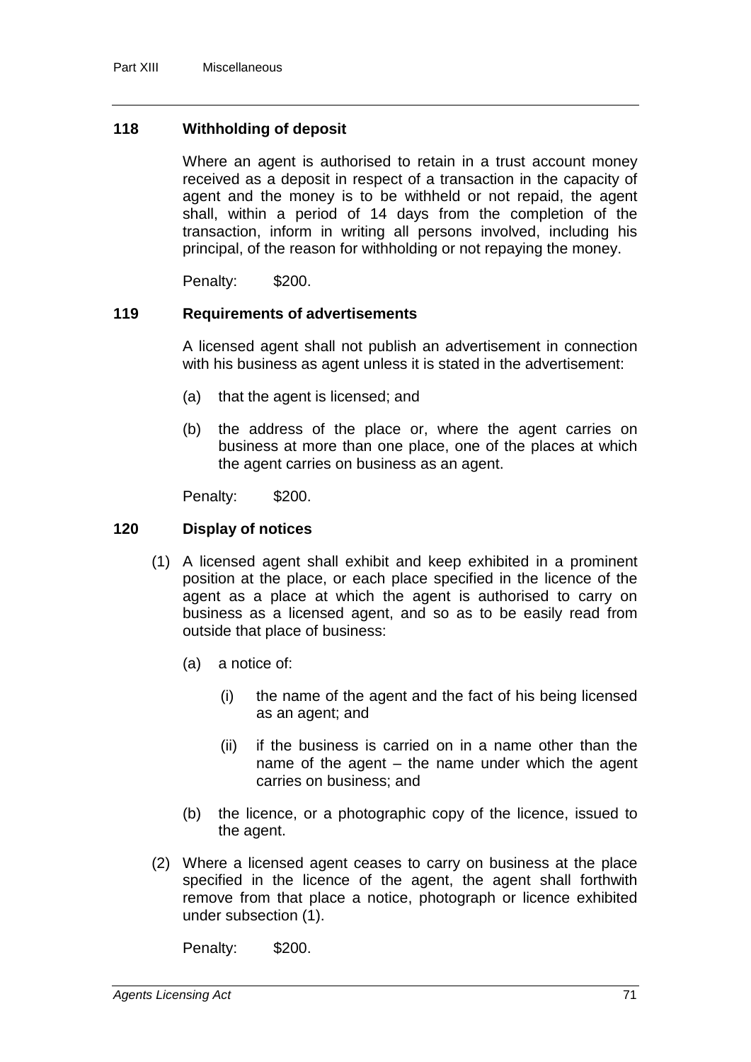### 118 Withholding of deposit

Where an agent is authorised to retain in a trust account money received as a deposit in respect of a transaction in the capacity of agent and the money is to be withheld or not repaid, the agent shall, within a period of 14 days from the completion of the transaction, inform in writing all persons involved, including his principal, of the reason for withholding or not repaying the money.

Penalty: $200.

### 119 Requirements of advertisements

A licensed agent shall not publish an advertisement in connection with his business as agent unless it is stated in the advertisement:

(a) that the agent is licensed; and

(b) the address of the place or, where the agent carries on business at more than one place, one of the places at which the agent carries on business as an agent.

Penalty: $200.

### 120 Display of notices

(1) A licensed agent shall exhibit and keep exhibited in a prominent position at the place, or each place specified in the licence of the agent as a place at which the agent is authorised to carry on business as a licensed agent, and so as to be easily read from outside that place of business:

(a) a notice of:

(i) the name of the agent and the fact of his being licensed as an agent; and

(ii) if the business is carried on in a name other than the name of the agent – the name under which the agent carries on business; and

(b) the licence, or a photographic copy of the licence, issued to the agent.

(2) Where a licensed agent ceases to carry on business at the place specified in the licence of the agent, the agent shall forthwith remove from that place a notice, photograph or licence exhibited under subsection (1).

Penalty: $200.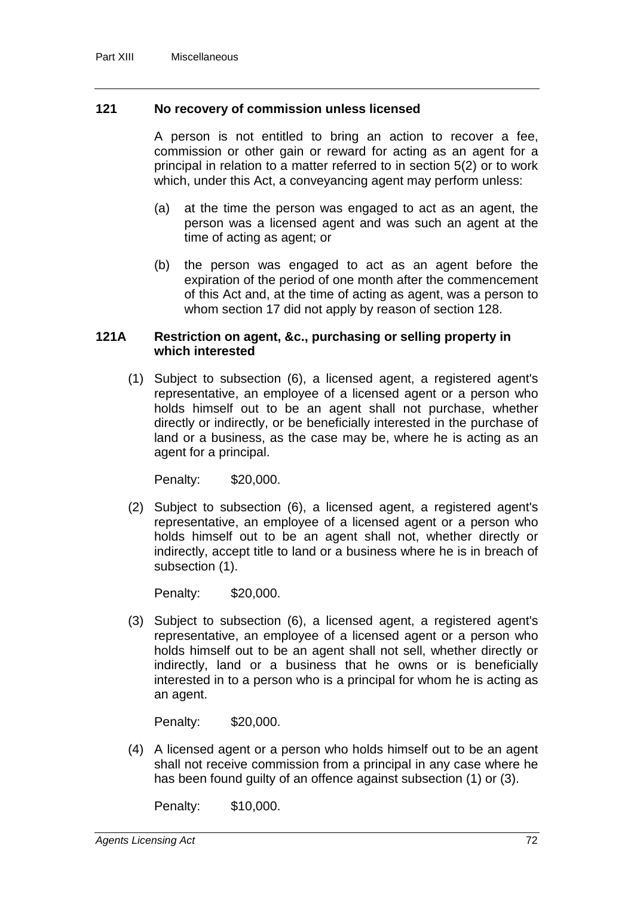### 121 No recovery of commission unless licensed

A person is not entitled to bring an action to recover a fee, commission or other gain or reward for acting as an agent for a principal in relation to a matter referred to in section 5(2) or to work which, under this Act, a conveyancing agent may perform unless:

(a) at the time the person was engaged to act as an agent, the person was a licensed agent and was such an agent at the time of acting as agent; or

(b) the person was engaged to act as an agent before the expiration of the period of one month after the commencement of this Act and, at the time of acting as agent, was a person to whom section 17 did not apply by reason of section 128.

### 121A Restriction on agent, &c., purchasing or selling property in which interested

(1) Subject to subsection (6), a licensed agent, a registered agent's representative, an employee of a licensed agent or a person who holds himself out to be an agent shall not purchase, whether directly or indirectly, or be beneficially interested in the purchase of land or a business, as the case may be, where he is acting as an agent for a principal.

Penalty: $20,000.

(2) Subject to subsection (6), a licensed agent, a registered agent's representative, an employee of a licensed agent or a person who holds himself out to be an agent shall not, whether directly or indirectly, accept title to land or a business where he is in breach of subsection (1).

Penalty: $20,000.

(3) Subject to subsection (6), a licensed agent, a registered agent's representative, an employee of a licensed agent or a person who holds himself out to be an agent shall not sell, whether directly or indirectly, land or a business that he owns or is beneficially interested in to a person who is a principal for whom he is acting as an agent.

Penalty: $20,000.

(4) A licensed agent or a person who holds himself out to be an agent shall not receive commission from a principal in any case where he has been found guilty of an offence against subsection (1) or (3).

Penalty: $10,000.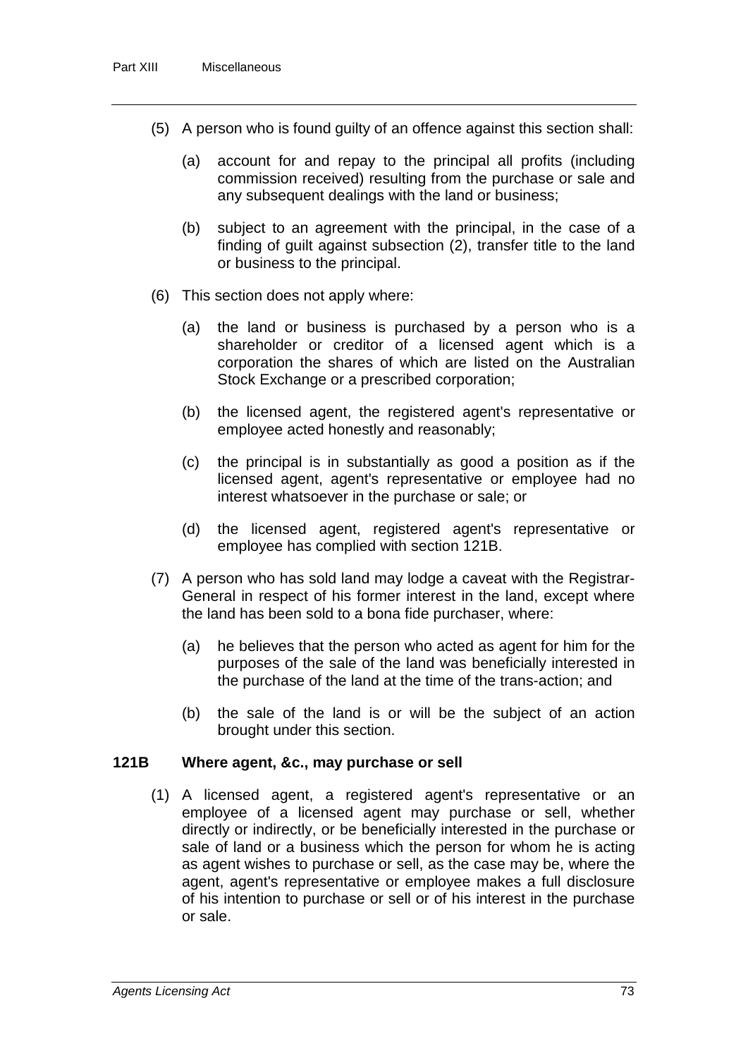(5) A person who is found guilty of an offence against this section shall:

(a) account for and repay to the principal all profits (including commission received) resulting from the purchase or sale and any subsequent dealings with the land or business;

(b) subject to an agreement with the principal, in the case of a finding of guilt against subsection (2), transfer title to the land or business to the principal.

(6) This section does not apply where:

(a) the land or business is purchased by a person who is a shareholder or creditor of a licensed agent which is a corporation the shares of which are listed on the Australian Stock Exchange or a prescribed corporation;

(b) the licensed agent, the registered agent's representative or employee acted honestly and reasonably;

(c) the principal is in substantially as good a position as if the licensed agent, agent's representative or employee had no interest whatsoever in the purchase or sale; or

(d) the licensed agent, registered agent's representative or employee has complied with section 121B.

(7) A person who has sold land may lodge a caveat with the Registrar-General in respect of his former interest in the land, except where the land has been sold to a bona fide purchaser, where:

(a) he believes that the person who acted as agent for him for the purposes of the sale of the land was beneficially interested in the purchase of the land at the time of the trans-action; and

(b) the sale of the land is or will be the subject of an action brought under this section.

### 121B Where agent, &c., may purchase or sell

(1) A licensed agent, a registered agent's representative or an employee of a licensed agent may purchase or sell, whether directly or indirectly, or be beneficially interested in the purchase or sale of land or a business which the person for whom he is acting as agent wishes to purchase or sell, as the case may be, where the agent, agent's representative or employee makes a full disclosure of his intention to purchase or sell or of his interest in the purchase or sale.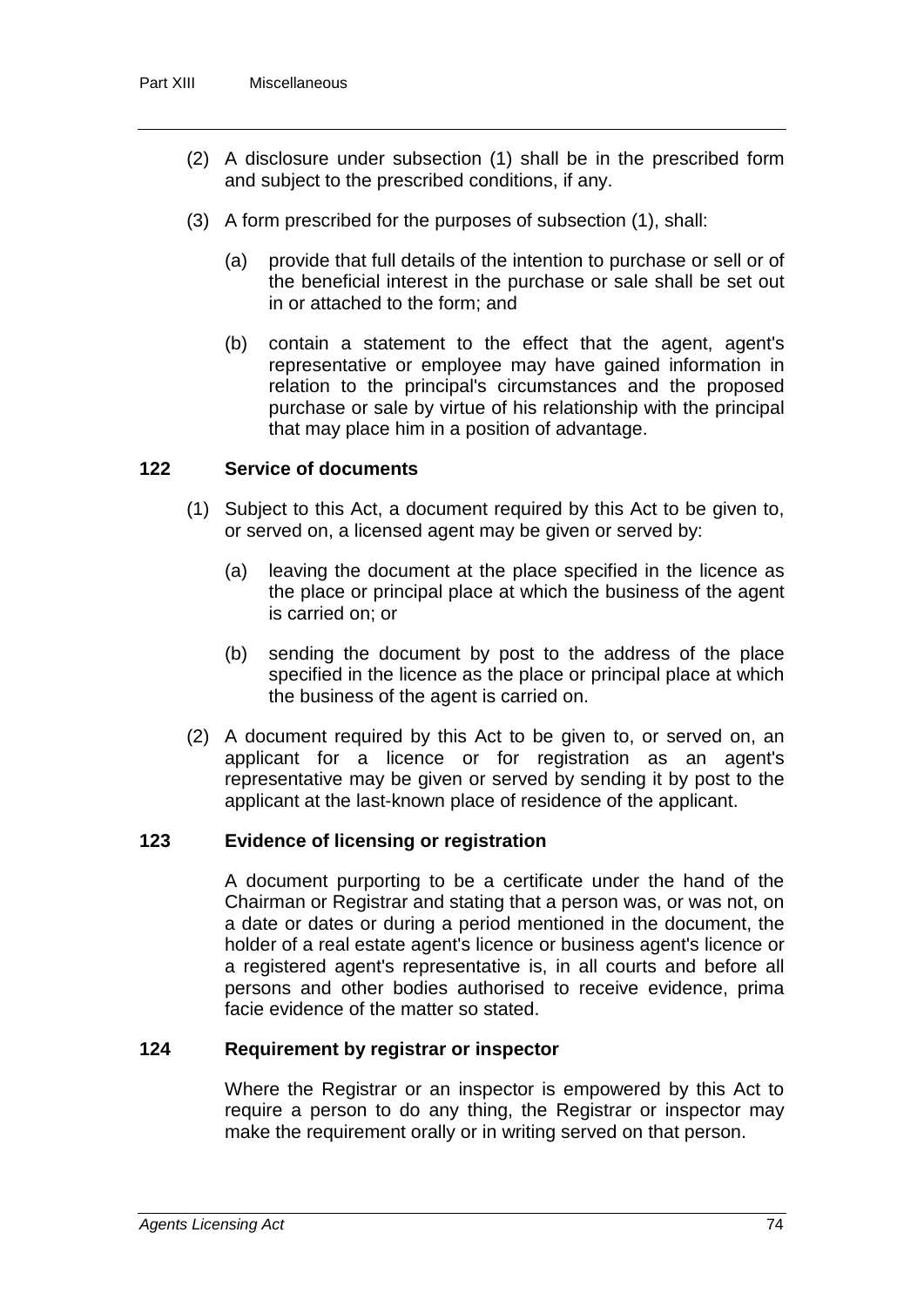(2) A disclosure under subsection (1) shall be in the prescribed form and subject to the prescribed conditions, if any.

(3) A form prescribed for the purposes of subsection (1), shall:

(a) provide that full details of the intention to purchase or sell or of the beneficial interest in the purchase or sale shall be set out in or attached to the form; and

(b) contain a statement to the effect that the agent, agent's representative or employee may have gained information in relation to the principal's circumstances and the proposed purchase or sale by virtue of his relationship with the principal that may place him in a position of advantage.

## 122 Service of documents

(1) Subject to this Act, a document required by this Act to be given to, or served on, a licensed agent may be given or served by:

(a) leaving the document at the place specified in the licence as the place or principal place at which the business of the agent is carried on; or

(b) sending the document by post to the address of the place specified in the licence as the place or principal place at which the business of the agent is carried on.

(2) A document required by this Act to be given to, or served on, an applicant for a licence or for registration as an agent's representative may be given or served by sending it by post to the applicant at the last-known place of residence of the applicant.

## 123 Evidence of licensing or registration

A document purporting to be a certificate under the hand of the Chairman or Registrar and stating that a person was, or was not, on a date or dates or during a period mentioned in the document, the holder of a real estate agent's licence or business agent's licence or a registered agent's representative is, in all courts and before all persons and other bodies authorised to receive evidence, prima facie evidence of the matter so stated.

## 124 Requirement by registrar or inspector

Where the Registrar or an inspector is empowered by this Act to require a person to do any thing, the Registrar or inspector may make the requirement orally or in writing served on that person.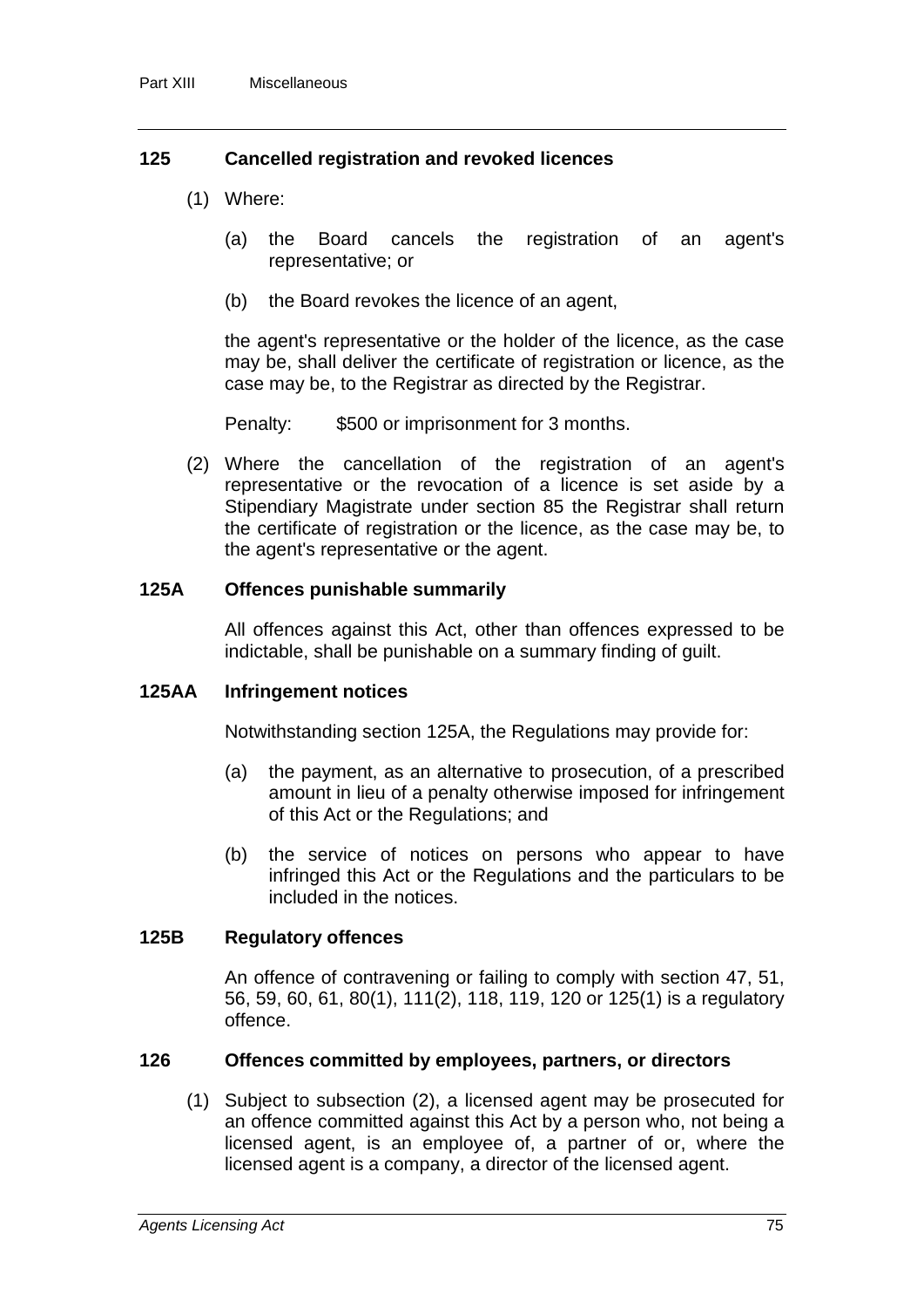### 125 Cancelled registration and revoked licences

(1) Where:

(a) the Board cancels the registration of an agent's representative; or

(b) the Board revokes the licence of an agent,

the agent's representative or the holder of the licence, as the case may be, shall deliver the certificate of registration or licence, as the case may be, to the Registrar as directed by the Registrar.

Penalty: $500 or imprisonment for 3 months.

(2) Where the cancellation of the registration of an agent's representative or the revocation of a licence is set aside by a Stipendiary Magistrate under section 85 the Registrar shall return the certificate of registration or the licence, as the case may be, to the agent's representative or the agent.

### 125A Offences punishable summarily

All offences against this Act, other than offences expressed to be indictable, shall be punishable on a summary finding of guilt.

### 125AA Infringement notices

Notwithstanding section 125A, the Regulations may provide for:

(a) the payment, as an alternative to prosecution, of a prescribed amount in lieu of a penalty otherwise imposed for infringement of this Act or the Regulations; and

(b) the service of notices on persons who appear to have infringed this Act or the Regulations and the particulars to be included in the notices.

### 125B Regulatory offences

An offence of contravening or failing to comply with section 47, 51, 56, 59, 60, 61, 80(1), 111(2), 118, 119, 120 or 125(1) is a regulatory offence.

### 126 Offences committed by employees, partners, or directors

(1) Subject to subsection (2), a licensed agent may be prosecuted for an offence committed against this Act by a person who, not being a licensed agent, is an employee of, a partner of or, where the licensed agent is a company, a director of the licensed agent.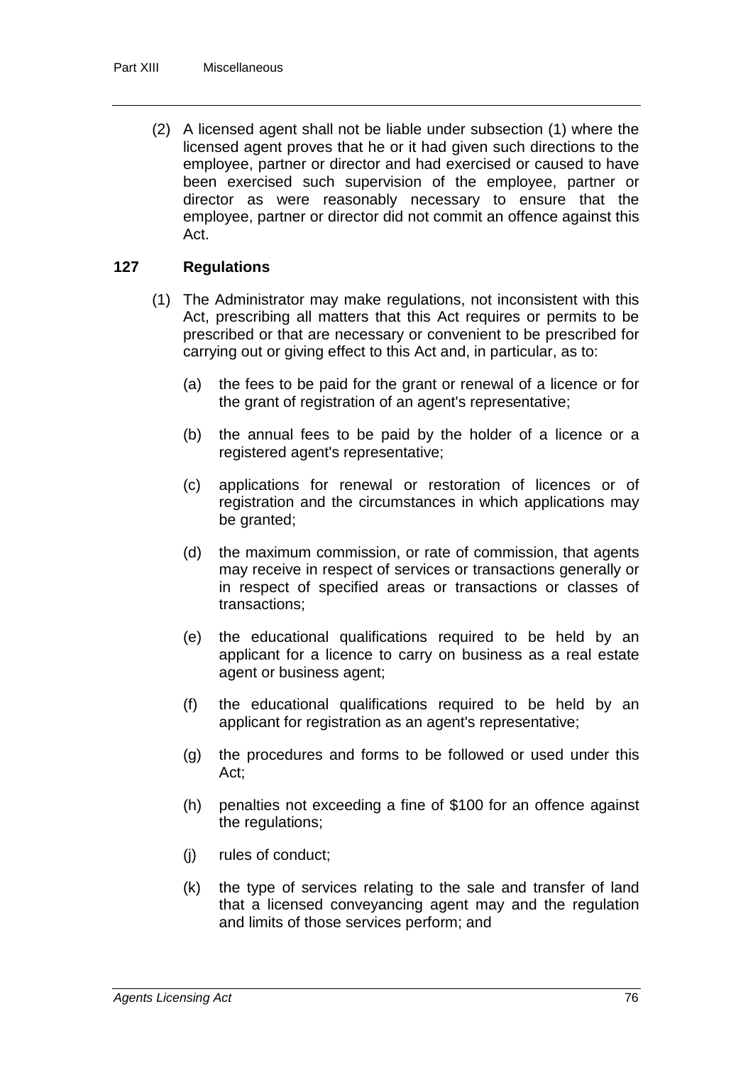(2) A licensed agent shall not be liable under subsection (1) where the licensed agent proves that he or it had given such directions to the employee, partner or director and had exercised or caused to have been exercised such supervision of the employee, partner or director as were reasonably necessary to ensure that the employee, partner or director did not commit an offence against this Act.

### 127 Regulations

(1) The Administrator may make regulations, not inconsistent with this Act, prescribing all matters that this Act requires or permits to be prescribed or that are necessary or convenient to be prescribed for carrying out or giving effect to this Act and, in particular, as to:

(a) the fees to be paid for the grant or renewal of a licence or for the grant of registration of an agent's representative;

(b) the annual fees to be paid by the holder of a licence or a registered agent's representative;

(c) applications for renewal or restoration of licences or of registration and the circumstances in which applications may be granted;

(d) the maximum commission, or rate of commission, that agents may receive in respect of services or transactions generally or in respect of specified areas or transactions or classes of transactions;

(e) the educational qualifications required to be held by an applicant for a licence to carry on business as a real estate agent or business agent;

(f) the educational qualifications required to be held by an applicant for registration as an agent's representative;

(g) the procedures and forms to be followed or used under this Act;

(h) penalties not exceeding a fine of $100 for an offence against the regulations;

(j) rules of conduct;

(k) the type of services relating to the sale and transfer of land that a licensed conveyancing agent may and the regulation and limits of those services perform; and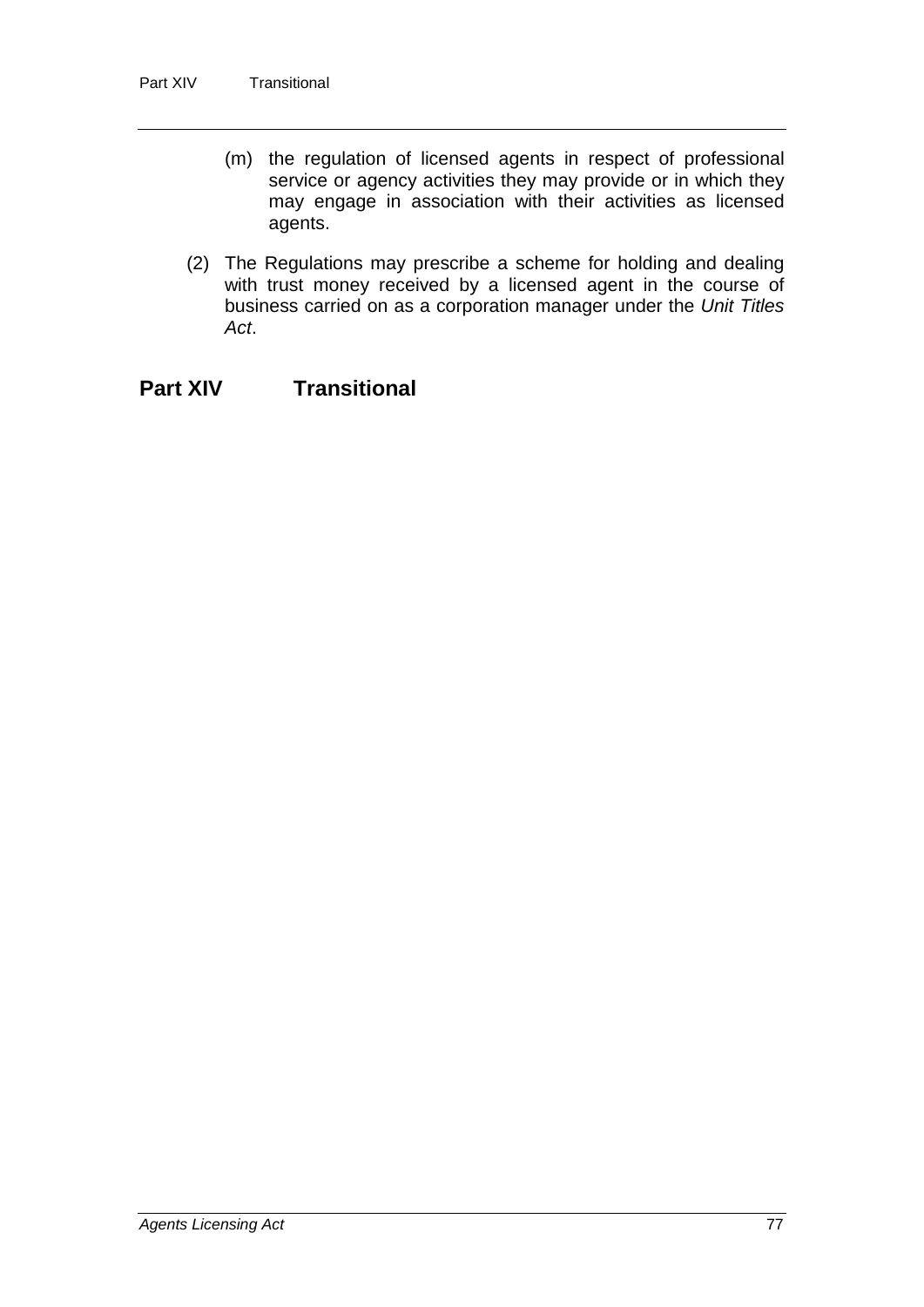(m) the regulation of licensed agents in respect of professional service or agency activities they may provide or in which they may engage in association with their activities as licensed agents.

(2) The Regulations may prescribe a scheme for holding and dealing with trust money received by a licensed agent in the course of business carried on as a corporation manager under the *Unit Titles Act*.

## Part XIV Transitional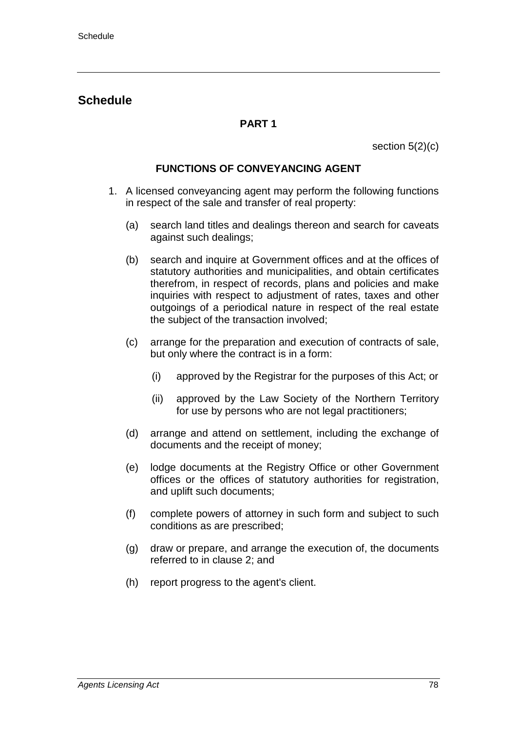# Schedule

**PART 1**

section 5(2)(c)

**FUNCTIONS OF CONVEYANCING AGENT**

1. A licensed conveyancing agent may perform the following functions in respect of the sale and transfer of real property:

   (a) search land titles and dealings thereon and search for caveats against such dealings;

   (b) search and inquire at Government offices and at the offices of statutory authorities and municipalities, and obtain certificates therefrom, in respect of records, plans and policies and make inquiries with respect to adjustment of rates, taxes and other outgoings of a periodical nature in respect of the real estate the subject of the transaction involved;

   (c) arrange for the preparation and execution of contracts of sale, but only where the contract is in a form:

      (i) approved by the Registrar for the purposes of this Act; or

      (ii) approved by the Law Society of the Northern Territory for use by persons who are not legal practitioners;

   (d) arrange and attend on settlement, including the exchange of documents and the receipt of money;

   (e) lodge documents at the Registry Office or other Government offices or the offices of statutory authorities for registration, and uplift such documents;

   (f) complete powers of attorney in such form and subject to such conditions as are prescribed;

   (g) draw or prepare, and arrange the execution of, the documents referred to in clause 2; and

   (h) report progress to the agent's client.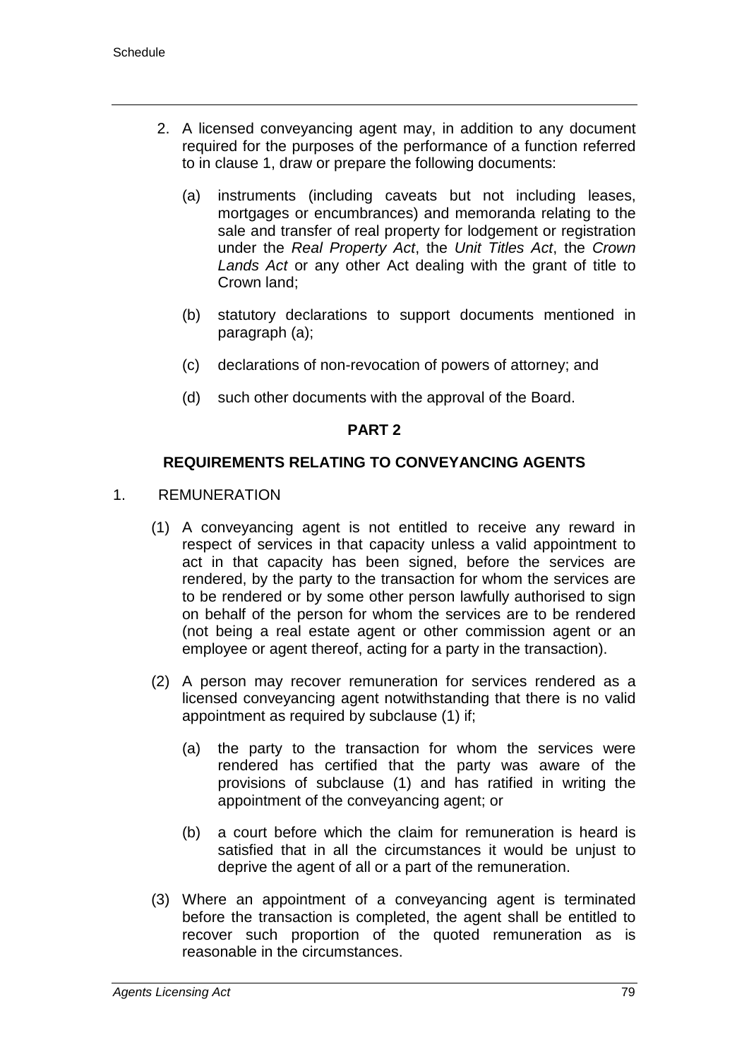2. A licensed conveyancing agent may, in addition to any document required for the purposes of the performance of a function referred to in clause 1, draw or prepare the following documents:

   (a) instruments (including caveats but not including leases, mortgages or encumbrances) and memoranda relating to the sale and transfer of real property for lodgement or registration under the *Real Property Act*, the *Unit Titles Act*, the *Crown Lands Act* or any other Act dealing with the grant of title to Crown land;

   (b) statutory declarations to support documents mentioned in paragraph (a);

   (c) declarations of non-revocation of powers of attorney; and

   (d) such other documents with the approval of the Board.

## PART 2

## REQUIREMENTS RELATING TO CONVEYANCING AGENTS

1. REMUNERATION

   (1) A conveyancing agent is not entitled to receive any reward in respect of services in that capacity unless a valid appointment to act in that capacity has been signed, before the services are rendered, by the party to the transaction for whom the services are to be rendered or by some other person lawfully authorised to sign on behalf of the person for whom the services are to be rendered (not being a real estate agent or other commission agent or an employee or agent thereof, acting for a party in the transaction).

   (2) A person may recover remuneration for services rendered as a licensed conveyancing agent notwithstanding that there is no valid appointment as required by subclause (1) if;

   (a) the party to the transaction for whom the services were rendered has certified that the party was aware of the provisions of subclause (1) and has ratified in writing the appointment of the conveyancing agent; or

   (b) a court before which the claim for remuneration is heard is satisfied that in all the circumstances it would be unjust to deprive the agent of all or a part of the remuneration.

   (3) Where an appointment of a conveyancing agent is terminated before the transaction is completed, the agent shall be entitled to recover such proportion of the quoted remuneration as is reasonable in the circumstances.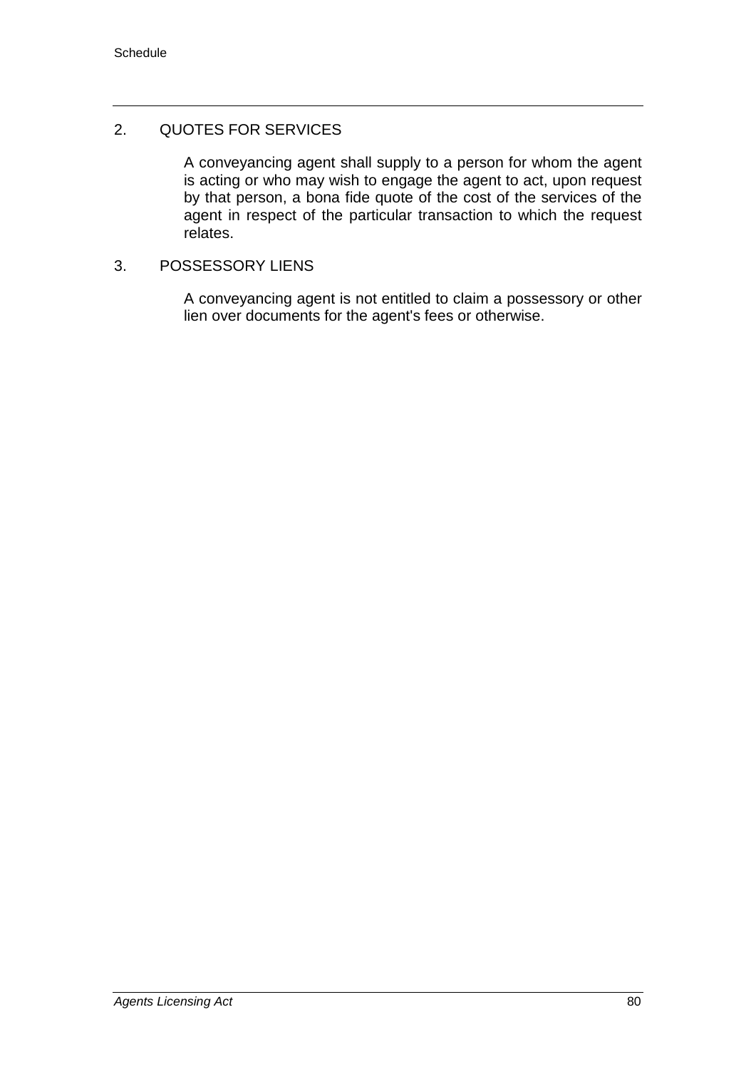## 2. QUOTES FOR SERVICES

A conveyancing agent shall supply to a person for whom the agent is acting or who may wish to engage the agent to act, upon request by that person, a bona fide quote of the cost of the services of the agent in respect of the particular transaction to which the request relates.

## 3. POSSESSORY LIENS

A conveyancing agent is not entitled to claim a possessory or other lien over documents for the agent's fees or otherwise.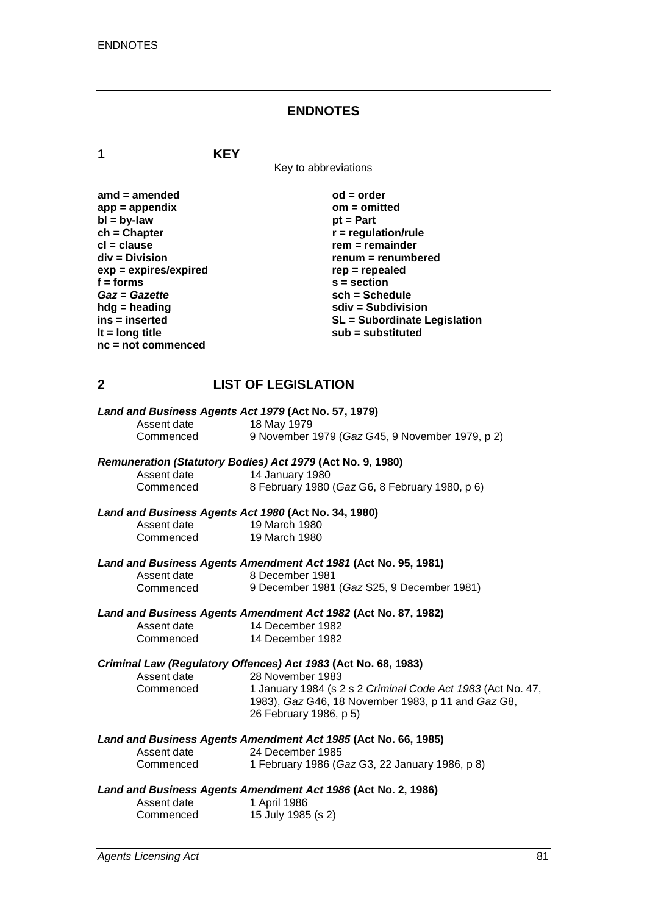# ENDNOTES

## 1 KEY

Key to abbreviations

**amd = amended**
**app = appendix**
**bl = by-law**
**ch = Chapter**
**cl = clause**
**div = Division**
**exp = expires/expired**
**f = forms**
***Gaz* = *Gazette***
**hdg = heading**
**ins = inserted**
**lt = long title**
**nc = not commenced**
**od = order**
**om = omitted**
**pt = Part**
**r = regulation/rule**
**rem = remainder**
**renum = renumbered**
**rep = repealed**
**s = section**
**sch = Schedule**
**sdiv = Subdivision**
**SL = Subordinate Legislation**
**sub = substituted**

## 2 LIST OF LEGISLATION

***Land and Business Agents Act 1979* (Act No. 57, 1979)**
Assent date 18 May 1979
Commenced 9 November 1979 (*Gaz* G45, 9 November 1979, p 2)

***Remuneration (Statutory Bodies) Act 1979* (Act No. 9, 1980)**
Assent date 14 January 1980
Commenced 8 February 1980 (*Gaz* G6, 8 February 1980, p 6)

***Land and Business Agents Act 1980* (Act No. 34, 1980)**
Assent date 19 March 1980
Commenced 19 March 1980

***Land and Business Agents Amendment Act 1981* (Act No. 95, 1981)**
Assent date 8 December 1981
Commenced 9 December 1981 (*Gaz* S25, 9 December 1981)

***Land and Business Agents Amendment Act 1982* (Act No. 87, 1982)**
Assent date 14 December 1982
Commenced 14 December 1982

***Criminal Law (Regulatory Offences) Act 1983* (Act No. 68, 1983)**
Assent date 28 November 1983
Commenced 1 January 1984 (s 2 s 2 *Criminal Code Act 1983* (Act No. 47, 1983), *Gaz* G46, 18 November 1983, p 11 and *Gaz* G8, 26 February 1986, p 5)

***Land and Business Agents Amendment Act 1985* (Act No. 66, 1985)**
Assent date 24 December 1985
Commenced 1 February 1986 (*Gaz* G3, 22 January 1986, p 8)

***Land and Business Agents Amendment Act 1986* (Act No. 2, 1986)**
Assent date 1 April 1986
Commenced 15 July 1985 (s 2)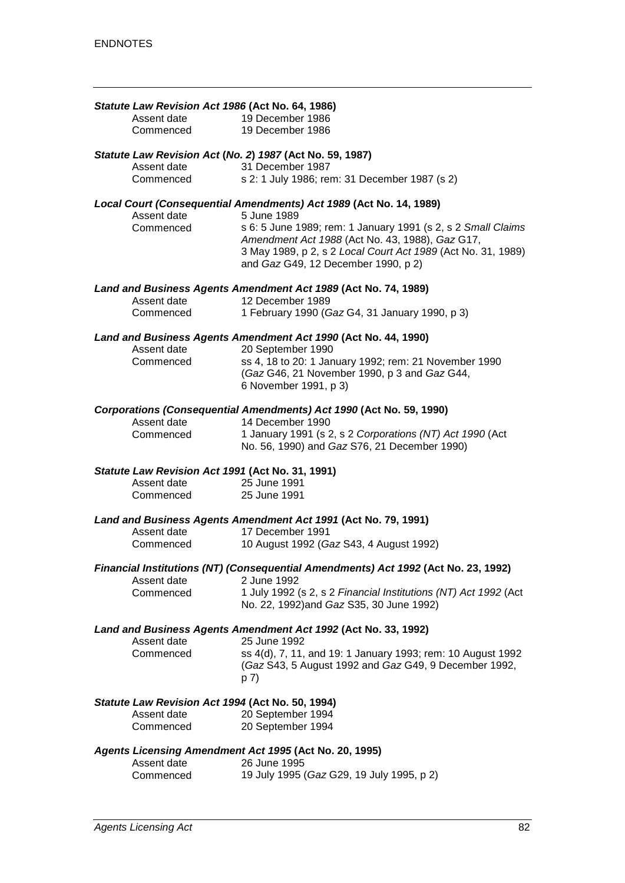***Statute Law Revision Act 1986* (Act No. 64, 1986)**

Assent date 19 December 1986
Commenced 19 December 1986

***Statute Law Revision Act (No. 2) 1987* (Act No. 59, 1987)**

Assent date 31 December 1987
Commenced s 2: 1 July 1986; rem: 31 December 1987 (s 2)

***Local Court (Consequential Amendments) Act 1989* (Act No. 14, 1989)**

Assent date 5 June 1989
Commenced s 6: 5 June 1989; rem: 1 January 1991 (s 2, s 2 *Small Claims Amendment Act 1988* (Act No. 43, 1988), *Gaz* G17, 3 May 1989, p 2, s 2 *Local Court Act 1989* (Act No. 31, 1989) and *Gaz* G49, 12 December 1990, p 2)

***Land and Business Agents Amendment Act 1989* (Act No. 74, 1989)**

Assent date 12 December 1989
Commenced 1 February 1990 (*Gaz* G4, 31 January 1990, p 3)

***Land and Business Agents Amendment Act 1990* (Act No. 44, 1990)**

Assent date 20 September 1990
Commenced ss 4, 18 to 20: 1 January 1992; rem: 21 November 1990 (*Gaz* G46, 21 November 1990, p 3 and *Gaz* G44, 6 November 1991, p 3)

***Corporations (Consequential Amendments) Act 1990* (Act No. 59, 1990)**

Assent date 14 December 1990
Commenced 1 January 1991 (s 2, s 2 *Corporations (NT) Act 1990* (Act No. 56, 1990) and *Gaz* S76, 21 December 1990)

***Statute Law Revision Act 1991* (Act No. 31, 1991)**

Assent date 25 June 1991
Commenced 25 June 1991

***Land and Business Agents Amendment Act 1991* (Act No. 79, 1991)**

Assent date 17 December 1991
Commenced 10 August 1992 (*Gaz* S43, 4 August 1992)

***Financial Institutions (NT) (Consequential Amendments) Act 1992* (Act No. 23, 1992)**

Assent date 2 June 1992
Commenced 1 July 1992 (s 2, s 2 *Financial Institutions (NT) Act 1992* (Act No. 22, 1992)and *Gaz* S35, 30 June 1992)

***Land and Business Agents Amendment Act 1992* (Act No. 33, 1992)**

Assent date 25 June 1992
Commenced ss 4(d), 7, 11, and 19: 1 January 1993; rem: 10 August 1992 (*Gaz* S43, 5 August 1992 and *Gaz* G49, 9 December 1992, p 7)

***Statute Law Revision Act 1994* (Act No. 50, 1994)**

Assent date 20 September 1994
Commenced 20 September 1994

***Agents Licensing Amendment Act 1995* (Act No. 20, 1995)**

Assent date 26 June 1995
Commenced 19 July 1995 (*Gaz* G29, 19 July 1995, p 2)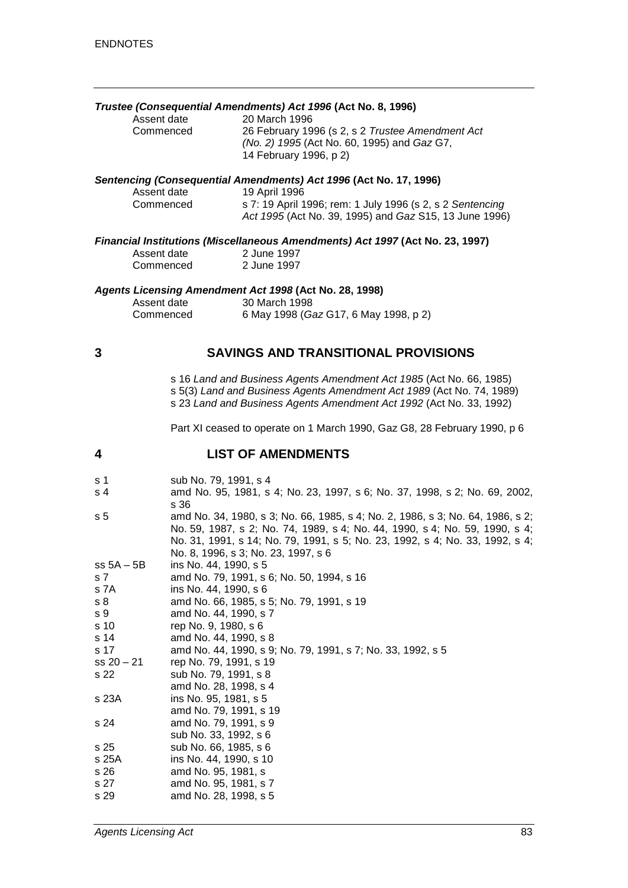***Trustee (Consequential Amendments) Act 1996* (Act No. 8, 1996)**

| | |
|---|---|
| Assent date | 20 March 1996 |
| Commenced | 26 February 1996 (s 2, s 2 *Trustee Amendment Act (No. 2) 1995* (Act No. 60, 1995) and *Gaz* G7, 14 February 1996, p 2) |

***Sentencing (Consequential Amendments) Act 1996* (Act No. 17, 1996)**

| | |
|---|---|
| Assent date | 19 April 1996 |
| Commenced | s 7: 19 April 1996; rem: 1 July 1996 (s 2, s 2 *Sentencing Act 1995* (Act No. 39, 1995) and *Gaz* S15, 13 June 1996) |

***Financial Institutions (Miscellaneous Amendments) Act 1997* (Act No. 23, 1997)**

| | |
|---|---|
| Assent date | 2 June 1997 |
| Commenced | 2 June 1997 |

***Agents Licensing Amendment Act 1998* (Act No. 28, 1998)**

| | |
|---|---|
| Assent date | 30 March 1998 |
| Commenced | 6 May 1998 (*Gaz* G17, 6 May 1998, p 2) |

## 3 SAVINGS AND TRANSITIONAL PROVISIONS

s 16 *Land and Business Agents Amendment Act 1985* (Act No. 66, 1985)
s 5(3) *Land and Business Agents Amendment Act 1989* (Act No. 74, 1989)
s 23 *Land and Business Agents Amendment Act 1992* (Act No. 33, 1992)

Part XI ceased to operate on 1 March 1990, Gaz G8, 28 February 1990, p 6

## 4 LIST OF AMENDMENTS

| | |
|---|---|
| s 1 | sub No. 79, 1991, s 4 |
| s 4 | amd No. 95, 1981, s 4; No. 23, 1997, s 6; No. 37, 1998, s 2; No. 69, 2002, s 36 |
| s 5 | amd No. 34, 1980, s 3; No. 66, 1985, s 4; No. 2, 1986, s 3; No. 64, 1986, s 2; No. 59, 1987, s 2; No. 74, 1989, s 4; No. 44, 1990, s 4; No. 59, 1990, s 4; No. 31, 1991, s 14; No. 79, 1991, s 5; No. 23, 1992, s 4; No. 33, 1992, s 4; No. 8, 1996, s 3; No. 23, 1997, s 6 |
| ss 5A – 5B | ins No. 44, 1990, s 5 |
| s 7 | amd No. 79, 1991, s 6; No. 50, 1994, s 16 |
| s 7A | ins No. 44, 1990, s 6 |
| s 8 | amd No. 66, 1985, s 5; No. 79, 1991, s 19 |
| s 9 | amd No. 44, 1990, s 7 |
| s 10 | rep No. 9, 1980, s 6 |
| s 14 | amd No. 44, 1990, s 8 |
| s 17 | amd No. 44, 1990, s 9; No. 79, 1991, s 7; No. 33, 1992, s 5 |
| ss 20 – 21 | rep No. 79, 1991, s 19 |
| s 22 | sub No. 79, 1991, s 8<br>amd No. 28, 1998, s 4 |
| s 23A | ins No. 95, 1981, s 5<br>amd No. 79, 1991, s 19 |
| s 24 | amd No. 79, 1991, s 9<br>sub No. 33, 1992, s 6 |
| s 25 | sub No. 66, 1985, s 6 |
| s 25A | ins No. 44, 1990, s 10 |
| s 26 | amd No. 95, 1981, s |
| s 27 | amd No. 95, 1981, s 7 |
| s 29 | amd No. 28, 1998, s 5 |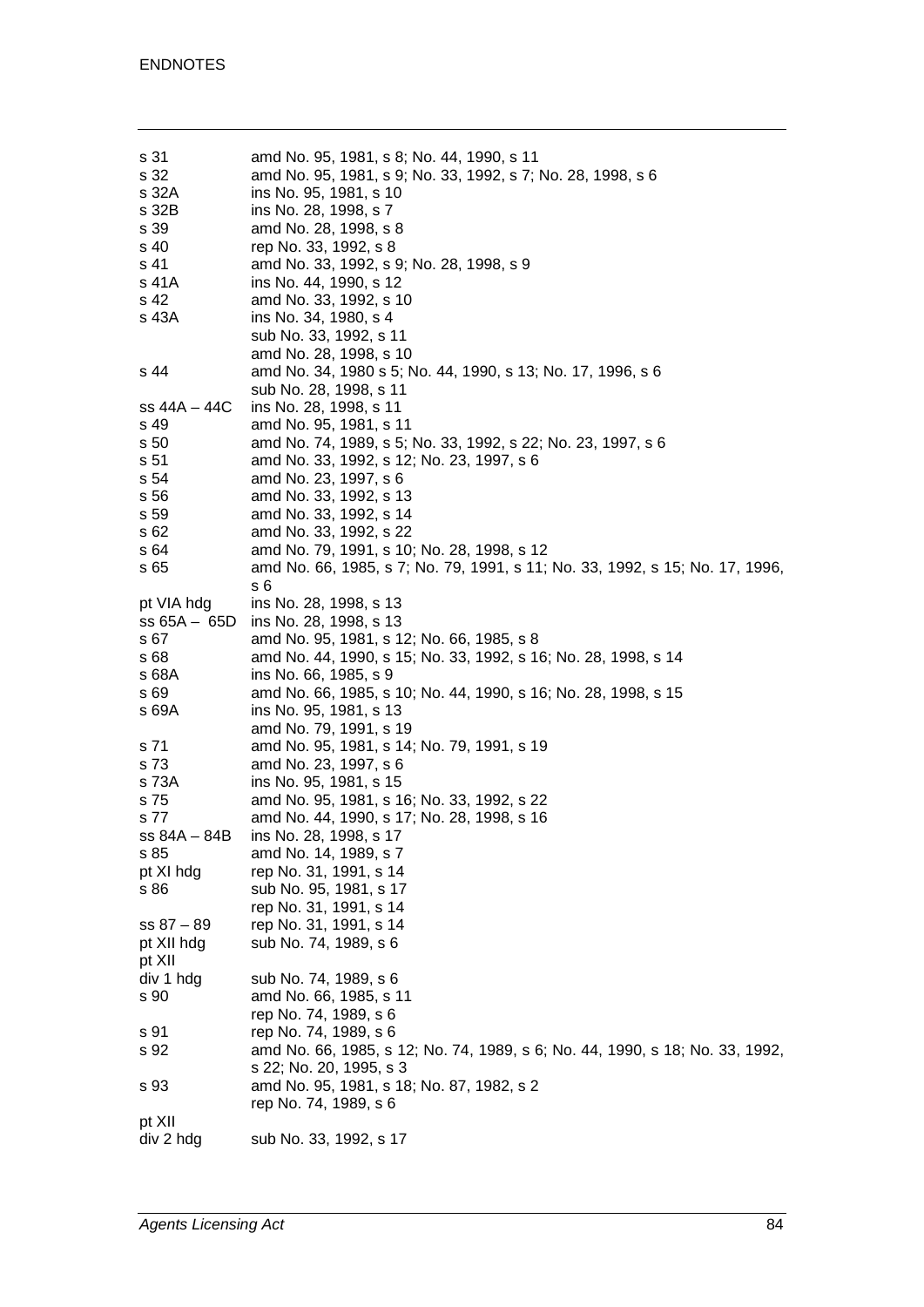| | |
|---|---|
| s 31 | amd No. 95, 1981, s 8; No. 44, 1990, s 11 |
| s 32 | amd No. 95, 1981, s 9; No. 33, 1992, s 7; No. 28, 1998, s 6 |
| s 32A | ins No. 95, 1981, s 10 |
| s 32B | ins No. 28, 1998, s 7 |
| s 39 | amd No. 28, 1998, s 8 |
| s 40 | rep No. 33, 1992, s 8 |
| s 41 | amd No. 33, 1992, s 9; No. 28, 1998, s 9 |
| s 41A | ins No. 44, 1990, s 12 |
| s 42 | amd No. 33, 1992, s 10 |
| s 43A | ins No. 34, 1980, s 4 |
| | sub No. 33, 1992, s 11 |
| | amd No. 28, 1998, s 10 |
| s 44 | amd No. 34, 1980 s 5; No. 44, 1990, s 13; No. 17, 1996, s 6 |
| | sub No. 28, 1998, s 11 |
| ss 44A – 44C | ins No. 28, 1998, s 11 |
| s 49 | amd No. 95, 1981, s 11 |
| s 50 | amd No. 74, 1989, s 5; No. 33, 1992, s 22; No. 23, 1997, s 6 |
| s 51 | amd No. 33, 1992, s 12; No. 23, 1997, s 6 |
| s 54 | amd No. 23, 1997, s 6 |
| s 56 | amd No. 33, 1992, s 13 |
| s 59 | amd No. 33, 1992, s 14 |
| s 62 | amd No. 33, 1992, s 22 |
| s 64 | amd No. 79, 1991, s 10; No. 28, 1998, s 12 |
| s 65 | amd No. 66, 1985, s 7; No. 79, 1991, s 11; No. 33, 1992, s 15; No. 17, 1996, s 6 |
| pt VIA hdg | ins No. 28, 1998, s 13 |
| ss 65A – 65D | ins No. 28, 1998, s 13 |
| s 67 | amd No. 95, 1981, s 12; No. 66, 1985, s 8 |
| s 68 | amd No. 44, 1990, s 15; No. 33, 1992, s 16; No. 28, 1998, s 14 |
| s 68A | ins No. 66, 1985, s 9 |
| s 69 | amd No. 66, 1985, s 10; No. 44, 1990, s 16; No. 28, 1998, s 15 |
| s 69A | ins No. 95, 1981, s 13 |
| | amd No. 79, 1991, s 19 |
| s 71 | amd No. 95, 1981, s 14; No. 79, 1991, s 19 |
| s 73 | amd No. 23, 1997, s 6 |
| s 73A | ins No. 95, 1981, s 15 |
| s 75 | amd No. 95, 1981, s 16; No. 33, 1992, s 22 |
| s 77 | amd No. 44, 1990, s 17; No. 28, 1998, s 16 |
| ss 84A – 84B | ins No. 28, 1998, s 17 |
| s 85 | amd No. 14, 1989, s 7 |
| pt XI hdg | rep No. 31, 1991, s 14 |
| s 86 | sub No. 95, 1981, s 17 |
| | rep No. 31, 1991, s 14 |
| ss 87 – 89 | rep No. 31, 1991, s 14 |
| pt XII hdg | sub No. 74, 1989, s 6 |
| pt XII div 1 hdg | sub No. 74, 1989, s 6 |
| s 90 | amd No. 66, 1985, s 11 |
| | rep No. 74, 1989, s 6 |
| s 91 | rep No. 74, 1989, s 6 |
| s 92 | amd No. 66, 1985, s 12; No. 74, 1989, s 6; No. 44, 1990, s 18; No. 33, 1992, s 22; No. 20, 1995, s 3 |
| s 93 | amd No. 95, 1981, s 18; No. 87, 1982, s 2 |
| | rep No. 74, 1989, s 6 |
| pt XII div 2 hdg | sub No. 33, 1992, s 17 |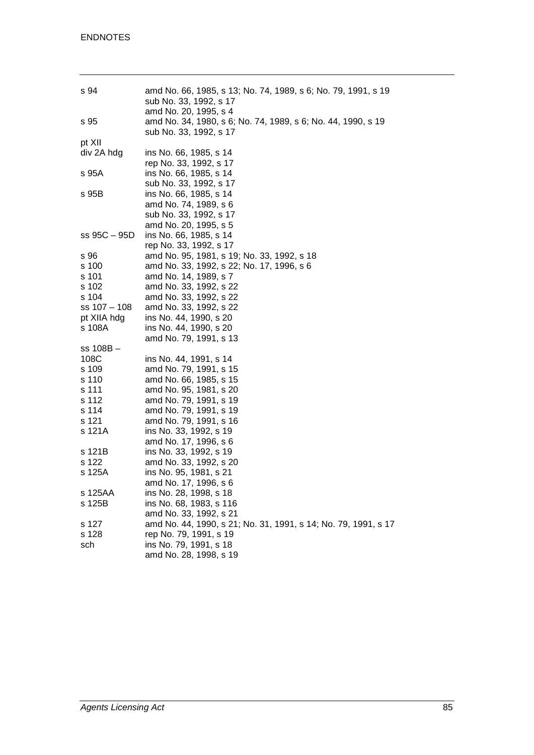| | |
|---|---|
| s 94 | amd No. 66, 1985, s 13; No. 74, 1989, s 6; No. 79, 1991, s 19 |
| | sub No. 33, 1992, s 17 |
| | amd No. 20, 1995, s 4 |
| s 95 | amd No. 34, 1980, s 6; No. 74, 1989, s 6; No. 44, 1990, s 19 |
| | sub No. 33, 1992, s 17 |
| pt XII | |
| div 2A hdg | ins No. 66, 1985, s 14 |
| | rep No. 33, 1992, s 17 |
| s 95A | ins No. 66, 1985, s 14 |
| | sub No. 33, 1992, s 17 |
| s 95B | ins No. 66, 1985, s 14 |
| | amd No. 74, 1989, s 6 |
| | sub No. 33, 1992, s 17 |
| | amd No. 20, 1995, s 5 |
| ss 95C – 95D | ins No. 66, 1985, s 14 |
| | rep No. 33, 1992, s 17 |
| s 96 | amd No. 95, 1981, s 19; No. 33, 1992, s 18 |
| s 100 | amd No. 33, 1992, s 22; No. 17, 1996, s 6 |
| s 101 | amd No. 14, 1989, s 7 |
| s 102 | amd No. 33, 1992, s 22 |
| s 104 | amd No. 33, 1992, s 22 |
| ss 107 – 108 | amd No. 33, 1992, s 22 |
| pt XIIA hdg | ins No. 44, 1990, s 20 |
| s 108A | ins No. 44, 1990, s 20 |
| | amd No. 79, 1991, s 13 |
| ss 108B – 108C | ins No. 44, 1991, s 14 |
| s 109 | amd No. 79, 1991, s 15 |
| s 110 | amd No. 66, 1985, s 15 |
| s 111 | amd No. 95, 1981, s 20 |
| s 112 | amd No. 79, 1991, s 19 |
| s 114 | amd No. 79, 1991, s 19 |
| s 121 | amd No. 79, 1991, s 16 |
| s 121A | ins No. 33, 1992, s 19 |
| | amd No. 17, 1996, s 6 |
| s 121B | ins No. 33, 1992, s 19 |
| s 122 | amd No. 33, 1992, s 20 |
| s 125A | ins No. 95, 1981, s 21 |
| | amd No. 17, 1996, s 6 |
| s 125AA | ins No. 28, 1998, s 18 |
| s 125B | ins No. 68, 1983, s 116 |
| | amd No. 33, 1992, s 21 |
| s 127 | amd No. 44, 1990, s 21; No. 31, 1991, s 14; No. 79, 1991, s 17 |
| s 128 | rep No. 79, 1991, s 19 |
| sch | ins No. 79, 1991, s 18 |
| | amd No. 28, 1998, s 19 |